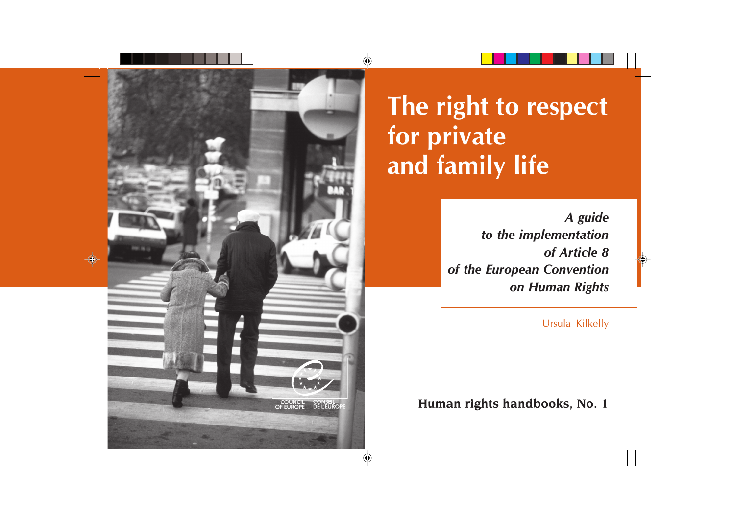# The right to respect for private and family life

*A guide to the implementation of Article 8 of the European Convention on Human Rights*

Ursula Kilkelly

COUNCIL OF EUROPE CONSEIL DE L'EUROPE

**Human rights handbooks, No. 1**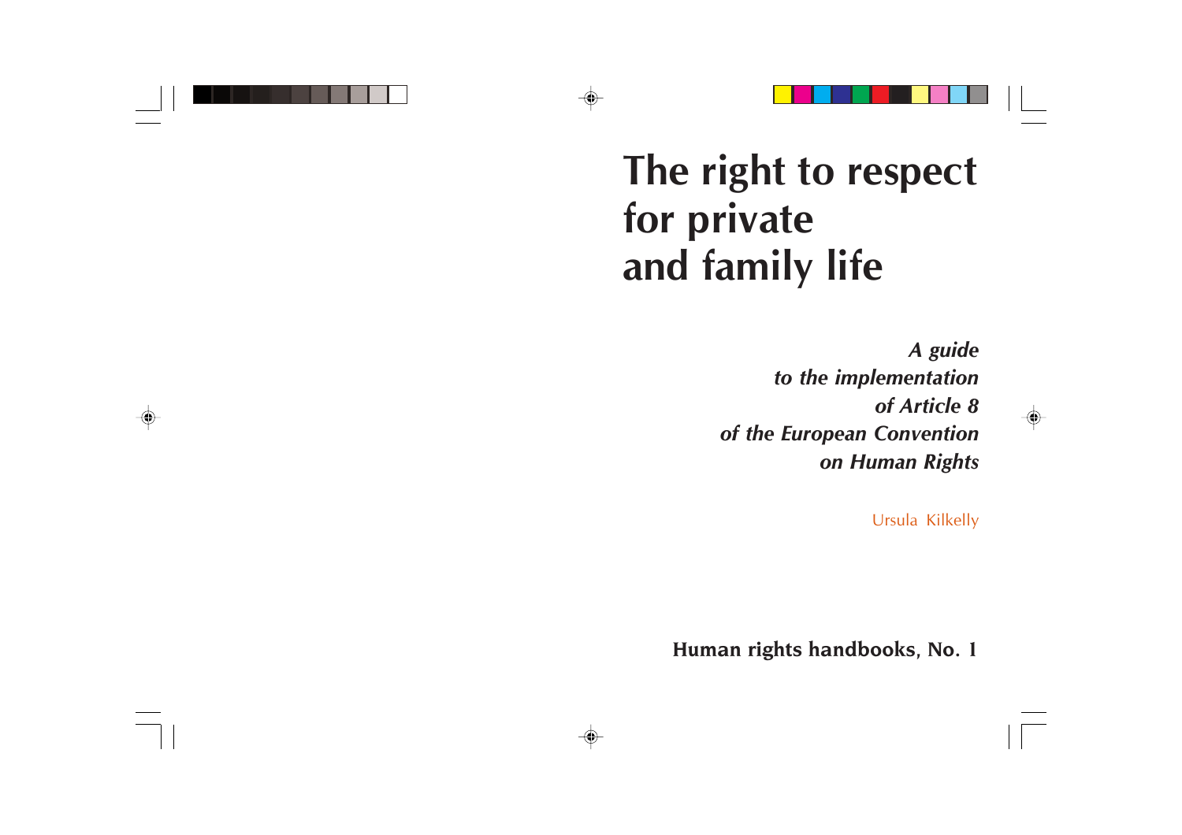# The right to respect for private and family life

***A guide to the implementation of Article 8 of the European Convention on Human Rights***

Ursula Kilkelly

**Human rights handbooks, No. 1**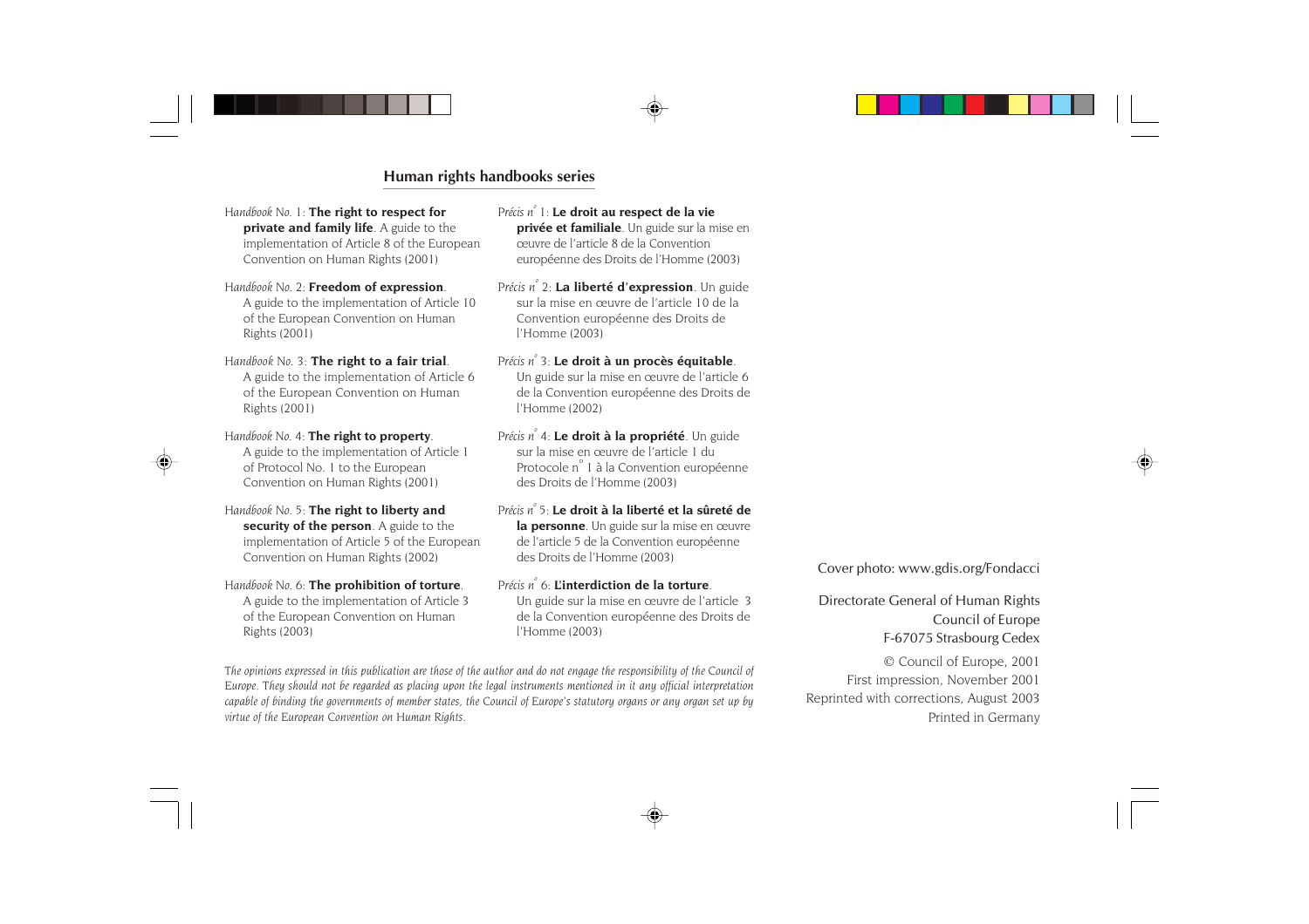## Human rights handbooks series

*Handbook No. 1*: **The right to respect for private and family life**. A guide to the implementation of Article 8 of the European Convention on Human Rights (2001)

*Handbook No. 2*: **Freedom of expression**. A guide to the implementation of Article 10 of the European Convention on Human Rights (2001)

*Handbook No. 3*: **The right to a fair trial**. A guide to the implementation of Article 6 of the European Convention on Human Rights (2001)

*Handbook No. 4*: **The right to property**. A guide to the implementation of Article 1 of Protocol No. 1 to the European Convention on Human Rights (2001)

*Handbook No. 5*: **The right to liberty and security of the person**. A guide to the implementation of Article 5 of the European Convention on Human Rights (2002)

*Handbook No. 6*: **The prohibition of torture**. A guide to the implementation of Article 3 of the European Convention on Human Rights (2003)

*Précis n° 1*: **Le droit au respect de la vie privée et familiale**. Un guide sur la mise en œuvre de l'article 8 de la Convention européenne des Droits de l'Homme (2003)

*Précis n° 2*: **La liberté d'expression**. Un guide sur la mise en œuvre de l'article 10 de la Convention européenne des Droits de l'Homme (2003)

*Précis n° 3*: **Le droit à un procès équitable**. Un guide sur la mise en œuvre de l'article 6 de la Convention européenne des Droits de l'Homme (2002)

*Précis n° 4*: **Le droit à la propriété**. Un guide sur la mise en œuvre de l'article 1 du Protocole n° 1 à la Convention européenne des Droits de l'Homme (2003)

*Précis n° 5*: **Le droit à la liberté et la sûreté de la personne**. Un guide sur la mise en œuvre de l'article 5 de la Convention européenne des Droits de l'Homme (2003)

*Précis n° 6*: **L'interdiction de la torture**. Un guide sur la mise en œuvre de l'article 3 de la Convention européenne des Droits de l'Homme (2003)

*The opinions expressed in this publication are those of the author and do not engage the responsibility of the Council of Europe. They should not be regarded as placing upon the legal instruments mentioned in it any official interpretation capable of binding the governments of member states, the Council of Europe's statutory organs or any organ set up by virtue of the European Convention on Human Rights.*

Cover photo: www.gdis.org/Fondacci

Directorate General of Human Rights
Council of Europe
F-67075 Strasbourg Cedex

© Council of Europe, 2001
First impression, November 2001
Reprinted with corrections, August 2003
Printed in Germany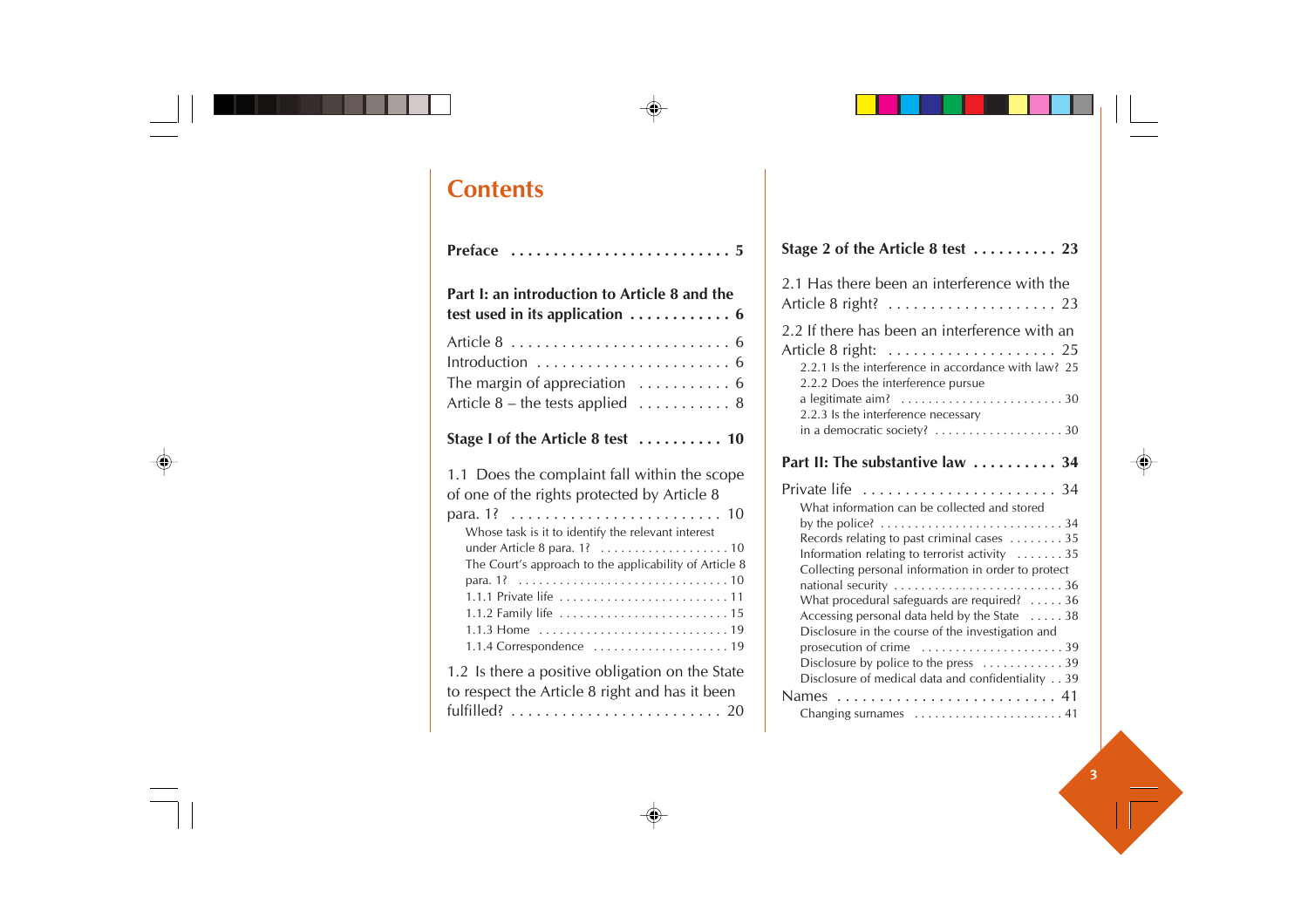# Contents

**Preface** .......................... **5**

**Part I: an introduction to Article 8 and the test used in its application** ............ **6**

Article 8 .......................... 6
Introduction ....................... 6
The margin of appreciation ........... 6
Article 8 – the tests applied ........... 8

**Stage I of the Article 8 test** .......... **10**

1.1 Does the complaint fall within the scope of one of the rights protected by Article 8 para. 1? ......................... 10

- Whose task is it to identify the relevant interest under Article 8 para. 1? ................... 10
- The Court's approach to the applicability of Article 8 para. 1? ............................... 10
- 1.1.1 Private life ......................... 11
- 1.1.2 Family life ......................... 15
- 1.1.3 Home ............................ 19
- 1.1.4 Correspondence .................... 19

1.2 Is there a positive obligation on the State to respect the Article 8 right and has it been fulfilled? ......................... 20

**Stage 2 of the Article 8 test** .......... **23**

2.1 Has there been an interference with the Article 8 right? .................... 23

2.2 If there has been an interference with an Article 8 right: .................... 25

- 2.2.1 Is the interference in accordance with law? 25
- 2.2.2 Does the interference pursue a legitimate aim? ........................ 30
- 2.2.3 Is the interference necessary in a democratic society? ................... 30

**Part II: The substantive law** .......... **34**

Private life ....................... 34

- What information can be collected and stored by the police? ........................... 34
- Records relating to past criminal cases ........ 35
- Information relating to terrorist activity ....... 35
- Collecting personal information in order to protect national security ......................... 36
- What procedural safeguards are required? ..... 36
- Accessing personal data held by the State ..... 38
- Disclosure in the course of the investigation and prosecution of crime ..................... 39
- Disclosure by police to the press ............ 39
- Disclosure of medical data and confidentiality . . 39

Names .......................... 41

- Changing surnames ...................... 41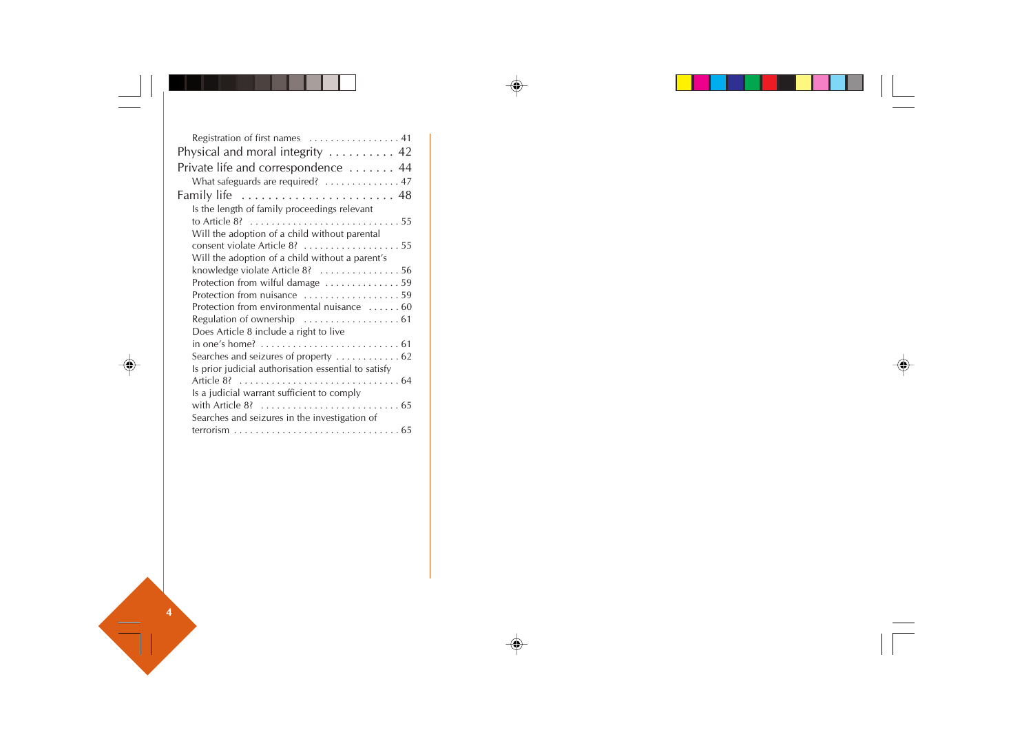Registration of first names . . . . . . . . . . . . . . . . . 41

Physical and moral integrity . . . . . . . . . . 42

Private life and correspondence . . . . . . . 44

What safeguards are required? . . . . . . . . . . . . . . 47

Family life . . . . . . . . . . . . . . . . . . . . . . . 48

Is the length of family proceedings relevant to Article 8? . . . . . . . . . . . . . . . . . . . . . . . . . . . . 55

Will the adoption of a child without parental consent violate Article 8? . . . . . . . . . . . . . . . . . . 55

Will the adoption of a child without a parent's knowledge violate Article 8? . . . . . . . . . . . . . . . 56

Protection from wilful damage . . . . . . . . . . . . . . 59

Protection from nuisance . . . . . . . . . . . . . . . . . . 59

Protection from environmental nuisance . . . . . . 60

Regulation of ownership . . . . . . . . . . . . . . . . . . 61

Does Article 8 include a right to live in one's home? . . . . . . . . . . . . . . . . . . . . . . . . . . 61

Searches and seizures of property . . . . . . . . . . . . 62

Is prior judicial authorisation essential to satisfy Article 8? . . . . . . . . . . . . . . . . . . . . . . . . . . . . . . 64

Is a judicial warrant sufficient to comply with Article 8? . . . . . . . . . . . . . . . . . . . . . . . . . . 65

Searches and seizures in the investigation of terrorism . . . . . . . . . . . . . . . . . . . . . . . . . . . . . . . 65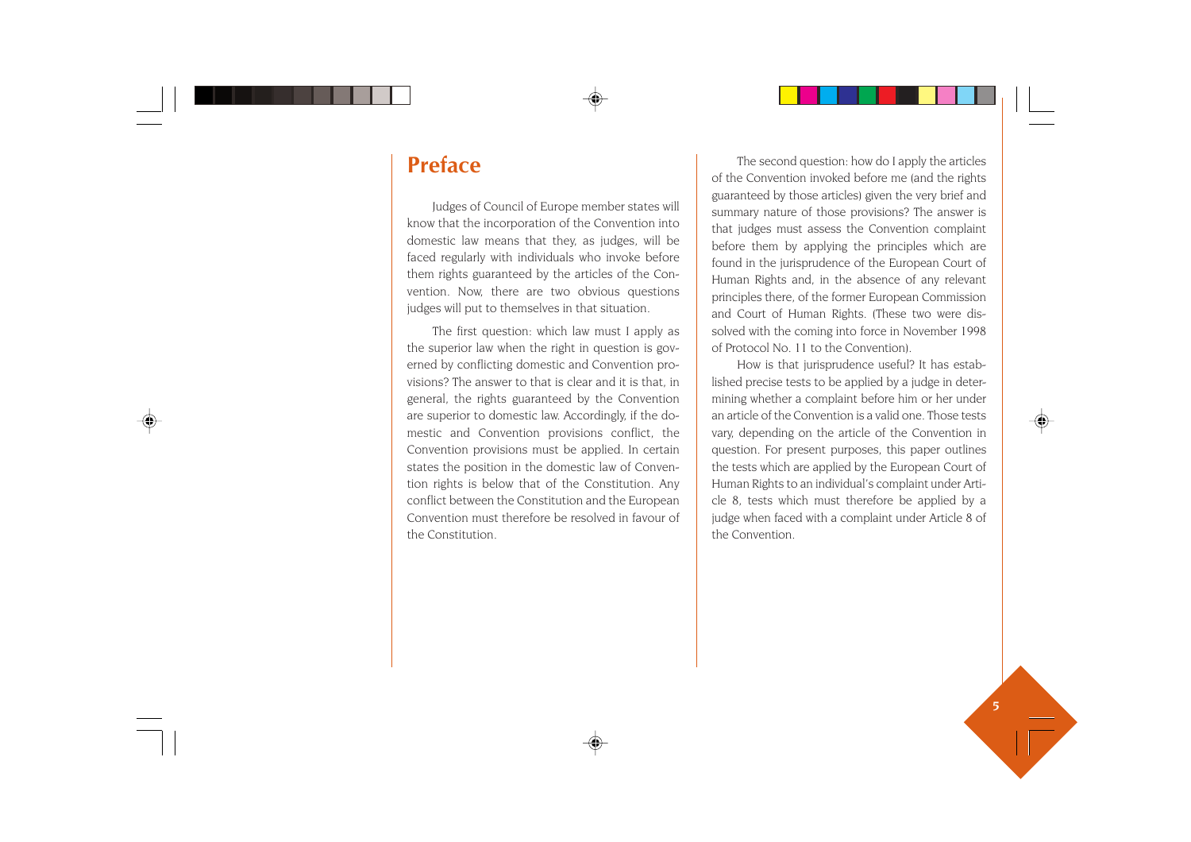# Preface

Judges of Council of Europe member states will know that the incorporation of the Convention into domestic law means that they, as judges, will be faced regularly with individuals who invoke before them rights guaranteed by the articles of the Convention. Now, there are two obvious questions judges will put to themselves in that situation.

The first question: which law must I apply as the superior law when the right in question is governed by conflicting domestic and Convention provisions? The answer to that is clear and it is that, in general, the rights guaranteed by the Convention are superior to domestic law. Accordingly, if the domestic and Convention provisions conflict, the Convention provisions must be applied. In certain states the position in the domestic law of Convention rights is below that of the Constitution. Any conflict between the Constitution and the European Convention must therefore be resolved in favour of the Constitution.

The second question: how do I apply the articles of the Convention invoked before me (and the rights guaranteed by those articles) given the very brief and summary nature of those provisions? The answer is that judges must assess the Convention complaint before them by applying the principles which are found in the jurisprudence of the European Court of Human Rights and, in the absence of any relevant principles there, of the former European Commission and Court of Human Rights. (These two were dissolved with the coming into force in November 1998 of Protocol No. 11 to the Convention).

How is that jurisprudence useful? It has established precise tests to be applied by a judge in determining whether a complaint before him or her under an article of the Convention is a valid one. Those tests vary, depending on the article of the Convention in question. For present purposes, this paper outlines the tests which are applied by the European Court of Human Rights to an individual's complaint under Article 8, tests which must therefore be applied by a judge when faced with a complaint under Article 8 of the Convention.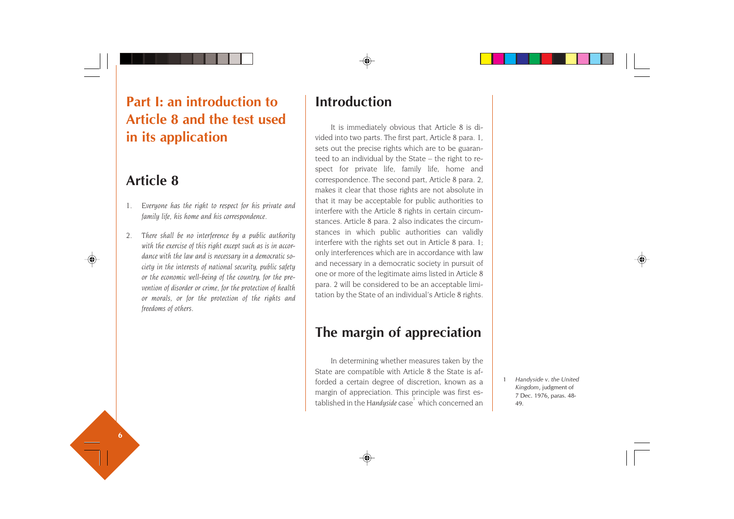# Part I: an introduction to Article 8 and the test used in its application

## Article 8

1. *Everyone has the right to respect for his private and family life, his home and his correspondence.*

2. *There shall be no interference by a public authority with the exercise of this right except such as is in accordance with the law and is necessary in a democratic society in the interests of national security, public safety or the economic well-being of the country, for the prevention of disorder or crime, for the protection of health or morals, or for the protection of the rights and freedoms of others.*

## Introduction

It is immediately obvious that Article 8 is divided into two parts. The first part, Article 8 para. 1, sets out the precise rights which are to be guaranteed to an individual by the State – the right to respect for private life, family life, home and correspondence. The second part, Article 8 para. 2, makes it clear that those rights are not absolute in that it may be acceptable for public authorities to interfere with the Article 8 rights in certain circumstances. Article 8 para. 2 also indicates the circumstances in which public authorities can validly interfere with the rights set out in Article 8 para. 1; only interferences which are in accordance with law and necessary in a democratic society in pursuit of one or more of the legitimate aims listed in Article 8 para. 2 will be considered to be an acceptable limitation by the State of an individual's Article 8 rights.

## The margin of appreciation

In determining whether measures taken by the State are compatible with Article 8 the State is afforded a certain degree of discretion, known as a margin of appreciation. This principle was first established in the *Handyside* case[1] which concerned an

1 *Handyside v. the United Kingdom*, judgment of 7 Dec. 1976, paras. 48-49.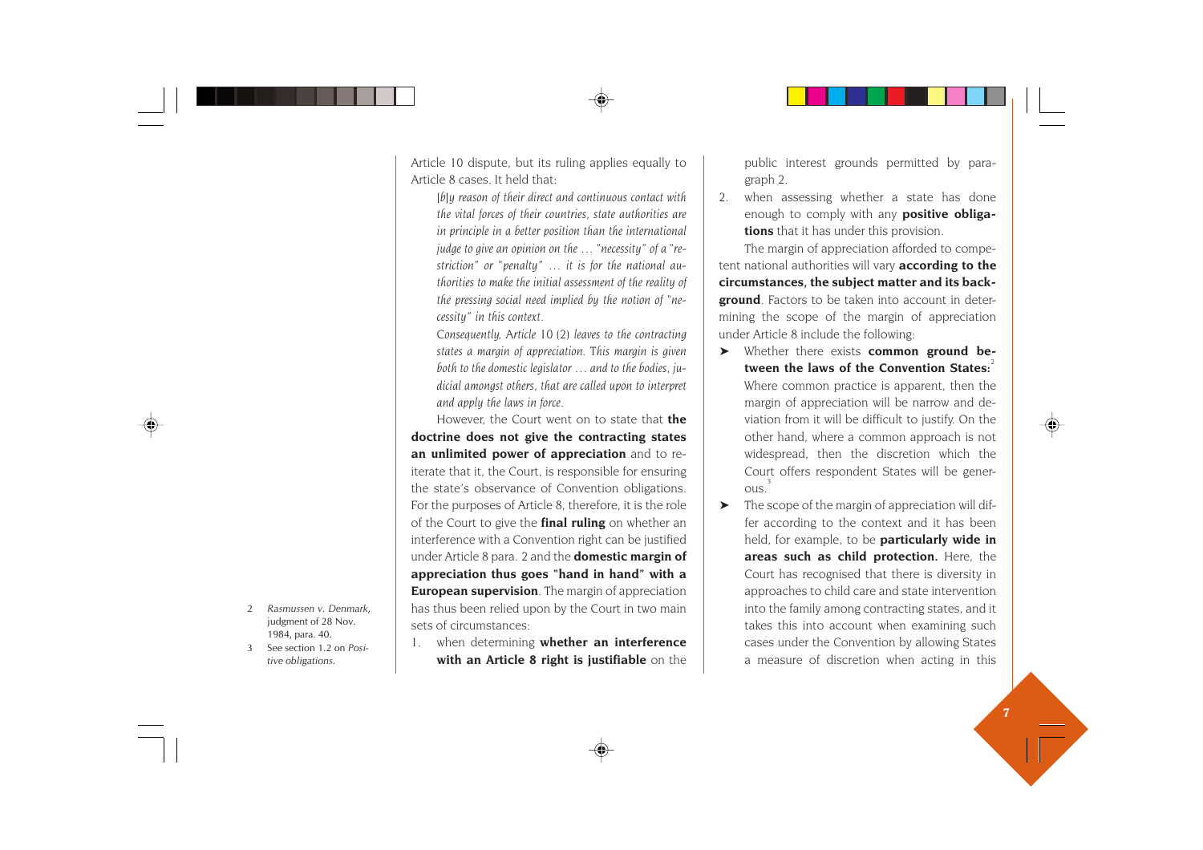Article 10 dispute, but its ruling applies equally to Article 8 cases. It held that:

> *[b]y reason of their direct and continuous contact with the vital forces of their countries, state authorities are in principle in a better position than the international judge to give an opinion on the … "necessity" of a "restriction" or "penalty" … it is for the national authorities to make the initial assessment of the reality of the pressing social need implied by the notion of "necessity" in this context.*
>
> *Consequently, Article 10 (2) leaves to the contracting states a margin of appreciation. This margin is given both to the domestic legislator … and to the bodies, judicial amongst others, that are called upon to interpret and apply the laws in force.*

However, the Court went on to state that **the doctrine does not give the contracting states an unlimited power of appreciation** and to reiterate that it, the Court, is responsible for ensuring the state's observance of Convention obligations. For the purposes of Article 8, therefore, it is the role of the Court to give the **final ruling** on whether an interference with a Convention right can be justified under Article 8 para. 2 and the **domestic margin of appreciation thus goes "hand in hand" with a European supervision**. The margin of appreciation has thus been relied upon by the Court in two main sets of circumstances:

1. when determining **whether an interference with an Article 8 right is justifiable** on the public interest grounds permitted by paragraph 2.
2. when assessing whether a state has done enough to comply with any **positive obligations** that it has under this provision.

The margin of appreciation afforded to competent national authorities will vary **according to the circumstances, the subject matter and its background**. Factors to be taken into account in determining the scope of the margin of appreciation under Article 8 include the following:

- Whether there exists **common ground between the laws of the Convention States:**[2] Where common practice is apparent, then the margin of appreciation will be narrow and deviation from it will be difficult to justify. On the other hand, where a common approach is not widespread, then the discretion which the Court offers respondent States will be generous.[3]
- The scope of the margin of appreciation will differ according to the context and it has been held, for example, to be **particularly wide in areas such as child protection.** Here, the Court has recognised that there is diversity in approaches to child care and state intervention into the family among contracting states, and it takes this into account when examining such cases under the Convention by allowing States a measure of discretion when acting in this

---

2 *Rasmussen v. Denmark*, judgment of 28 Nov. 1984, para. 40.

3 See section 1.2 on *Positive obligations*.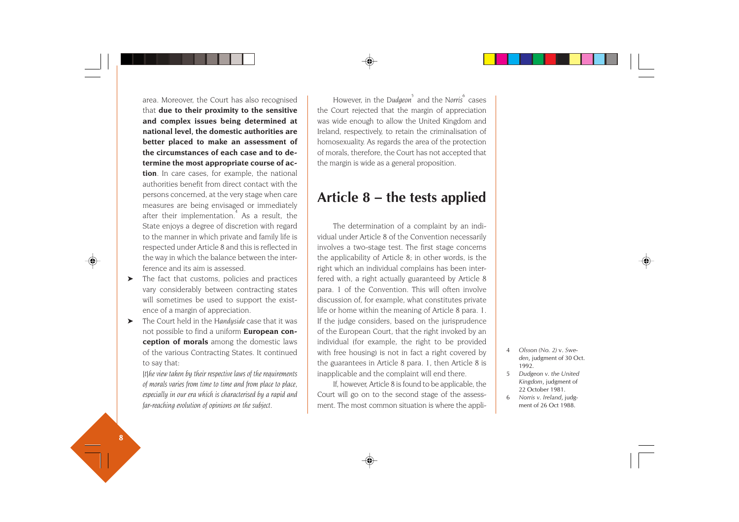area. Moreover, the Court has also recognised that **due to their proximity to the sensitive and complex issues being determined at national level, the domestic authorities are better placed to make an assessment of the circumstances of each case and to determine the most appropriate course of action**. In care cases, for example, the national authorities benefit from direct contact with the persons concerned, at the very stage when care measures are being envisaged or immediately after their implementation.[4] As a result, the State enjoys a degree of discretion with regard to the manner in which private and family life is respected under Article 8 and this is reflected in the way in which the balance between the interference and its aim is assessed.

- The fact that customs, policies and practices vary considerably between contracting states will sometimes be used to support the existence of a margin of appreciation.
- The Court held in the *Handyside* case that it was not possible to find a uniform **European conception of morals** among the domestic laws of the various Contracting States. It continued to say that:

  *[t]he view taken by their respective laws of the requirements of morals varies from time to time and from place to place, especially in our era which is characterised by a rapid and far-reaching evolution of opinions on the subject.*

However, in the *Dudgeon*[5] and the *Norris*[6] cases the Court rejected that the margin of appreciation was wide enough to allow the United Kingdom and Ireland, respectively, to retain the criminalisation of homosexuality. As regards the area of the protection of morals, therefore, the Court has not accepted that the margin is wide as a general proposition.

## Article 8 – the tests applied

The determination of a complaint by an individual under Article 8 of the Convention necessarily involves a two-stage test. The first stage concerns the applicability of Article 8; in other words, is the right which an individual complains has been interfered with, a right actually guaranteed by Article 8 para. 1 of the Convention. This will often involve discussion of, for example, what constitutes private life or home within the meaning of Article 8 para. 1. If the judge considers, based on the jurisprudence of the European Court, that the right invoked by an individual (for example, the right to be provided with free housing) is not in fact a right covered by the guarantees in Article 8 para. 1, then Article 8 is inapplicable and the complaint will end there.

If, however, Article 8 is found to be applicable, the Court will go on to the second stage of the assessment. The most common situation is where the appli-

4 *Olsson (No. 2)* v. *Sweden*, judgment of 30 Oct. 1992.

5 *Dudgeon v. the United Kingdom*, judgment of 22 October 1981.

6 *Norris v. Ireland*, judgment of 26 Oct 1988.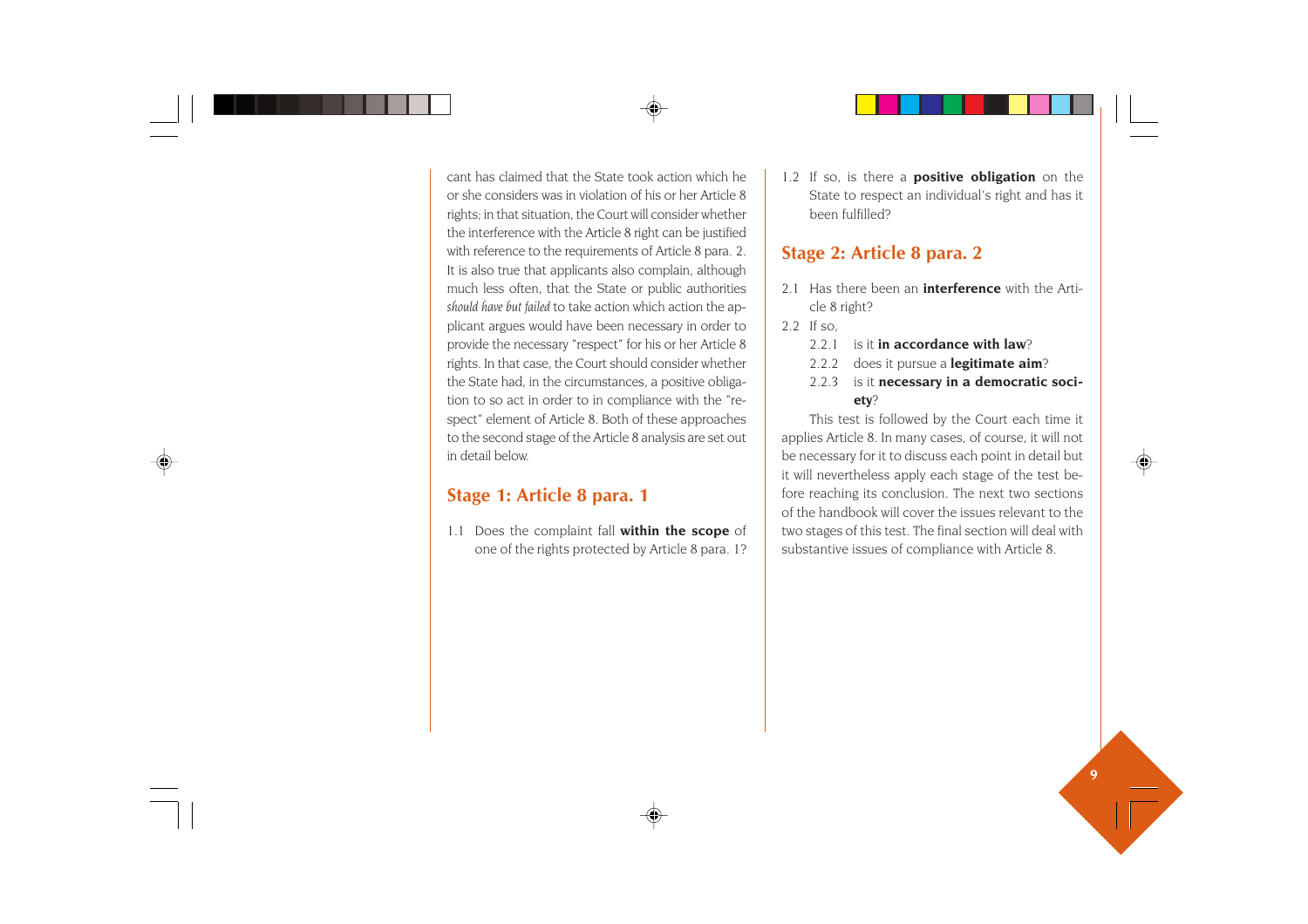cant has claimed that the State took action which he or she considers was in violation of his or her Article 8 rights; in that situation, the Court will consider whether the interference with the Article 8 right can be justified with reference to the requirements of Article 8 para. 2. It is also true that applicants also complain, although much less often, that the State or public authorities *should have but failed* to take action which action the applicant argues would have been necessary in order to provide the necessary "respect" for his or her Article 8 rights. In that case, the Court should consider whether the State had, in the circumstances, a positive obligation to so act in order to in compliance with the "respect" element of Article 8. Both of these approaches to the second stage of the Article 8 analysis are set out in detail below.

## Stage 1: Article 8 para. 1

1.1 Does the complaint fall **within the scope** of one of the rights protected by Article 8 para. 1?

1.2 If so, is there a **positive obligation** on the State to respect an individual's right and has it been fulfilled?

## Stage 2: Article 8 para. 2

2.1 Has there been an **interference** with the Article 8 right?

2.2 If so,

2.2.1 is it **in accordance with law**?

2.2.2 does it pursue a **legitimate aim**?

2.2.3 is it **necessary in a democratic society**?

This test is followed by the Court each time it applies Article 8. In many cases, of course, it will not be necessary for it to discuss each point in detail but it will nevertheless apply each stage of the test before reaching its conclusion. The next two sections of the handbook will cover the issues relevant to the two stages of this test. The final section will deal with substantive issues of compliance with Article 8.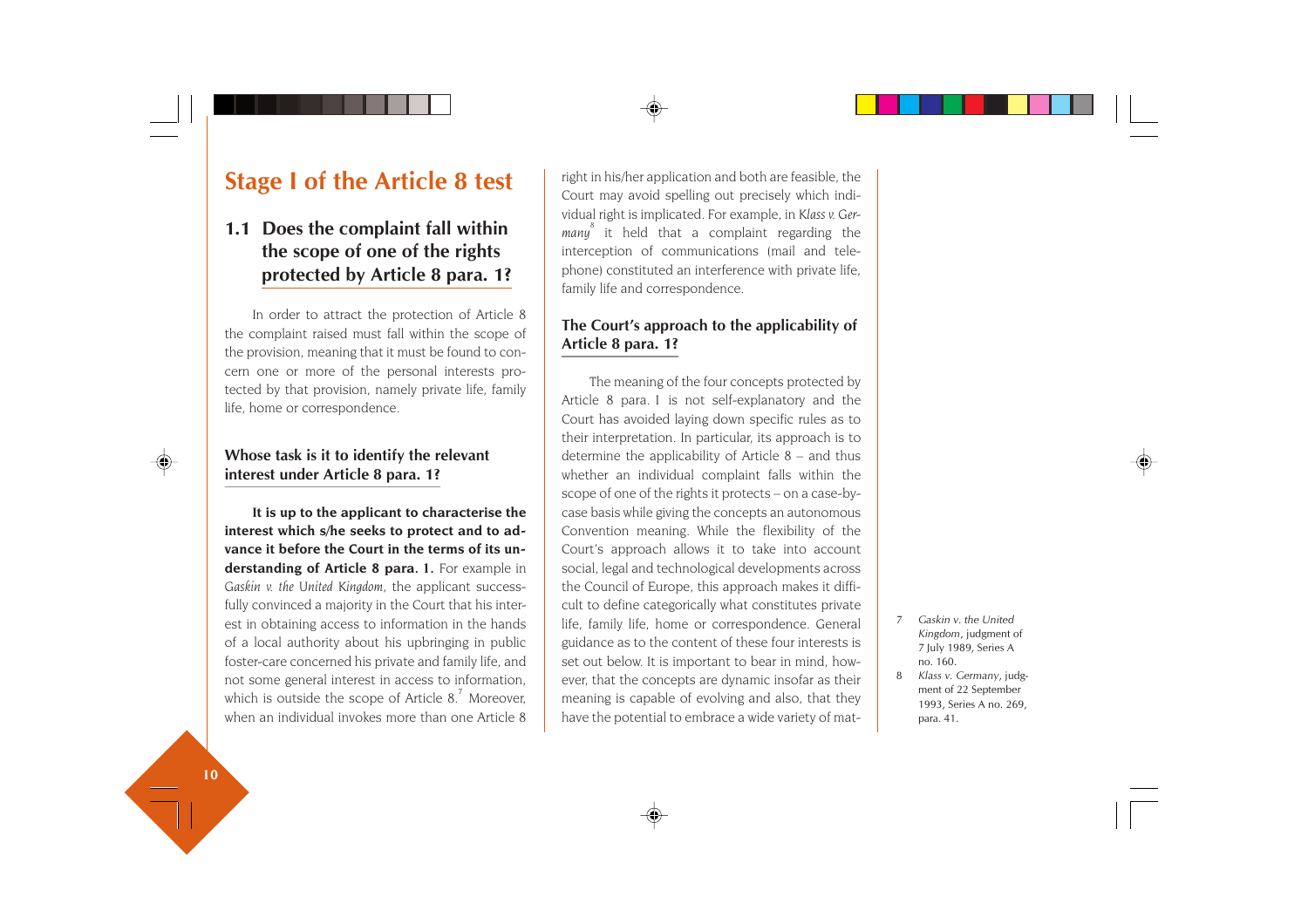# Stage I of the Article 8 test

## 1.1 Does the complaint fall within the scope of one of the rights protected by Article 8 para. 1?

In order to attract the protection of Article 8 the complaint raised must fall within the scope of the provision, meaning that it must be found to concern one or more of the personal interests protected by that provision, namely private life, family life, home or correspondence.

### Whose task is it to identify the relevant interest under Article 8 para. 1?

**It is up to the applicant to characterise the interest which s/he seeks to protect and to advance it before the Court in the terms of its understanding of Article 8 para. 1.** For example in *Gaskin v. the United Kingdom*, the applicant successfully convinced a majority in the Court that his interest in obtaining access to information in the hands of a local authority about his upbringing in public foster-care concerned his private and family life, and not some general interest in access to information, which is outside the scope of Article 8.[7] Moreover, when an individual invokes more than one Article 8 right in his/her application and both are feasible, the Court may avoid spelling out precisely which individual right is implicated. For example, in *Klass v. Germany*[8] it held that a complaint regarding the interception of communications (mail and telephone) constituted an interference with private life, family life and correspondence.

### The Court's approach to the applicability of Article 8 para. 1?

The meaning of the four concepts protected by Article 8 para. 1 is not self-explanatory and the Court has avoided laying down specific rules as to their interpretation. In particular, its approach is to determine the applicability of Article 8 – and thus whether an individual complaint falls within the scope of one of the rights it protects – on a case-by-case basis while giving the concepts an autonomous Convention meaning. While the flexibility of the Court's approach allows it to take into account social, legal and technological developments across the Council of Europe, this approach makes it difficult to define categorically what constitutes private life, family life, home or correspondence. General guidance as to the content of these four interests is set out below. It is important to bear in mind, however, that the concepts are dynamic insofar as their meaning is capable of evolving and also, that they have the potential to embrace a wide variety of mat-

7 *Gaskin v. the United Kingdom*, judgment of 7 July 1989, Series A no. 160.

8 *Klass v. Germany*, judgment of 22 September 1993, Series A no. 269, para. 41.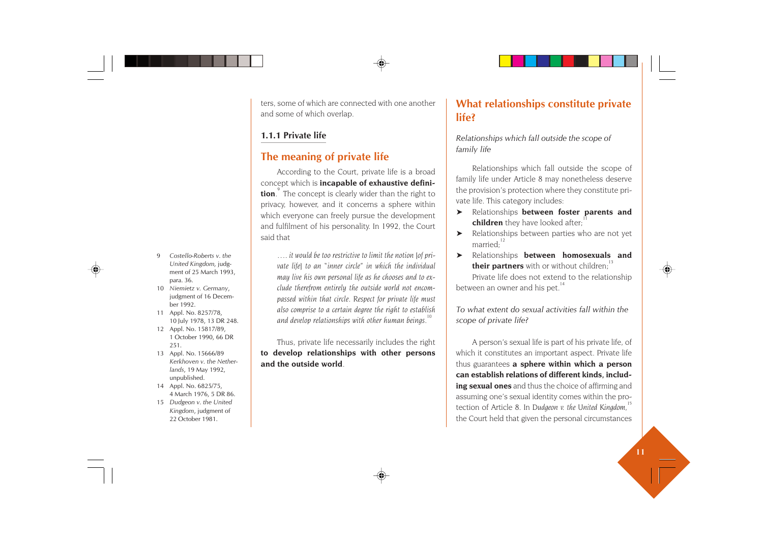ters, some of which are connected with one another and some of which overlap.

### 1.1.1 Private life

## The meaning of private life

According to the Court, private life is a broad concept which is **incapable of exhaustive definition**.[9] The concept is clearly wider than the right to privacy, however, and it concerns a sphere within which everyone can freely pursue the development and fulfilment of his personality. In 1992, the Court said that

> *…. it would be too restrictive to limit the notion [of private life] to an "inner circle" in which the individual may live his own personal life as he chooses and to exclude therefrom entirely the outside world not encompassed within that circle. Respect for private life must also comprise to a certain degree the right to establish and develop relationships with other human beings.*[10]

Thus, private life necessarily includes the right **to develop relationships with other persons and the outside world**.

## What relationships constitute private life?

*Relationships which fall outside the scope of family life*

Relationships which fall outside the scope of family life under Article 8 may nonetheless deserve the provision's protection where they constitute private life. This category includes:

- Relationships **between foster parents and children** they have looked after;[11]
- Relationships between parties who are not yet married;[12]
- Relationships **between homosexuals and their partners** with or without children;[13]

Private life does not extend to the relationship between an owner and his pet.[14]

*To what extent do sexual activities fall within the scope of private life?*

A person's sexual life is part of his private life, of which it constitutes an important aspect. Private life thus guarantees **a sphere within which a person can establish relations of different kinds, including sexual ones** and thus the choice of affirming and assuming one's sexual identity comes within the protection of Article 8. In *Dudgeon v. the United Kingdom*,[15] the Court held that given the personal circumstances

---

9 *Costello-Roberts v. the United Kingdom*, judgment of 25 March 1993, para. 36.

10 *Niemietz v. Germany*, judgment of 16 December 1992.

11 Appl. No. 8257/78, 10 July 1978, 13 DR 248.

12 Appl. No. 15817/89, 1 October 1990, 66 DR 251.

13 Appl. No. 15666/89 *Kerkhoven v. the Netherlands*, 19 May 1992, unpublished.

14 Appl. No. 6825/75, 4 March 1976, 5 DR 86.

15 *Dudgeon v. the United Kingdom*, judgment of 22 October 1981.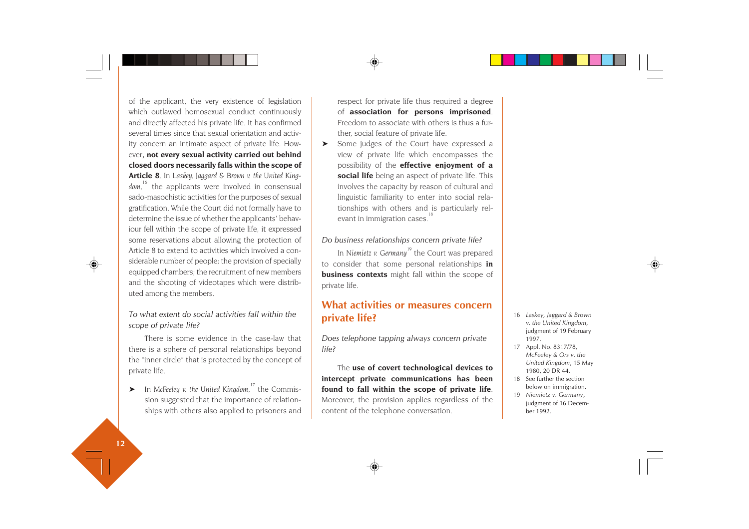of the applicant, the very existence of legislation which outlawed homosexual conduct continuously and directly affected his private life. It has confirmed several times since that sexual orientation and activity concern an intimate aspect of private life. However**, not every sexual activity carried out behind closed doors necessarily falls within the scope of Article 8**. In *Laskey, Jaggard & Brown v. the United Kingdom*,[16] the applicants were involved in consensual sado-masochistic activities for the purposes of sexual gratification. While the Court did not formally have to determine the issue of whether the applicants' behaviour fell within the scope of private life, it expressed some reservations about allowing the protection of Article 8 to extend to activities which involved a considerable number of people; the provision of specially equipped chambers; the recruitment of new members and the shooting of videotapes which were distributed among the members.

*To what extent do social activities fall within the scope of private life?*

There is some evidence in the case-law that there is a sphere of personal relationships beyond the "inner circle" that is protected by the concept of private life.

- In *McFeeley v. the United Kingdom*,[17] the Commission suggested that the importance of relationships with others also applied to prisoners and respect for private life thus required a degree of **association for persons imprisoned**. Freedom to associate with others is thus a further, social feature of private life.
- Some judges of the Court have expressed a view of private life which encompasses the possibility of the **effective enjoyment of a social life** being an aspect of private life. This involves the capacity by reason of cultural and linguistic familiarity to enter into social relationships with others and is particularly relevant in immigration cases.[18]

*Do business relationships concern private life?*

In *Niemietz v. Germany*[19] the Court was prepared to consider that some personal relationships **in business contexts** might fall within the scope of private life.

## What activities or measures concern private life?

*Does telephone tapping always concern private life?*

The **use of covert technological devices to intercept private communications has been found to fall within the scope of private life**. Moreover, the provision applies regardless of the content of the telephone conversation.

16 *Laskey, Jaggard & Brown v. the United Kingdom*, judgment of 19 February 1997.

17 Appl. No. 8317/78, *McFeeley & Ors v. the United Kingdom*, 15 May 1980, 20 DR 44.

18 See further the section below on immigration.

19 *Niemietz v. Germany*, judgment of 16 December 1992.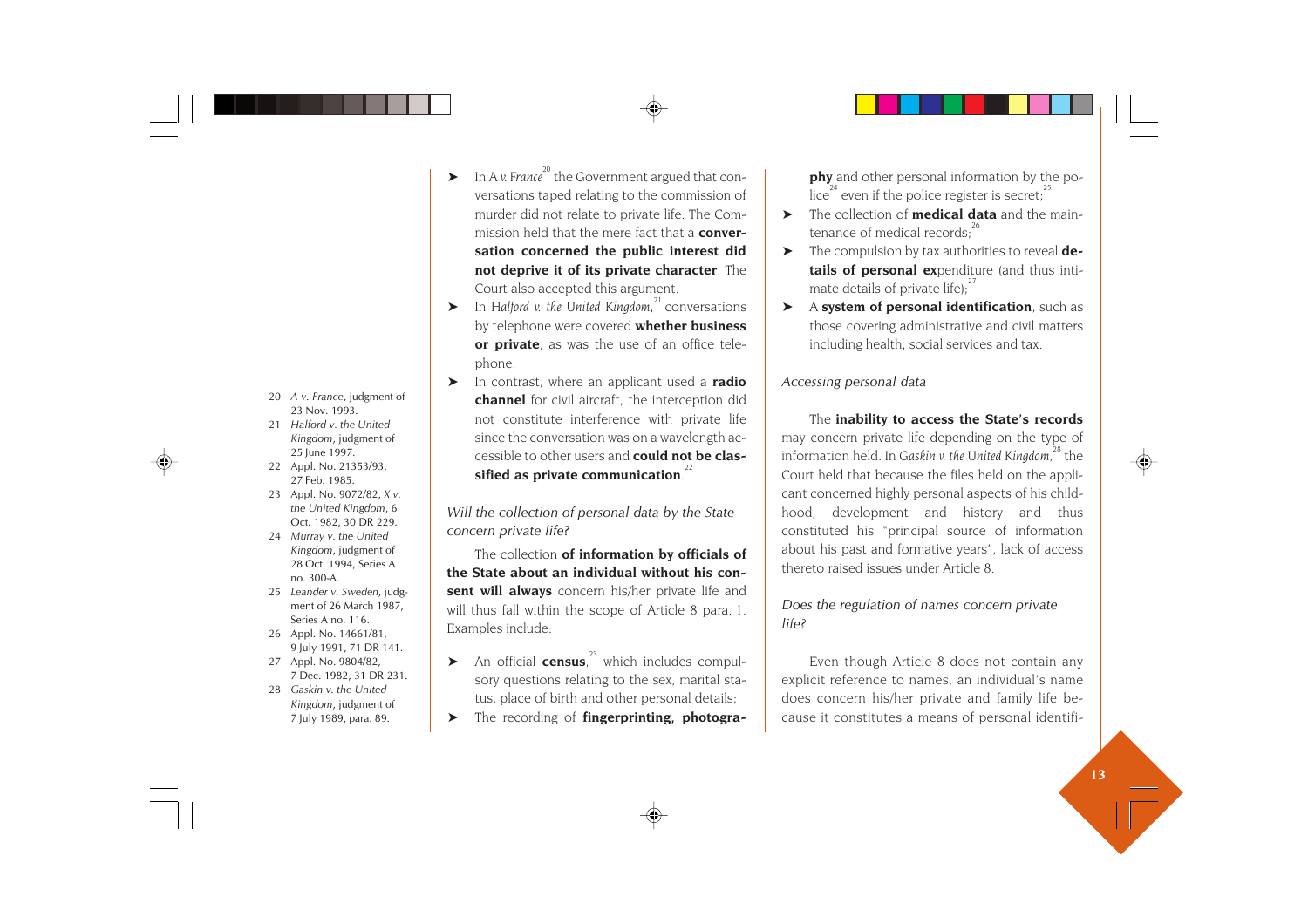- In *A v. France*[20] the Government argued that conversations taped relating to the commission of murder did not relate to private life. The Commission held that the mere fact that a **conversation concerned the public interest did not deprive it of its private character**. The Court also accepted this argument.
- In *Halford v. the United Kingdom*,[21] conversations by telephone were covered **whether business or private**, as was the use of an office telephone.
- In contrast, where an applicant used a **radio channel** for civil aircraft, the interception did not constitute interference with private life since the conversation was on a wavelength accessible to other users and **could not be classified as private communication**.[22]

*Will the collection of personal data by the State concern private life?*

The collection **of information by officials of the State about an individual without his consent will always** concern his/her private life and will thus fall within the scope of Article 8 para. 1. Examples include:

- An official **census**,[23] which includes compulsory questions relating to the sex, marital status, place of birth and other personal details;
- The recording of **fingerprinting, photography** and other personal information by the police[24] even if the police register is secret;[25]
- The collection of **medical data** and the maintenance of medical records;[26]
- The compulsion by tax authorities to reveal **details of personal ex**penditure (and thus intimate details of private life);[27]
- A **system of personal identification**, such as those covering administrative and civil matters including health, social services and tax.

*Accessing personal data*

The **inability to access the State's records** may concern private life depending on the type of information held. In *Gaskin v. the United Kingdom*,[28] the Court held that because the files held on the applicant concerned highly personal aspects of his childhood, development and history and thus constituted his "principal source of information about his past and formative years", lack of access thereto raised issues under Article 8.

*Does the regulation of names concern private life?*

Even though Article 8 does not contain any explicit reference to names, an individual's name does concern his/her private and family life because it constitutes a means of personal identifi-

---

20 *A v. France*, judgment of 23 Nov. 1993.
21 *Halford v. the United Kingdom*, judgment of 25 June 1997.
22 Appl. No. 21353/93, 27 Feb. 1985.
23 Appl. No. 9072/82, *X v. the United Kingdom*, 6 Oct. 1982, 30 DR 229.
24 *Murray v. the United Kingdom*, judgment of 28 Oct. 1994, Series A no. 300-A.
25 *Leander v. Sweden*, judgment of 26 March 1987, Series A no. 116.
26 Appl. No. 14661/81, 9 July 1991, 71 DR 141.
27 Appl. No. 9804/82, 7 Dec. 1982, 31 DR 231.
28 *Gaskin v. the United Kingdom*, judgment of 7 July 1989, para. 89.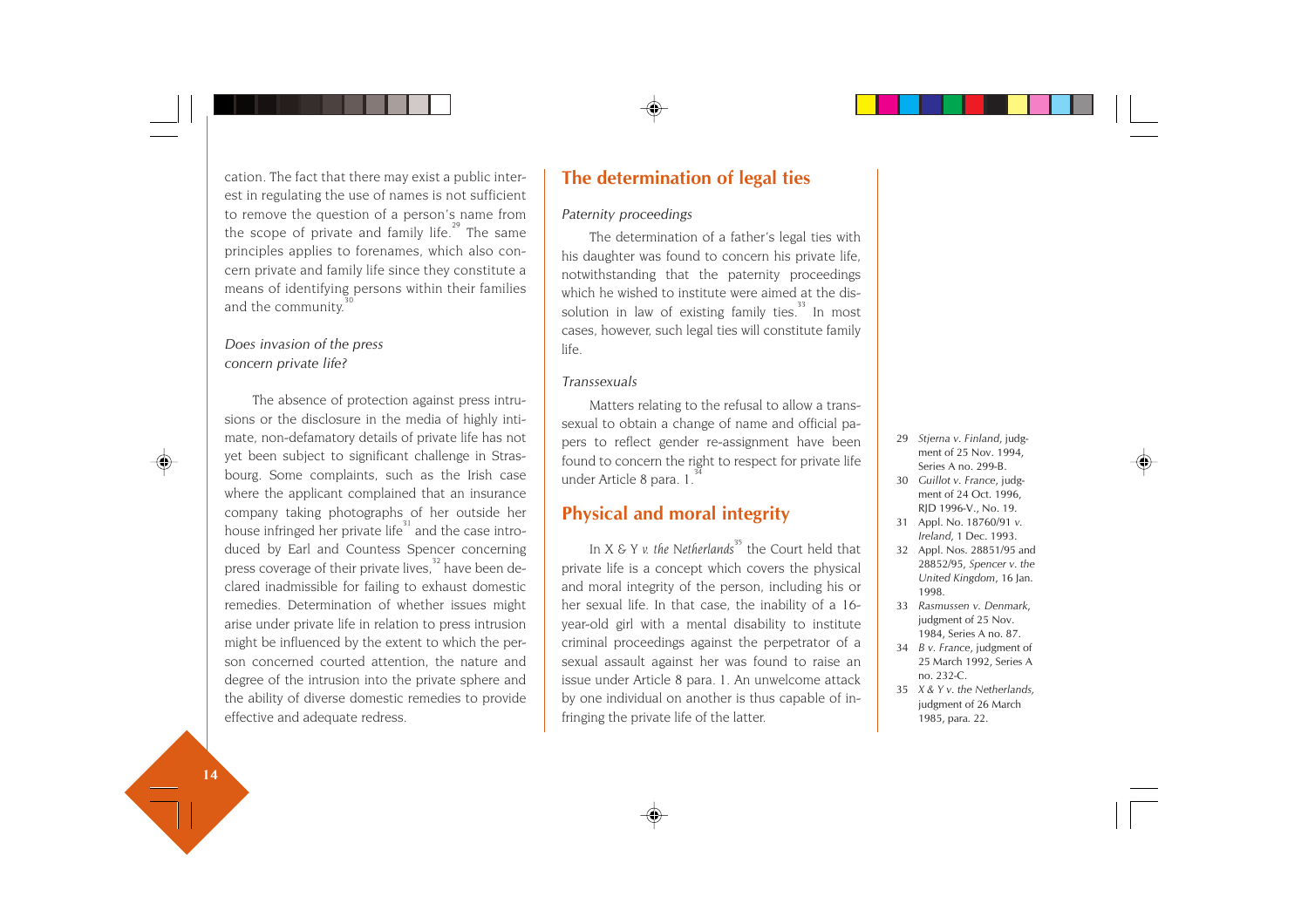cation. The fact that there may exist a public interest in regulating the use of names is not sufficient to remove the question of a person's name from the scope of private and family life.[29] The same principles applies to forenames, which also concern private and family life since they constitute a means of identifying persons within their families and the community.[30]

### *Does invasion of the press concern private life?*

The absence of protection against press intrusions or the disclosure in the media of highly intimate, non-defamatory details of private life has not yet been subject to significant challenge in Strasbourg. Some complaints, such as the Irish case where the applicant complained that an insurance company taking photographs of her outside her house infringed her private life[31] and the case introduced by Earl and Countess Spencer concerning press coverage of their private lives,[32] have been declared inadmissible for failing to exhaust domestic remedies. Determination of whether issues might arise under private life in relation to press intrusion might be influenced by the extent to which the person concerned courted attention, the nature and degree of the intrusion into the private sphere and the ability of diverse domestic remedies to provide effective and adequate redress.

## The determination of legal ties

### *Paternity proceedings*

The determination of a father's legal ties with his daughter was found to concern his private life, notwithstanding that the paternity proceedings which he wished to institute were aimed at the dissolution in law of existing family ties.[33] In most cases, however, such legal ties will constitute family life.

### *Transsexuals*

Matters relating to the refusal to allow a transsexual to obtain a change of name and official papers to reflect gender re-assignment have been found to concern the right to respect for private life under Article 8 para. 1.[34]

## Physical and moral integrity

In X & Y *v. the Netherlands*[35] the Court held that private life is a concept which covers the physical and moral integrity of the person, including his or her sexual life. In that case, the inability of a 16-year-old girl with a mental disability to institute criminal proceedings against the perpetrator of a sexual assault against her was found to raise an issue under Article 8 para. 1. An unwelcome attack by one individual on another is thus capable of infringing the private life of the latter.

---

29 *Stjerna v. Finland*, judgment of 25 Nov. 1994, Series A no. 299-B.

30 *Guillot v. France*, judgment of 24 Oct. 1996, RJD 1996-V., No. 19.

31 Appl. No. 18760/91 *v. Ireland*, 1 Dec. 1993.

32 Appl. Nos. 28851/95 and 28852/95, *Spencer v. the United Kingdom*, 16 Jan. 1998.

33 *Rasmussen v. Denmark*, judgment of 25 Nov. 1984, Series A no. 87.

34 *B v. France*, judgment of 25 March 1992, Series A no. 232-C.

35 *X & Y v. the Netherlands*, judgment of 26 March 1985, para. 22.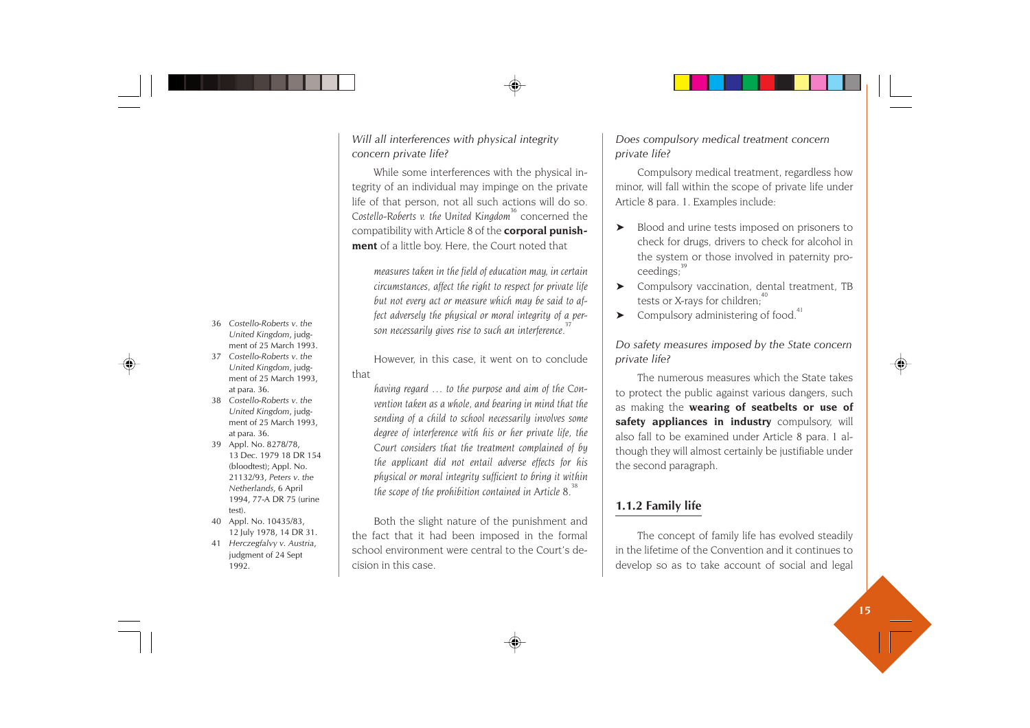*Will all interferences with physical integrity concern private life?*

While some interferences with the physical integrity of an individual may impinge on the private life of that person, not all such actions will do so. *Costello-Roberts v. the United Kingdom*[36] concerned the compatibility with Article 8 of the **corporal punishment** of a little boy. Here, the Court noted that

> *measures taken in the field of education may, in certain circumstances, affect the right to respect for private life but not every act or measure which may be said to affect adversely the physical or moral integrity of a person necessarily gives rise to such an interference.*[37]

However, in this case, it went on to conclude that

> *having regard … to the purpose and aim of the Convention taken as a whole, and bearing in mind that the sending of a child to school necessarily involves some degree of interference with his or her private life, the Court considers that the treatment complained of by the applicant did not entail adverse effects for his physical or moral integrity sufficient to bring it within the scope of the prohibition contained in Article 8.*[38]

Both the slight nature of the punishment and the fact that it had been imposed in the formal school environment were central to the Court's decision in this case.

*Does compulsory medical treatment concern private life?*

Compulsory medical treatment, regardless how minor, will fall within the scope of private life under Article 8 para. 1. Examples include:

- Blood and urine tests imposed on prisoners to check for drugs, drivers to check for alcohol in the system or those involved in paternity proceedings;[39]
- Compulsory vaccination, dental treatment, TB tests or X-rays for children;[40]
- Compulsory administering of food.[41]

*Do safety measures imposed by the State concern private life?*

The numerous measures which the State takes to protect the public against various dangers, such as making the **wearing of seatbelts or use of safety appliances in industry** compulsory, will also fall to be examined under Article 8 para. 1 although they will almost certainly be justifiable under the second paragraph.

### 1.1.2 Family life

The concept of family life has evolved steadily in the lifetime of the Convention and it continues to develop so as to take account of social and legal

---

36 *Costello-Roberts v. the United Kingdom*, judgment of 25 March 1993.

37 *Costello-Roberts v. the United Kingdom*, judgment of 25 March 1993, at para. 36.

38 *Costello-Roberts v. the United Kingdom*, judgment of 25 March 1993, at para. 36.

39 Appl. No. 8278/78, 13 Dec. 1979 18 DR 154 (bloodtest); Appl. No. 21132/93, *Peters v. the Netherlands*, 6 April 1994, 77-A DR 75 (urine test).

40 Appl. No. 10435/83, 12 July 1978, 14 DR 31.

41 *Herczegfalvy v. Austria*, judgment of 24 Sept 1992.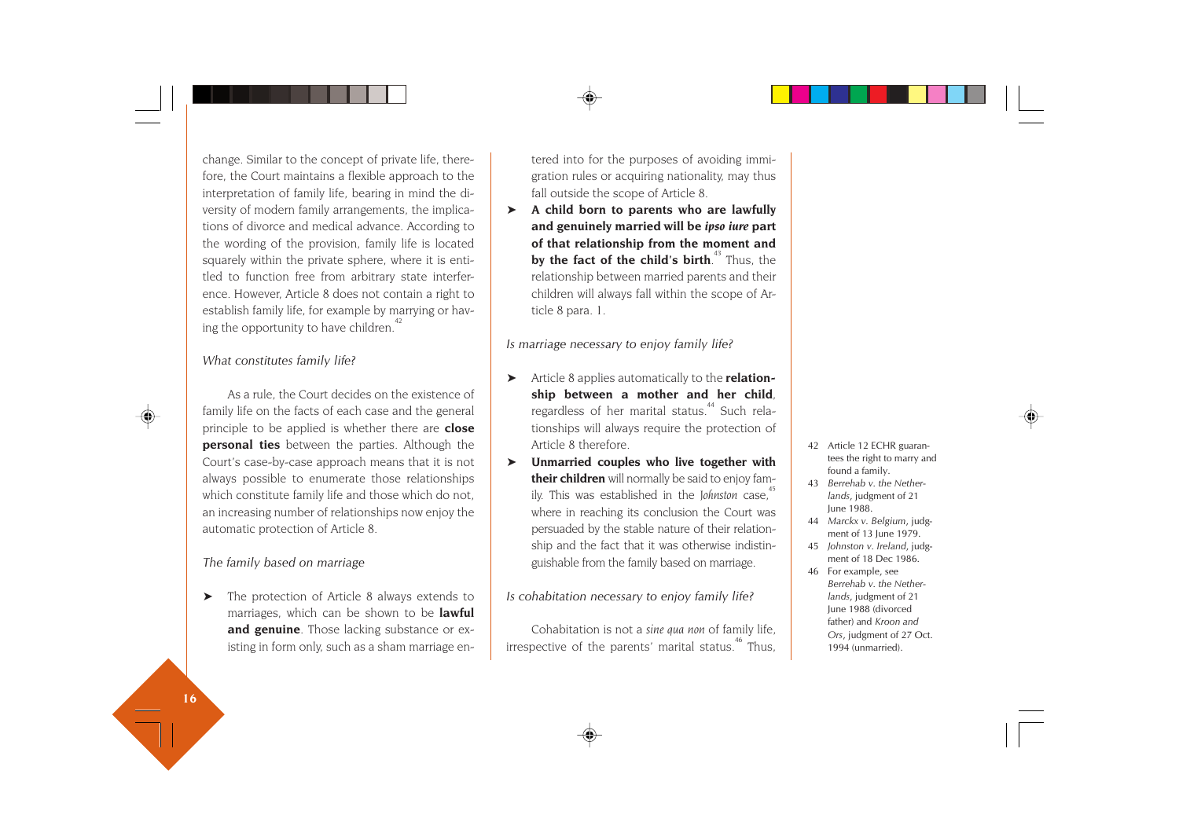change. Similar to the concept of private life, therefore, the Court maintains a flexible approach to the interpretation of family life, bearing in mind the diversity of modern family arrangements, the implications of divorce and medical advance. According to the wording of the provision, family life is located squarely within the private sphere, where it is entitled to function free from arbitrary state interference. However, Article 8 does not contain a right to establish family life, for example by marrying or having the opportunity to have children.[42]

*What constitutes family life?*

As a rule, the Court decides on the existence of family life on the facts of each case and the general principle to be applied is whether there are **close personal ties** between the parties. Although the Court's case-by-case approach means that it is not always possible to enumerate those relationships which constitute family life and those which do not, an increasing number of relationships now enjoy the automatic protection of Article 8.

*The family based on marriage*

- The protection of Article 8 always extends to marriages, which can be shown to be **lawful and genuine**. Those lacking substance or existing in form only, such as a sham marriage entered into for the purposes of avoiding immigration rules or acquiring nationality, may thus fall outside the scope of Article 8.
- **A child born to parents who are lawfully and genuinely married will be *ipso iure* part of that relationship from the moment and by the fact of the child's birth**.[43] Thus, the relationship between married parents and their children will always fall within the scope of Article 8 para. 1.

*Is marriage necessary to enjoy family life?*

- Article 8 applies automatically to the **relationship between a mother and her child**, regardless of her marital status.[44] Such relationships will always require the protection of Article 8 therefore.
- **Unmarried couples who live together with their children** will normally be said to enjoy family. This was established in the *Johnston* case,[45] where in reaching its conclusion the Court was persuaded by the stable nature of their relationship and the fact that it was otherwise indistinguishable from the family based on marriage.

*Is cohabitation necessary to enjoy family life?*

Cohabitation is not a *sine qua non* of family life, irrespective of the parents' marital status.[46] Thus,

42 Article 12 ECHR guarantees the right to marry and found a family.

43 *Berrehab v. the Netherlands*, judgment of 21 June 1988.

44 *Marckx v. Belgium*, judgment of 13 June 1979.

45 *Johnston v. Ireland*, judgment of 18 Dec 1986.

46 For example, see *Berrehab v. the Netherlands*, judgment of 21 June 1988 (divorced father) and *Kroon and Ors*, judgment of 27 Oct. 1994 (unmarried).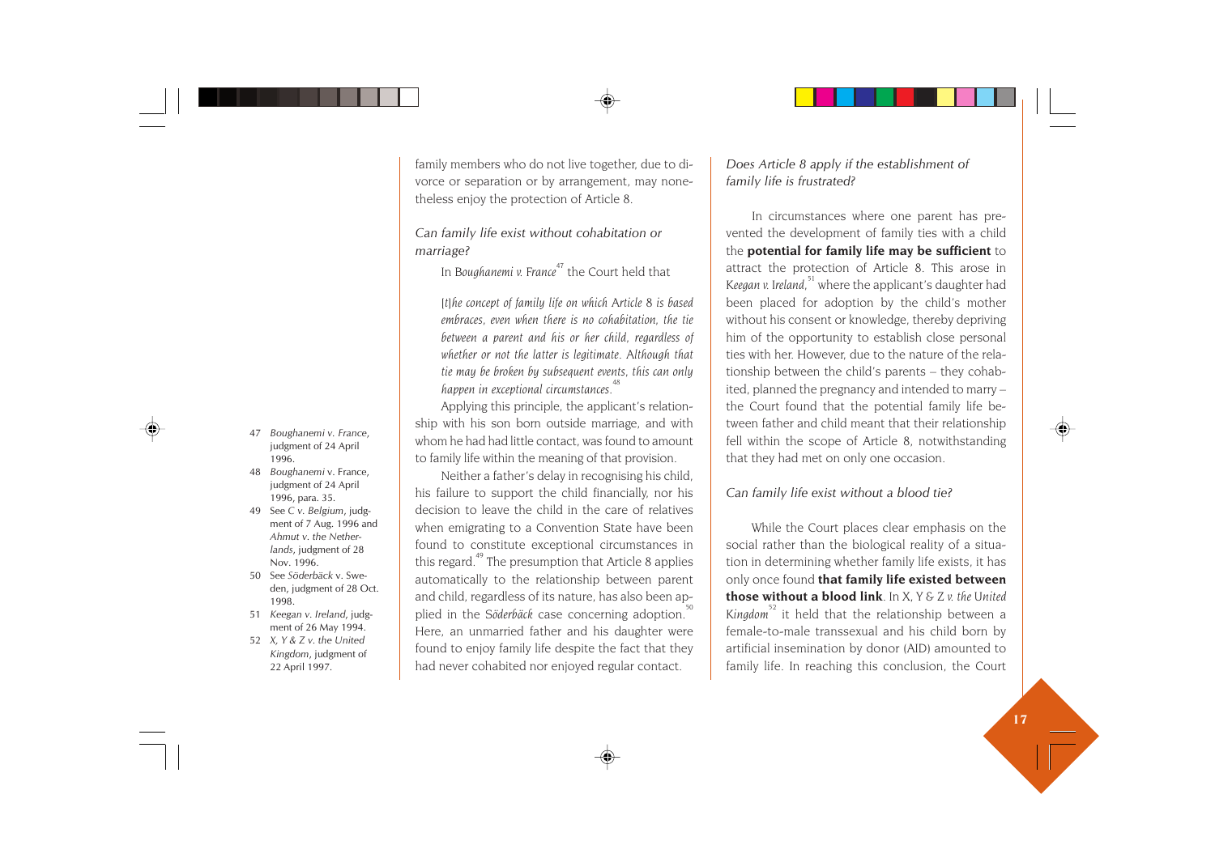family members who do not live together, due to divorce or separation or by arrangement, may nonetheless enjoy the protection of Article 8.

### *Can family life exist without cohabitation or marriage?*

In *Boughanemi v. France*[47] the Court held that

> *[t]he concept of family life on which Article 8 is based embraces, even when there is no cohabitation, the tie between a parent and his or her child, regardless of whether or not the latter is legitimate. Although that tie may be broken by subsequent events, this can only happen in exceptional circumstances.*[48]

Applying this principle, the applicant's relationship with his son born outside marriage, and with whom he had had little contact, was found to amount to family life within the meaning of that provision.

Neither a father's delay in recognising his child, his failure to support the child financially, nor his decision to leave the child in the care of relatives when emigrating to a Convention State have been found to constitute exceptional circumstances in this regard.[49] The presumption that Article 8 applies automatically to the relationship between parent and child, regardless of its nature, has also been applied in the *Söderbäck* case concerning adoption.[50] Here, an unmarried father and his daughter were found to enjoy family life despite the fact that they had never cohabited nor enjoyed regular contact.

### *Does Article 8 apply if the establishment of family life is frustrated?*

In circumstances where one parent has prevented the development of family ties with a child the **potential for family life may be sufficient** to attract the protection of Article 8. This arose in *Keegan v. Ireland*,[51] where the applicant's daughter had been placed for adoption by the child's mother without his consent or knowledge, thereby depriving him of the opportunity to establish close personal ties with her. However, due to the nature of the relationship between the child's parents – they cohabited, planned the pregnancy and intended to marry – the Court found that the potential family life between father and child meant that their relationship fell within the scope of Article 8, notwithstanding that they had met on only one occasion.

### *Can family life exist without a blood tie?*

While the Court places clear emphasis on the social rather than the biological reality of a situation in determining whether family life exists, it has only once found **that family life existed between those without a blood link**. In *X, Y & Z v. the United Kingdom*[52] it held that the relationship between a female-to-male transsexual and his child born by artificial insemination by donor (AID) amounted to family life. In reaching this conclusion, the Court

---

47 *Boughanemi v. France*, judgment of 24 April 1996.

48 *Boughanemi v. France*, judgment of 24 April 1996, para. 35.

49 See *C v. Belgium*, judgment of 7 Aug. 1996 and *Ahmut v. the Netherlands*, judgment of 28 Nov. 1996.

50 See *Söderbäck v. Sweden*, judgment of 28 Oct. 1998.

51 *Keegan v. Ireland*, judgment of 26 May 1994.

52 *X, Y & Z v. the United Kingdom*, judgment of 22 April 1997.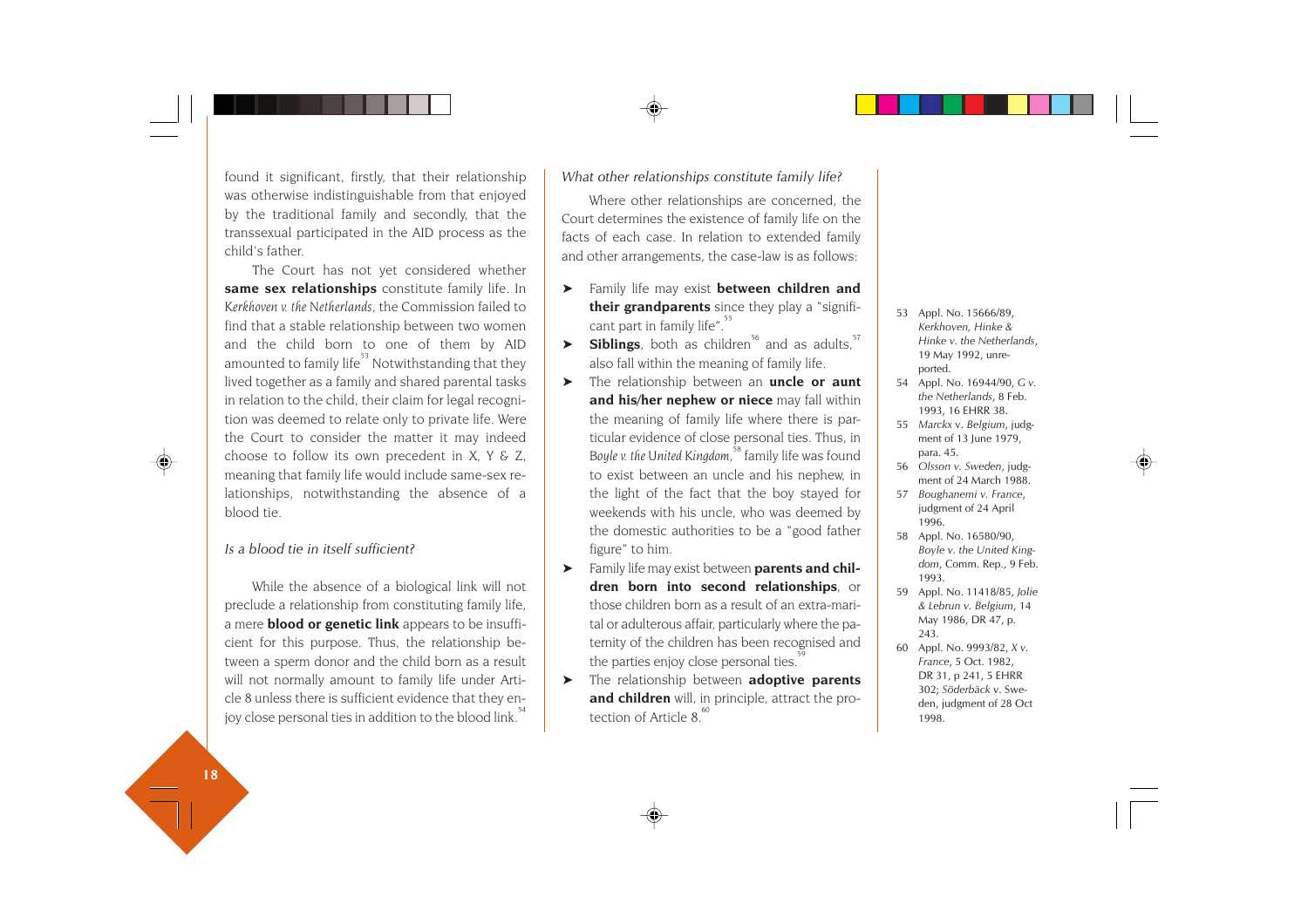found it significant, firstly, that their relationship was otherwise indistinguishable from that enjoyed by the traditional family and secondly, that the transsexual participated in the AID process as the child's father.

The Court has not yet considered whether **same sex relationships** constitute family life. In *Kerkhoven v. the Netherlands*, the Commission failed to find that a stable relationship between two women and the child born to one of them by AID amounted to family life[53] Notwithstanding that they lived together as a family and shared parental tasks in relation to the child, their claim for legal recognition was deemed to relate only to private life. Were the Court to consider the matter it may indeed choose to follow its own precedent in X, Y & Z, meaning that family life would include same-sex relationships, notwithstanding the absence of a blood tie.

*Is a blood tie in itself sufficient?*

While the absence of a biological link will not preclude a relationship from constituting family life, a mere **blood or genetic link** appears to be insufficient for this purpose. Thus, the relationship between a sperm donor and the child born as a result will not normally amount to family life under Article 8 unless there is sufficient evidence that they enjoy close personal ties in addition to the blood link.[54]

*What other relationships constitute family life?*

Where other relationships are concerned, the Court determines the existence of family life on the facts of each case. In relation to extended family and other arrangements, the case-law is as follows:

- Family life may exist **between children and their grandparents** since they play a "significant part in family life".[55]
- **Siblings**, both as children[56] and as adults,[57] also fall within the meaning of family life.
- The relationship between an **uncle or aunt and his/her nephew or niece** may fall within the meaning of family life where there is particular evidence of close personal ties. Thus, in *Boyle v. the United Kingdom*,[58] family life was found to exist between an uncle and his nephew, in the light of the fact that the boy stayed for weekends with his uncle, who was deemed by the domestic authorities to be a "good father figure" to him.
- Family life may exist between **parents and children born into second relationships**, or those children born as a result of an extra-marital or adulterous affair, particularly where the paternity of the children has been recognised and the parties enjoy close personal ties.[59]
- The relationship between **adoptive parents and children** will, in principle, attract the protection of Article 8.[60]

53 Appl. No. 15666/89, *Kerkhoven, Hinke & Hinke v. the Netherlands*, 19 May 1992, unreported.

54 Appl. No. 16944/90, *G v. the Netherlands*, 8 Feb. 1993, 16 EHRR 38.

55 *Marckx* v. *Belgium*, judgment of 13 June 1979, para. 45.

56 *Olsson v. Sweden*, judgment of 24 March 1988.

57 *Boughanemi v. France*, judgment of 24 April 1996.

58 Appl. No. 16580/90, *Boyle v. the United Kingdom*, Comm. Rep., 9 Feb. 1993.

59 Appl. No. 11418/85, *Jolie & Lebrun v. Belgium*, 14 May 1986, DR 47, p. 243.

60 Appl. No. 9993/82, *X v. France*, 5 Oct. 1982, DR 31, p 241, 5 EHRR 302; *Söderbäck* v. Sweden, judgment of 28 Oct 1998.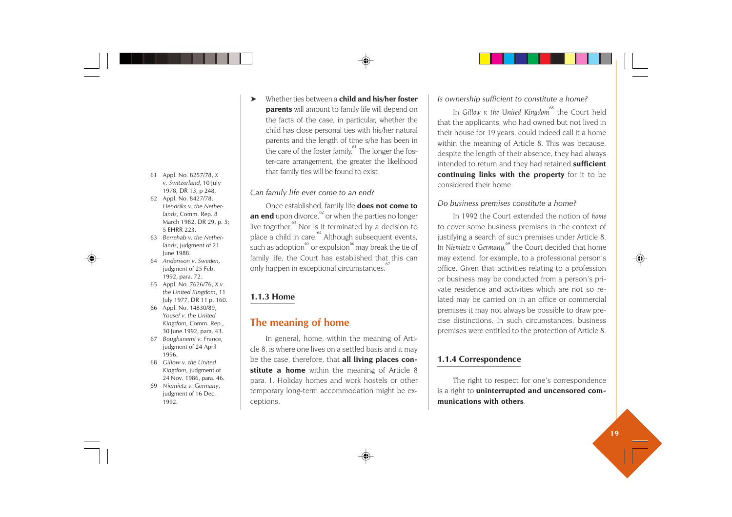- Whether ties between a **child and his/her foster parents** will amount to family life will depend on the facts of the case, in particular, whether the child has close personal ties with his/her natural parents and the length of time s/he has been in the care of the foster family.[61] The longer the foster-care arrangement, the greater the likelihood that family ties will be found to exist.

*Can family life ever come to an end?*

Once established, family life **does not come to an end** upon divorce,[62] or when the parties no longer live together.[63] Nor is it terminated by a decision to place a child in care.[64] Although subsequent events, such as adoption[65] or expulsion[66] may break the tie of family life, the Court has established that this can only happen in exceptional circumstances.[67]

### 1.1.3 Home

## The meaning of home

In general, home, within the meaning of Article 8, is where one lives on a settled basis and it may be the case, therefore, that **all living places constitute a home** within the meaning of Article 8 para. 1. Holiday homes and work hostels or other temporary long-term accommodation might be exceptions.

*Is ownership sufficient to constitute a home?*

In *Gillow v. the United Kingdom*[68] the Court held that the applicants, who had owned but not lived in their house for 19 years, could indeed call it a home within the meaning of Article 8. This was because, despite the length of their absence, they had always intended to return and they had retained **sufficient continuing links with the property** for it to be considered their home.

*Do business premises constitute a home?*

In 1992 the Court extended the notion of *home* to cover some business premises in the context of justifying a search of such premises under Article 8. In *Niemietz v. Germany*,[69] the Court decided that home may extend, for example, to a professional person's office. Given that activities relating to a profession or business may be conducted from a person's private residence and activities which are not so related may be carried on in an office or commercial premises it may not always be possible to draw precise distinctions. In such circumstances, business premises were entitled to the protection of Article 8.

### 1.1.4 Correspondence

The right to respect for one's correspondence is a right to **uninterrupted and uncensored communications with others**.

---

61 Appl. No. 8257/78, *X v. Switzerland*, 10 July 1978, DR 13, p 248.
62 Appl. No. 8427/78, *Hendriks v. the Netherlands*, Comm. Rep. 8 March 1982, DR 29, p. 5; 5 EHRR 223.
63 *Berrehab v. the Netherlands*, judgment of 21 June 1988.
64 *Andersson v. Sweden*, judgment of 25 Feb. 1992, para. 72.
65 Appl. No. 7626/76, *X v. the United Kingdom*, 11 July 1977, DR 11 p. 160.
66 Appl. No. 14830/89, *Yousef v. the United Kingdom*, Comm. Rep., 30 June 1992, para. 43.
67 *Boughanemi v. France*, judgment of 24 April 1996.
68 *Gillow v. the United Kingdom*, judgment of 24 Nov. 1986, para. 46.
69 *Niemietz v. Germany*, judgment of 16 Dec. 1992.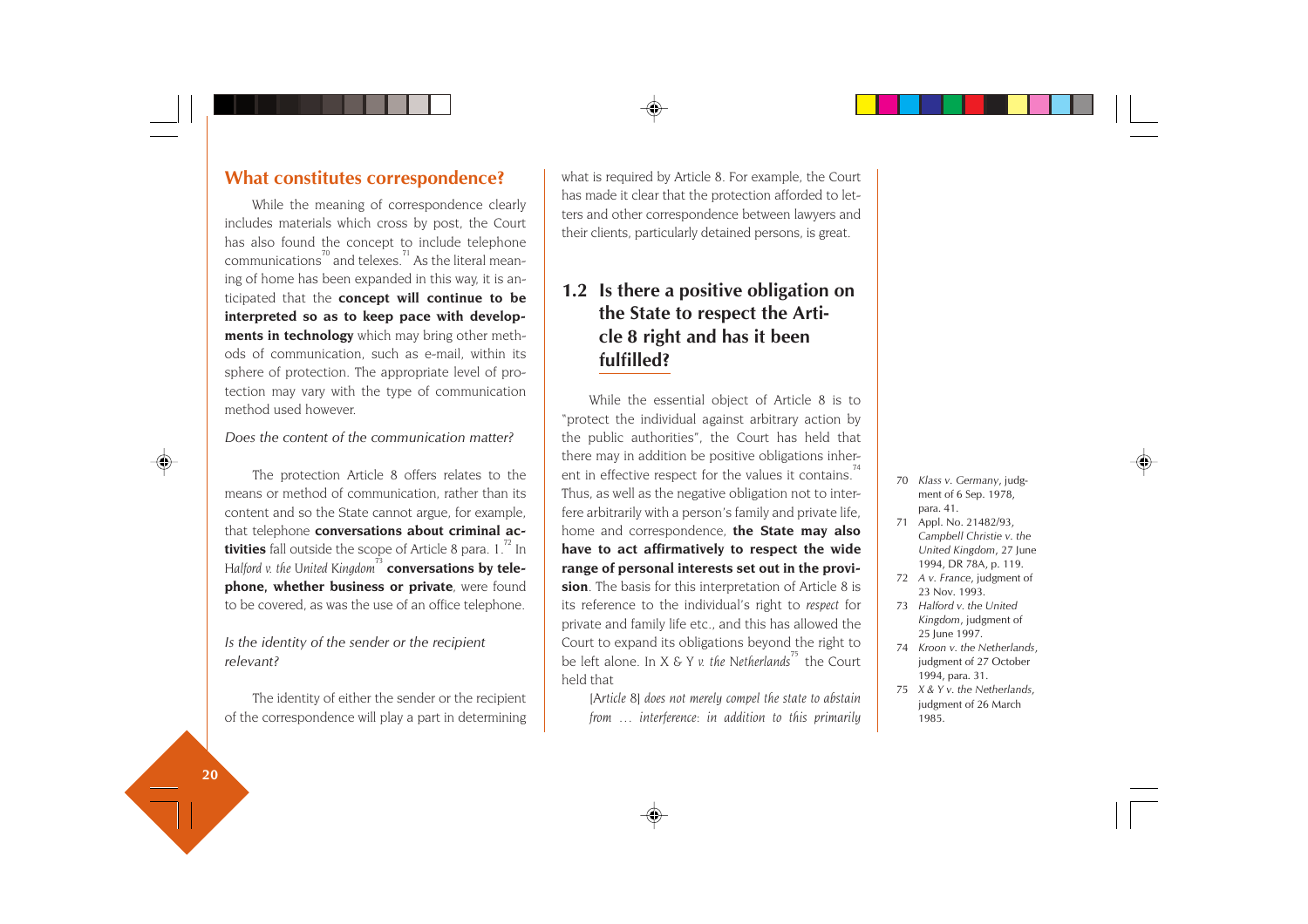## What constitutes correspondence?

While the meaning of correspondence clearly includes materials which cross by post, the Court has also found the concept to include telephone communications[70] and telexes.[71] As the literal meaning of home has been expanded in this way, it is anticipated that the **concept will continue to be interpreted so as to keep pace with developments in technology** which may bring other methods of communication, such as e-mail, within its sphere of protection. The appropriate level of protection may vary with the type of communication method used however.

*Does the content of the communication matter?*

The protection Article 8 offers relates to the means or method of communication, rather than its content and so the State cannot argue, for example, that telephone **conversations about criminal activities** fall outside the scope of Article 8 para. 1.[72] In *Halford v. the United Kingdom*[73] **conversations by telephone, whether business or private**, were found to be covered, as was the use of an office telephone.

*Is the identity of the sender or the recipient relevant?*

The identity of either the sender or the recipient of the correspondence will play a part in determining what is required by Article 8. For example, the Court has made it clear that the protection afforded to letters and other correspondence between lawyers and their clients, particularly detained persons, is great.

## 1.2 Is there a positive obligation on the State to respect the Article 8 right and has it been fulfilled?

While the essential object of Article 8 is to "protect the individual against arbitrary action by the public authorities", the Court has held that there may in addition be positive obligations inherent in effective respect for the values it contains.[74] Thus, as well as the negative obligation not to interfere arbitrarily with a person's family and private life, home and correspondence, **the State may also have to act affirmatively to respect the wide range of personal interests set out in the provision**. The basis for this interpretation of Article 8 is its reference to the individual's right to *respect* for private and family life etc., and this has allowed the Court to expand its obligations beyond the right to be left alone. In X & Y *v. the Netherlands*[75] the Court held that

> [Article 8] *does not merely compel the state to abstain from … interference: in addition to this primarily*

---

70 *Klass v. Germany*, judgment of 6 Sep. 1978, para. 41.

71 Appl. No. 21482/93, *Campbell Christie v. the United Kingdom*, 27 June 1994, DR 78A, p. 119.

72 *A v. France*, judgment of 23 Nov. 1993.

73 *Halford v. the United Kingdom*, judgment of 25 June 1997.

74 *Kroon v. the Netherlands*, judgment of 27 October 1994, para. 31.

75 *X & Y v. the Netherlands*, judgment of 26 March 1985.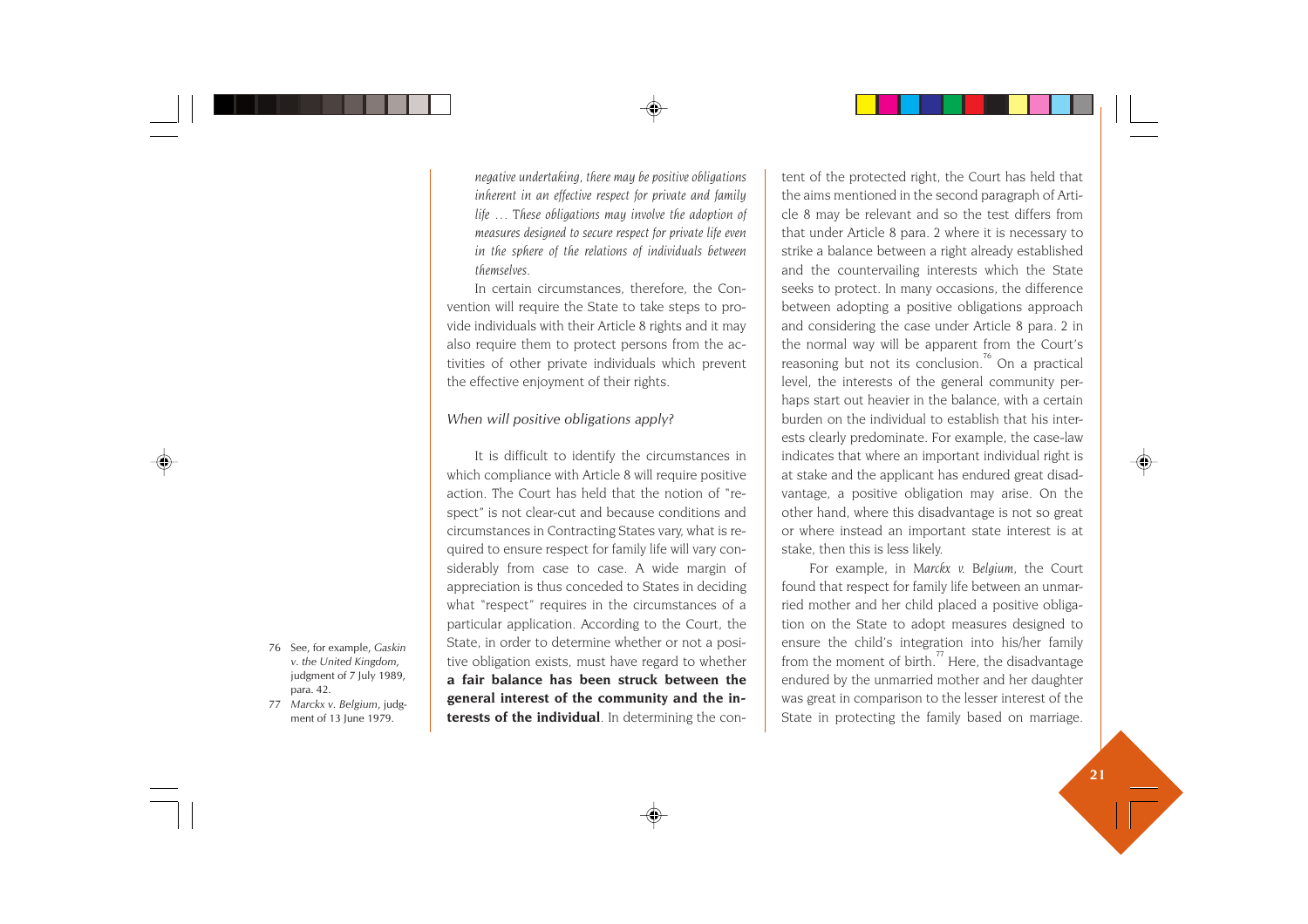*negative undertaking, there may be positive obligations inherent in an effective respect for private and family life … These obligations may involve the adoption of measures designed to secure respect for private life even in the sphere of the relations of individuals between themselves.*

In certain circumstances, therefore, the Convention will require the State to take steps to provide individuals with their Article 8 rights and it may also require them to protect persons from the activities of other private individuals which prevent the effective enjoyment of their rights.

### *When will positive obligations apply?*

It is difficult to identify the circumstances in which compliance with Article 8 will require positive action. The Court has held that the notion of "respect" is not clear-cut and because conditions and circumstances in Contracting States vary, what is required to ensure respect for family life will vary considerably from case to case. A wide margin of appreciation is thus conceded to States in deciding what "respect" requires in the circumstances of a particular application. According to the Court, the State, in order to determine whether or not a positive obligation exists, must have regard to whether **a fair balance has been struck between the general interest of the community and the interests of the individual**. In determining the content of the protected right, the Court has held that the aims mentioned in the second paragraph of Article 8 may be relevant and so the test differs from that under Article 8 para. 2 where it is necessary to strike a balance between a right already established and the countervailing interests which the State seeks to protect. In many occasions, the difference between adopting a positive obligations approach and considering the case under Article 8 para. 2 in the normal way will be apparent from the Court's reasoning but not its conclusion.[76] On a practical level, the interests of the general community perhaps start out heavier in the balance, with a certain burden on the individual to establish that his interests clearly predominate. For example, the case-law indicates that where an important individual right is at stake and the applicant has endured great disadvantage, a positive obligation may arise. On the other hand, where this disadvantage is not so great or where instead an important state interest is at stake, then this is less likely.

For example, in *Marckx v. Belgium*, the Court found that respect for family life between an unmarried mother and her child placed a positive obligation on the State to adopt measures designed to ensure the child's integration into his/her family from the moment of birth.[77] Here, the disadvantage endured by the unmarried mother and her daughter was great in comparison to the lesser interest of the State in protecting the family based on marriage.

76 See, for example, *Gaskin v. the United Kingdom*, judgment of 7 July 1989, para. 42.

77 *Marckx v. Belgium*, judgment of 13 June 1979.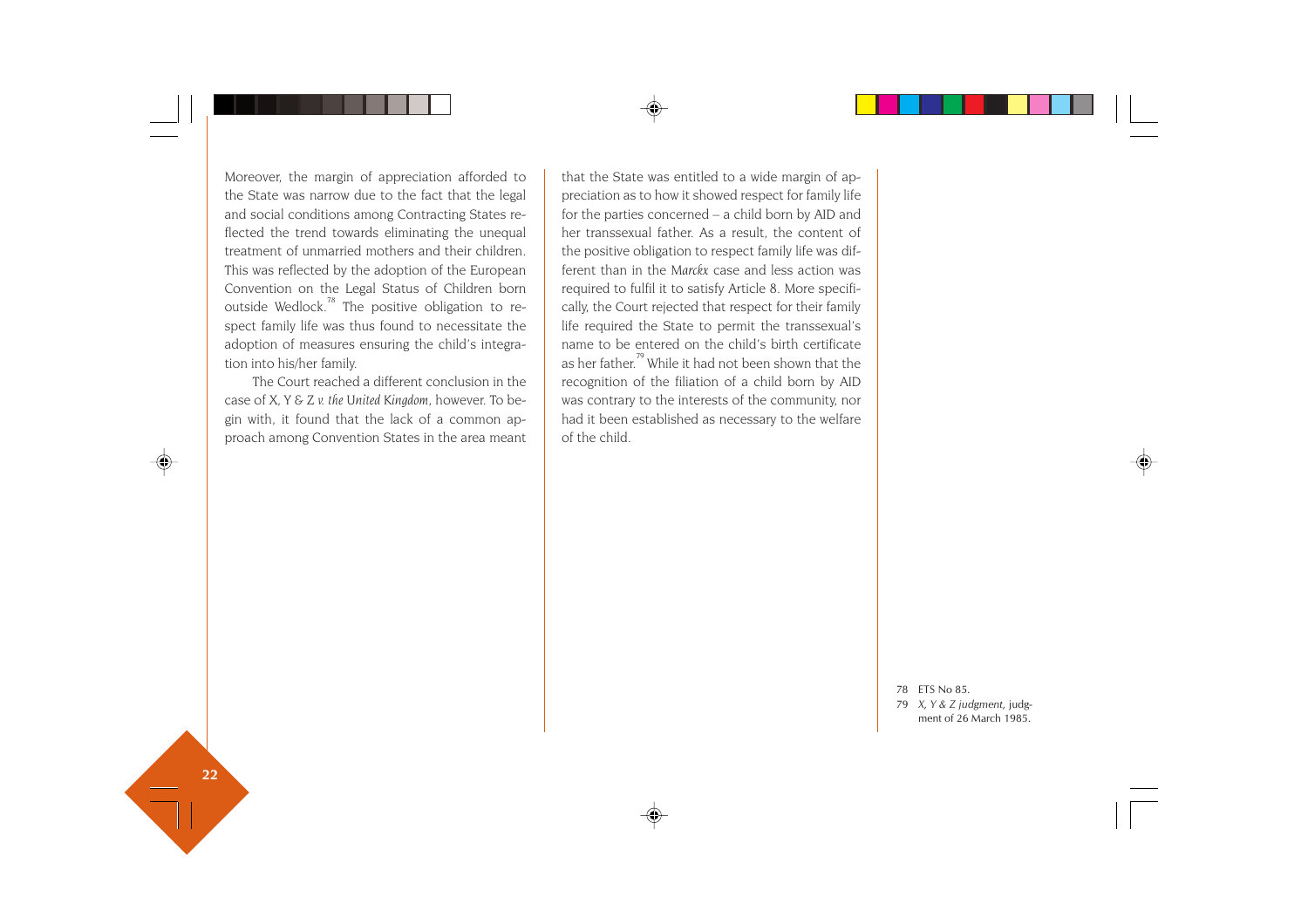Moreover, the margin of appreciation afforded to the State was narrow due to the fact that the legal and social conditions among Contracting States reflected the trend towards eliminating the unequal treatment of unmarried mothers and their children. This was reflected by the adoption of the European Convention on the Legal Status of Children born outside Wedlock.[78] The positive obligation to respect family life was thus found to necessitate the adoption of measures ensuring the child's integration into his/her family.

The Court reached a different conclusion in the case of *X, Y & Z v. the United Kingdom*, however. To begin with, it found that the lack of a common approach among Convention States in the area meant that the State was entitled to a wide margin of appreciation as to how it showed respect for family life for the parties concerned – a child born by AID and her transsexual father. As a result, the content of the positive obligation to respect family life was different than in the *Marckx* case and less action was required to fulfil it to satisfy Article 8. More specifically, the Court rejected that respect for their family life required the State to permit the transsexual's name to be entered on the child's birth certificate as her father.[79] While it had not been shown that the recognition of the filiation of a child born by AID was contrary to the interests of the community, nor had it been established as necessary to the welfare of the child.

78 ETS No 85.

79 *X, Y & Z judgment*, judgment of 26 March 1985.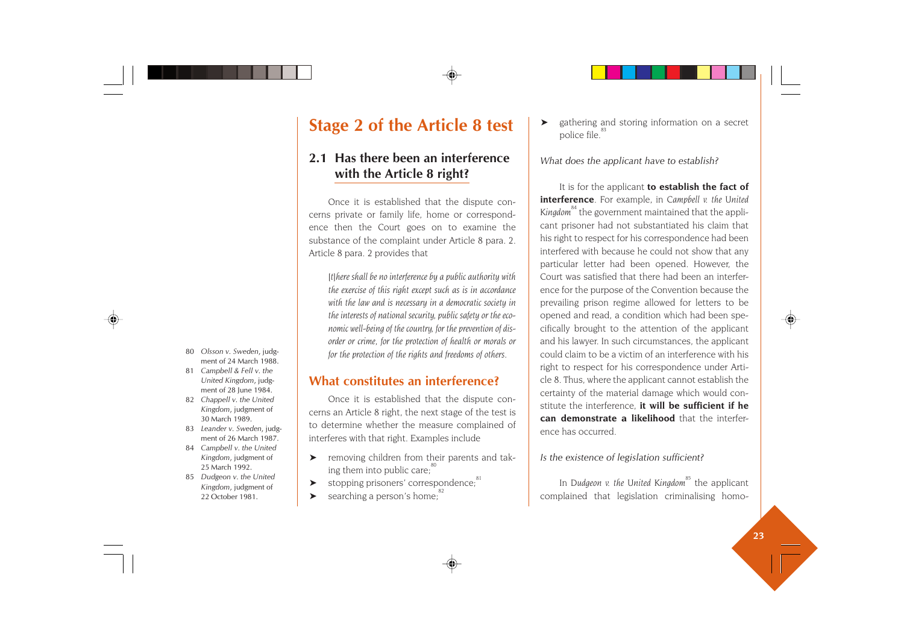# Stage 2 of the Article 8 test

## 2.1 Has there been an interference with the Article 8 right?

Once it is established that the dispute concerns private or family life, home or correspondence then the Court goes on to examine the substance of the complaint under Article 8 para. 2. Article 8 para. 2 provides that

> *[t]here shall be no interference by a public authority with the exercise of this right except such as is in accordance with the law and is necessary in a democratic society in the interests of national security, public safety or the economic well-being of the country, for the prevention of disorder or crime, for the protection of health or morals or for the protection of the rights and freedoms of others.*

### What constitutes an interference?

Once it is established that the dispute concerns an Article 8 right, the next stage of the test is to determine whether the measure complained of interferes with that right. Examples include

- removing children from their parents and taking them into public care;[80]
- stopping prisoners' correspondence;[81]
- searching a person's home;[82]
- gathering and storing information on a secret police file.[83]

*What does the applicant have to establish?*

It is for the applicant **to establish the fact of interference**. For example, in *Campbell v. the United Kingdom*[84] the government maintained that the applicant prisoner had not substantiated his claim that his right to respect for his correspondence had been interfered with because he could not show that any particular letter had been opened. However, the Court was satisfied that there had been an interference for the purpose of the Convention because the prevailing prison regime allowed for letters to be opened and read, a condition which had been specifically brought to the attention of the applicant and his lawyer. In such circumstances, the applicant could claim to be a victim of an interference with his right to respect for his correspondence under Article 8. Thus, where the applicant cannot establish the certainty of the material damage which would constitute the interference, **it will be sufficient if he can demonstrate a likelihood** that the interference has occurred.

*Is the existence of legislation sufficient?*

In *Dudgeon v. the United Kingdom*[85] the applicant complained that legislation criminalising homo-

---

80 *Olsson v. Sweden*, judgment of 24 March 1988.
81 *Campbell & Fell v. the United Kingdom*, judgment of 28 June 1984.
82 *Chappell v. the United Kingdom*, judgment of 30 March 1989.
83 *Leander v. Sweden*, judgment of 26 March 1987.
84 *Campbell v. the United Kingdom*, judgment of 25 March 1992.
85 *Dudgeon v. the United Kingdom*, judgment of 22 October 1981.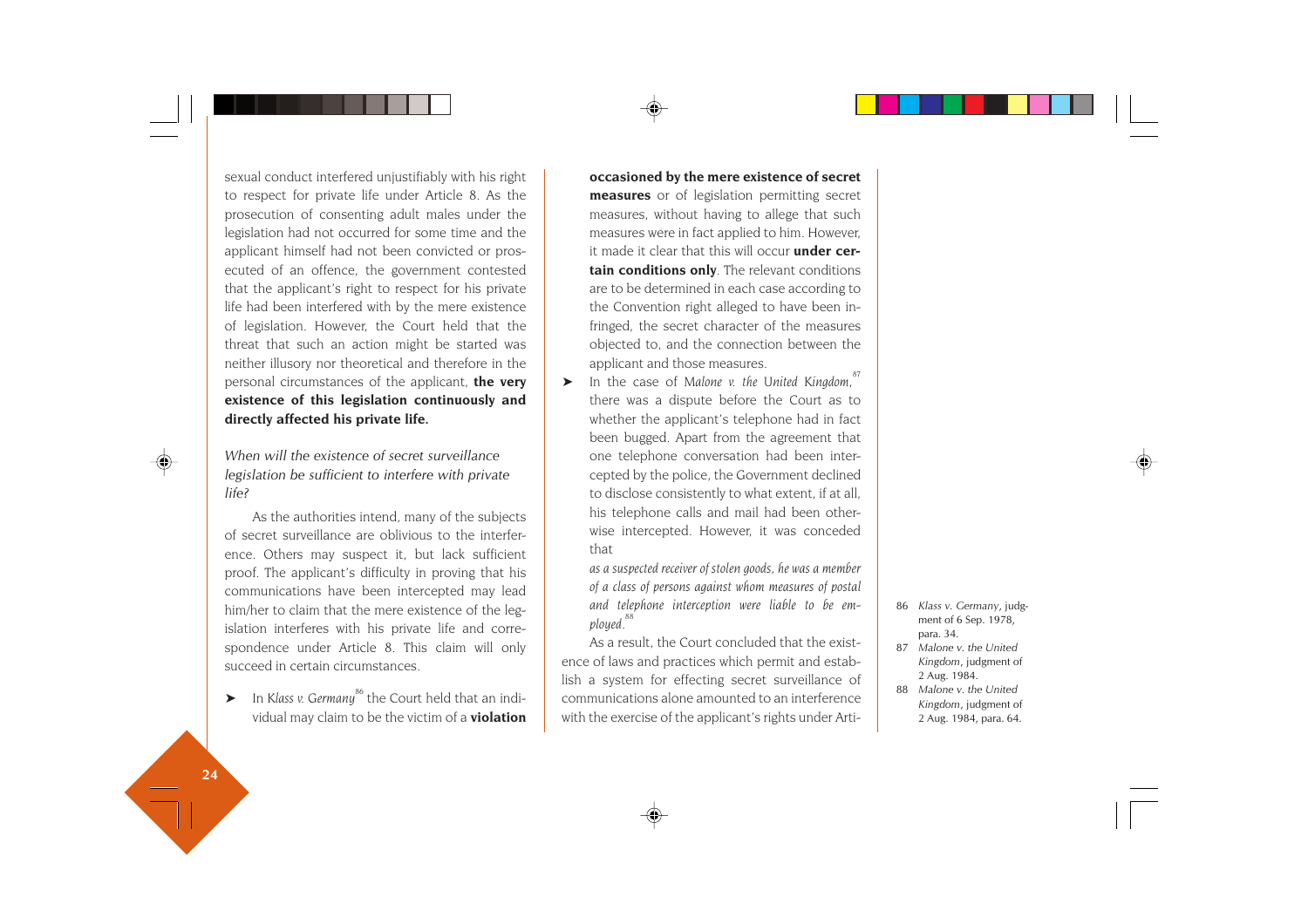sexual conduct interfered unjustifiably with his right to respect for private life under Article 8. As the prosecution of consenting adult males under the legislation had not occurred for some time and the applicant himself had not been convicted or prosecuted of an offence, the government contested that the applicant's right to respect for his private life had been interfered with by the mere existence of legislation. However, the Court held that the threat that such an action might be started was neither illusory nor theoretical and therefore in the personal circumstances of the applicant, **the very existence of this legislation continuously and directly affected his private life.**

*When will the existence of secret surveillance legislation be sufficient to interfere with private life?*

As the authorities intend, many of the subjects of secret surveillance are oblivious to the interference. Others may suspect it, but lack sufficient proof. The applicant's difficulty in proving that his communications have been intercepted may lead him/her to claim that the mere existence of the legislation interferes with his private life and correspondence under Article 8. This claim will only succeed in certain circumstances.

- In *Klass v. Germany*[86] the Court held that an individual may claim to be the victim of a **violation occasioned by the mere existence of secret measures** or of legislation permitting secret measures, without having to allege that such measures were in fact applied to him. However, it made it clear that this will occur **under certain conditions only**. The relevant conditions are to be determined in each case according to the Convention right alleged to have been infringed, the secret character of the measures objected to, and the connection between the applicant and those measures.
- In the case of *Malone v. the United Kingdom*,[87] there was a dispute before the Court as to whether the applicant's telephone had in fact been bugged. Apart from the agreement that one telephone conversation had been intercepted by the police, the Government declined to disclose consistently to what extent, if at all, his telephone calls and mail had been otherwise intercepted. However, it was conceded that

  *as a suspected receiver of stolen goods, he was a member of a class of persons against whom measures of postal and telephone interception were liable to be employed.*[88]

As a result, the Court concluded that the existence of laws and practices which permit and establish a system for effecting secret surveillance of communications alone amounted to an interference with the exercise of the applicant's rights under Arti-

86 *Klass v. Germany*, judgment of 6 Sep. 1978, para. 34.

87 *Malone v. the United Kingdom*, judgment of 2 Aug. 1984.

88 *Malone v. the United Kingdom*, judgment of 2 Aug. 1984, para. 64.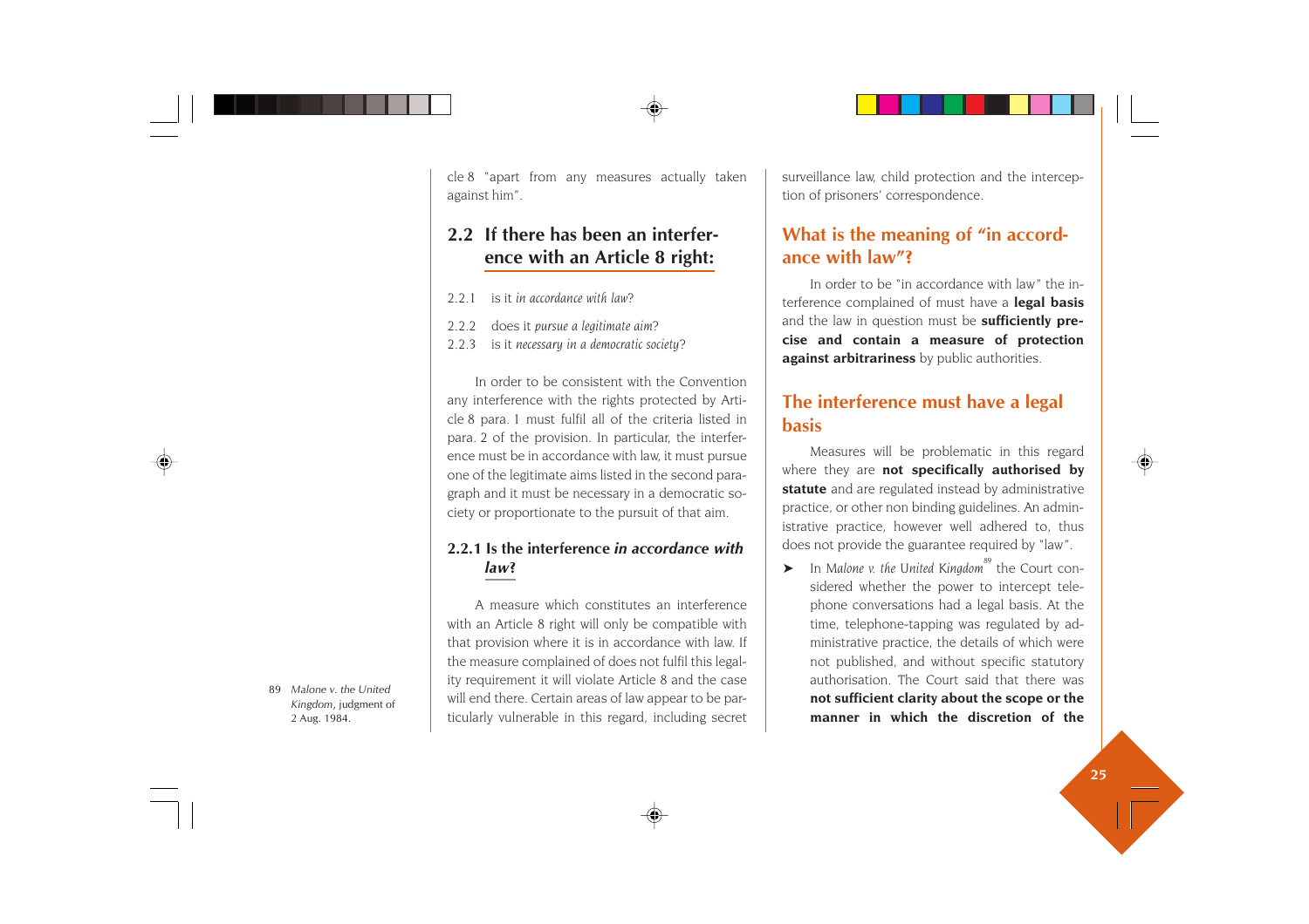cle 8 "apart from any measures actually taken against him".

## 2.2 If there has been an interference with an Article 8 right:

2.2.1 is it *in accordance with law*?

2.2.2 does it *pursue a legitimate aim*?

2.2.3 is it *necessary in a democratic society*?

In order to be consistent with the Convention any interference with the rights protected by Article 8 para. 1 must fulfil all of the criteria listed in para. 2 of the provision. In particular, the interference must be in accordance with law, it must pursue one of the legitimate aims listed in the second paragraph and it must be necessary in a democratic society or proportionate to the pursuit of that aim.

### 2.2.1 Is the interference *in accordance with law*?

A measure which constitutes an interference with an Article 8 right will only be compatible with that provision where it is in accordance with law. If the measure complained of does not fulfil this legality requirement it will violate Article 8 and the case will end there. Certain areas of law appear to be particularly vulnerable in this regard, including secret surveillance law, child protection and the interception of prisoners' correspondence.

### What is the meaning of "in accordance with law"?

In order to be "in accordance with law" the interference complained of must have a **legal basis** and the law in question must be **sufficiently precise and contain a measure of protection against arbitrariness** by public authorities.

### The interference must have a legal basis

Measures will be problematic in this regard where they are **not specifically authorised by statute** and are regulated instead by administrative practice, or other non binding guidelines. An administrative practice, however well adhered to, thus does not provide the guarantee required by "law".

➤ In *Malone v. the United Kingdom*[89] the Court considered whether the power to intercept telephone conversations had a legal basis. At the time, telephone-tapping was regulated by administrative practice, the details of which were not published, and without specific statutory authorisation. The Court said that there was **not sufficient clarity about the scope or the manner in which the discretion of the**

89 *Malone v. the United Kingdom*, judgment of 2 Aug. 1984.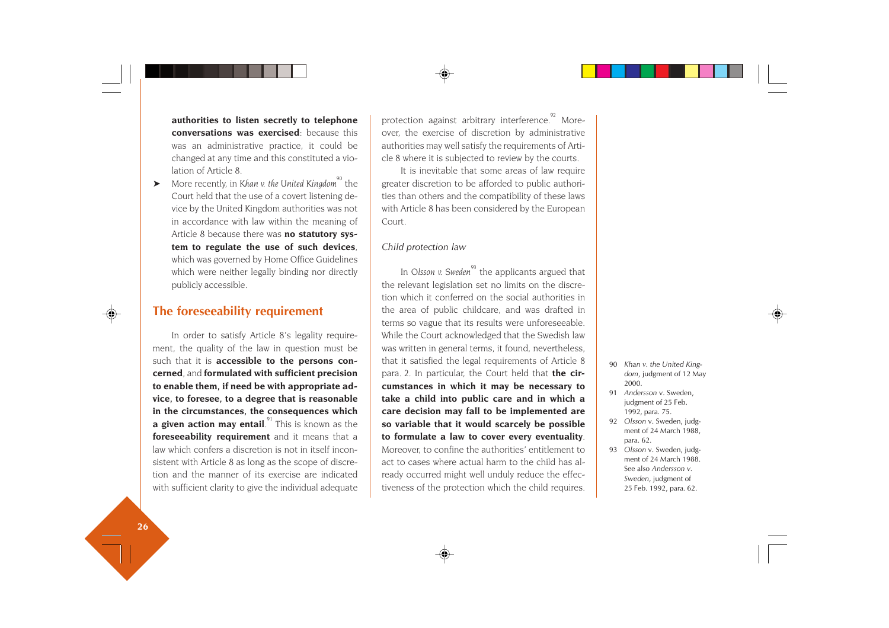**authorities to listen secretly to telephone conversations was exercised**: because this was an administrative practice, it could be changed at any time and this constituted a violation of Article 8.

- More recently, in *Khan v. the United Kingdom*[90] the Court held that the use of a covert listening device by the United Kingdom authorities was not in accordance with law within the meaning of Article 8 because there was **no statutory system to regulate the use of such devices**, which was governed by Home Office Guidelines which were neither legally binding nor directly publicly accessible.

## The foreseeability requirement

In order to satisfy Article 8's legality requirement, the quality of the law in question must be such that it is **accessible to the persons concerned**, and **formulated with sufficient precision to enable them, if need be with appropriate advice, to foresee, to a degree that is reasonable in the circumstances, the consequences which a given action may entail**.[91] This is known as the **foreseeability requirement** and it means that a law which confers a discretion is not in itself inconsistent with Article 8 as long as the scope of discretion and the manner of its exercise are indicated with sufficient clarity to give the individual adequate protection against arbitrary interference.[92] Moreover, the exercise of discretion by administrative authorities may well satisfy the requirements of Article 8 where it is subjected to review by the courts.

It is inevitable that some areas of law require greater discretion to be afforded to public authorities than others and the compatibility of these laws with Article 8 has been considered by the European Court.

### *Child protection law*

In *Olsson v. Sweden*[93] the applicants argued that the relevant legislation set no limits on the discretion which it conferred on the social authorities in the area of public childcare, and was drafted in terms so vague that its results were unforeseeable. While the Court acknowledged that the Swedish law was written in general terms, it found, nevertheless, that it satisfied the legal requirements of Article 8 para. 2. In particular, the Court held that **the circumstances in which it may be necessary to take a child into public care and in which a care decision may fall to be implemented are so variable that it would scarcely be possible to formulate a law to cover every eventuality**. Moreover, to confine the authorities' entitlement to act to cases where actual harm to the child has already occurred might well unduly reduce the effectiveness of the protection which the child requires.

90 *Khan v. the United Kingdom*, judgment of 12 May 2000.

91 *Andersson* v. Sweden, judgment of 25 Feb. 1992, para. 75.

92 *Olsson* v. Sweden, judgment of 24 March 1988, para. 62.

93 *Olsson* v. Sweden, judgment of 24 March 1988. See also *Andersson v. Sweden*, judgment of 25 Feb. 1992, para. 62.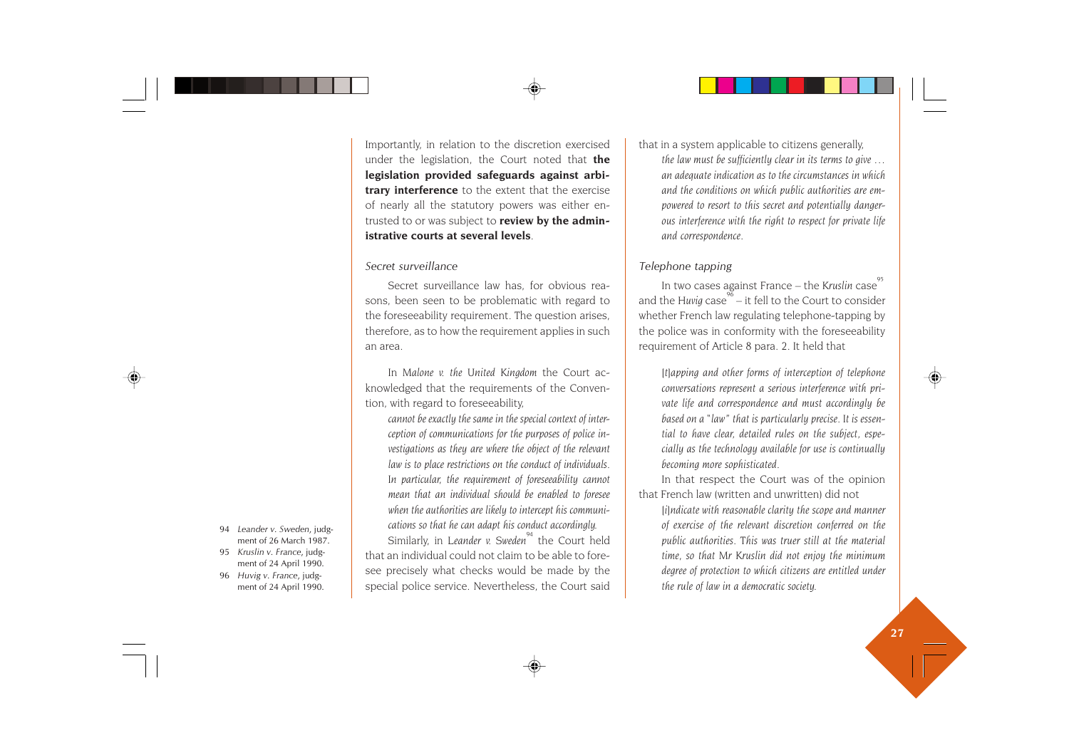Importantly, in relation to the discretion exercised under the legislation, the Court noted that **the legislation provided safeguards against arbitrary interference** to the extent that the exercise of nearly all the statutory powers was either entrusted to or was subject to **review by the administrative courts at several levels**.

*Secret surveillance*

Secret surveillance law has, for obvious reasons, been seen to be problematic with regard to the foreseeability requirement. The question arises, therefore, as to how the requirement applies in such an area.

In *Malone v. the United Kingdom* the Court acknowledged that the requirements of the Convention, with regard to foreseeability,

> *cannot be exactly the same in the special context of interception of communications for the purposes of police investigations as they are where the object of the relevant law is to place restrictions on the conduct of individuals. In particular, the requirement of foreseeability cannot mean that an individual should be enabled to foresee when the authorities are likely to intercept his communications so that he can adapt his conduct accordingly.*

Similarly, in *Leander v. Sweden*[94] the Court held that an individual could not claim to be able to foresee precisely what checks would be made by the special police service. Nevertheless, the Court said that in a system applicable to citizens generally,

> *the law must be sufficiently clear in its terms to give … an adequate indication as to the circumstances in which and the conditions on which public authorities are empowered to resort to this secret and potentially dangerous interference with the right to respect for private life and correspondence.*

*Telephone tapping*

In two cases against France – the *Kruslin* case[95] and the *Huvig* case[96] – it fell to the Court to consider whether French law regulating telephone-tapping by the police was in conformity with the foreseeability requirement of Article 8 para. 2. It held that

> *[t]apping and other forms of interception of telephone conversations represent a serious interference with private life and correspondence and must accordingly be based on a "law" that is particularly precise. It is essential to have clear, detailed rules on the subject, especially as the technology available for use is continually becoming more sophisticated.*

In that respect the Court was of the opinion that French law (written and unwritten) did not

> *[i]ndicate with reasonable clarity the scope and manner of exercise of the relevant discretion conferred on the public authorities. This was truer still at the material time, so that Mr Kruslin did not enjoy the minimum degree of protection to which citizens are entitled under the rule of law in a democratic society.*

94 *Leander v. Sweden*, judgment of 26 March 1987.

95 *Kruslin v. France*, judgment of 24 April 1990.

96 *Huvig v. France*, judgment of 24 April 1990.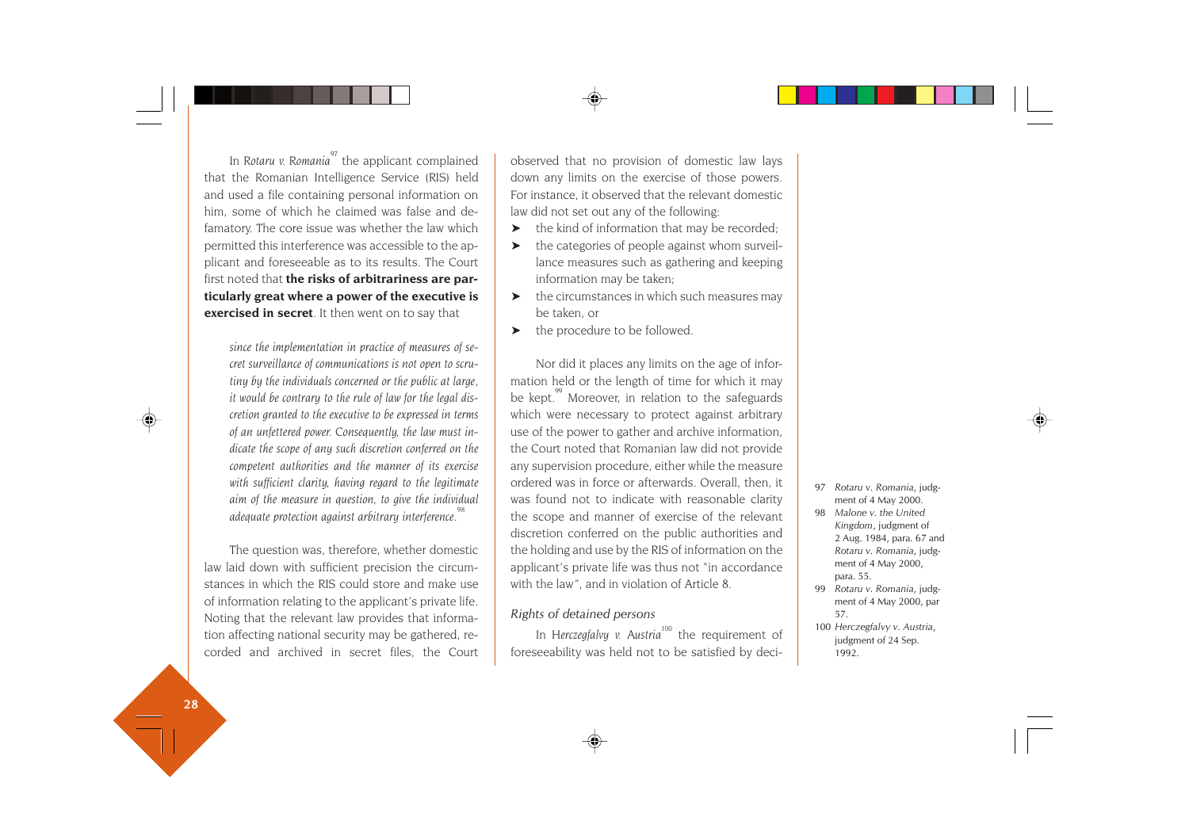In *Rotaru v. Romania*[97] the applicant complained that the Romanian Intelligence Service (RIS) held and used a file containing personal information on him, some of which he claimed was false and defamatory. The core issue was whether the law which permitted this interference was accessible to the applicant and foreseeable as to its results. The Court first noted that **the risks of arbitrariness are particularly great where a power of the executive is exercised in secret**. It then went on to say that

> *since the implementation in practice of measures of secret surveillance of communications is not open to scrutiny by the individuals concerned or the public at large, it would be contrary to the rule of law for the legal discretion granted to the executive to be expressed in terms of an unfettered power. Consequently, the law must indicate the scope of any such discretion conferred on the competent authorities and the manner of its exercise with sufficient clarity, having regard to the legitimate aim of the measure in question, to give the individual adequate protection against arbitrary interference.*[98]

The question was, therefore, whether domestic law laid down with sufficient precision the circumstances in which the RIS could store and make use of information relating to the applicant's private life. Noting that the relevant law provides that information affecting national security may be gathered, recorded and archived in secret files, the Court observed that no provision of domestic law lays down any limits on the exercise of those powers. For instance, it observed that the relevant domestic law did not set out any of the following:

- the kind of information that may be recorded;
- the categories of people against whom surveillance measures such as gathering and keeping information may be taken;
- the circumstances in which such measures may be taken, or
- the procedure to be followed.

Nor did it places any limits on the age of information held or the length of time for which it may be kept.[99] Moreover, in relation to the safeguards which were necessary to protect against arbitrary use of the power to gather and archive information, the Court noted that Romanian law did not provide any supervision procedure, either while the measure ordered was in force or afterwards. Overall, then, it was found not to indicate with reasonable clarity the scope and manner of exercise of the relevant discretion conferred on the public authorities and the holding and use by the RIS of information on the applicant's private life was thus not "in accordance with the law", and in violation of Article 8.

### *Rights of detained persons*

In *Herczegfalvy v. Austria*[100] the requirement of foreseeability was held not to be satisfied by deci-

---

97 *Rotaru v. Romania*, judgment of 4 May 2000.

98 *Malone v. the United Kingdom*, judgment of 2 Aug. 1984, para. 67 and *Rotaru v. Romania*, judgment of 4 May 2000, para. 55.

99 *Rotaru v. Romania*, judgment of 4 May 2000, par 57.

100 *Herczegfalvy v. Austria*, judgment of 24 Sep. 1992.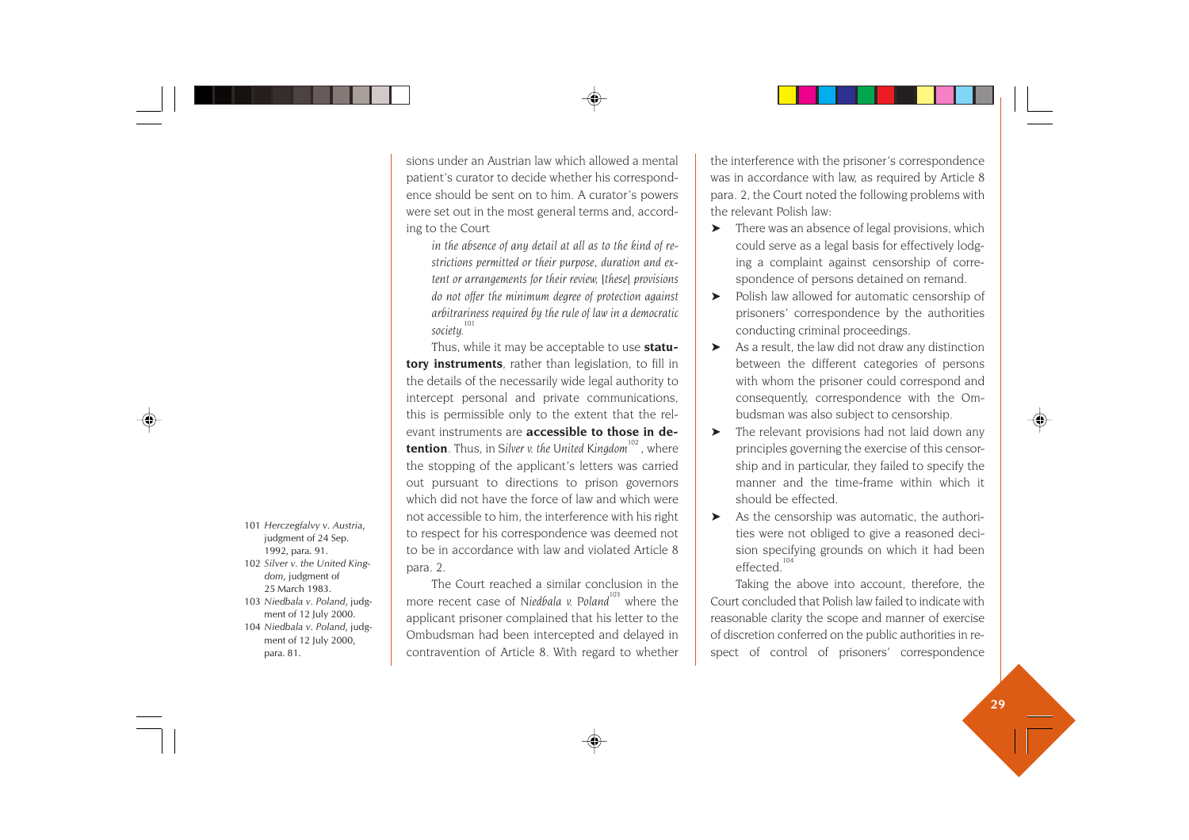sions under an Austrian law which allowed a mental patient's curator to decide whether his correspondence should be sent on to him. A curator's powers were set out in the most general terms and, according to the Court

> *in the absence of any detail at all as to the kind of restrictions permitted or their purpose, duration and extent or arrangements for their review, [these] provisions do not offer the minimum degree of protection against arbitrariness required by the rule of law in a democratic society.*[101]

Thus, while it may be acceptable to use **statutory instruments**, rather than legislation, to fill in the details of the necessarily wide legal authority to intercept personal and private communications, this is permissible only to the extent that the relevant instruments are **accessible to those in detention**. Thus, in *Silver v. the United Kingdom*[102], where the stopping of the applicant's letters was carried out pursuant to directions to prison governors which did not have the force of law and which were not accessible to him, the interference with his right to respect for his correspondence was deemed not to be in accordance with law and violated Article 8 para. 2.

The Court reached a similar conclusion in the more recent case of *Niedbala v. Poland*[103] where the applicant prisoner complained that his letter to the Ombudsman had been intercepted and delayed in contravention of Article 8. With regard to whether the interference with the prisoner's correspondence was in accordance with law, as required by Article 8 para. 2, the Court noted the following problems with the relevant Polish law:

- There was an absence of legal provisions, which could serve as a legal basis for effectively lodging a complaint against censorship of correspondence of persons detained on remand.
- Polish law allowed for automatic censorship of prisoners' correspondence by the authorities conducting criminal proceedings.
- As a result, the law did not draw any distinction between the different categories of persons with whom the prisoner could correspond and consequently, correspondence with the Ombudsman was also subject to censorship.
- The relevant provisions had not laid down any principles governing the exercise of this censorship and in particular, they failed to specify the manner and the time-frame within which it should be effected.
- As the censorship was automatic, the authorities were not obliged to give a reasoned decision specifying grounds on which it had been effected.[104]

Taking the above into account, therefore, the Court concluded that Polish law failed to indicate with reasonable clarity the scope and manner of exercise of discretion conferred on the public authorities in respect of control of prisoners' correspondence

101 *Herczegfalvy v. Austria*, judgment of 24 Sep. 1992, para. 91.

102 *Silver v. the United Kingdom*, judgment of 25 March 1983.

103 *Niedbala v. Poland*, judgment of 12 July 2000.

104 *Niedbala v. Poland*, judgment of 12 July 2000, para. 81.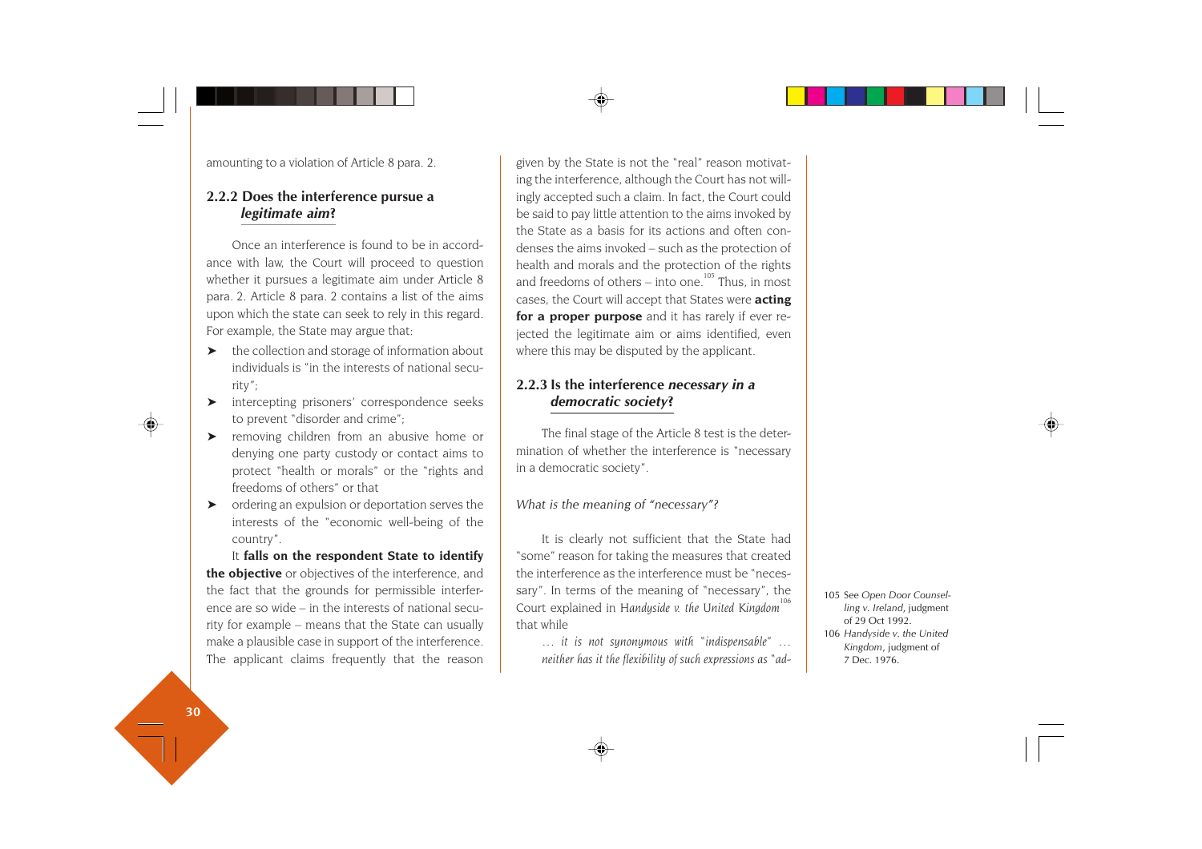amounting to a violation of Article 8 para. 2.

### 2.2.2 Does the interference pursue a *legitimate aim*?

Once an interference is found to be in accordance with law, the Court will proceed to question whether it pursues a legitimate aim under Article 8 para. 2. Article 8 para. 2 contains a list of the aims upon which the state can seek to rely in this regard. For example, the State may argue that:

- the collection and storage of information about individuals is "in the interests of national security";
- intercepting prisoners' correspondence seeks to prevent "disorder and crime";
- removing children from an abusive home or denying one party custody or contact aims to protect "health or morals" or the "rights and freedoms of others" or that
- ordering an expulsion or deportation serves the interests of the "economic well-being of the country".

It **falls on the respondent State to identify the objective** or objectives of the interference, and the fact that the grounds for permissible interference are so wide – in the interests of national security for example – means that the State can usually make a plausible case in support of the interference. The applicant claims frequently that the reason given by the State is not the "real" reason motivating the interference, although the Court has not willingly accepted such a claim. In fact, the Court could be said to pay little attention to the aims invoked by the State as a basis for its actions and often condenses the aims invoked – such as the protection of health and morals and the protection of the rights and freedoms of others – into one.[105] Thus, in most cases, the Court will accept that States were **acting for a proper purpose** and it has rarely if ever rejected the legitimate aim or aims identified, even where this may be disputed by the applicant.

### 2.2.3 Is the interference *necessary in a democratic society*?

The final stage of the Article 8 test is the determination of whether the interference is "necessary in a democratic society".

*What is the meaning of "necessary"?*

It is clearly not sufficient that the State had "some" reason for taking the measures that created the interference as the interference must be "necessary". In terms of the meaning of "necessary", the Court explained in *Handyside v. the United Kingdom*[106] that while

> *… it is not synonymous with "indispensable" … neither has it the flexibility of such expressions as "ad-*

105 See *Open Door Counselling v. Ireland*, judgment of 29 Oct 1992.

106 *Handyside v. the United Kingdom*, judgment of 7 Dec. 1976.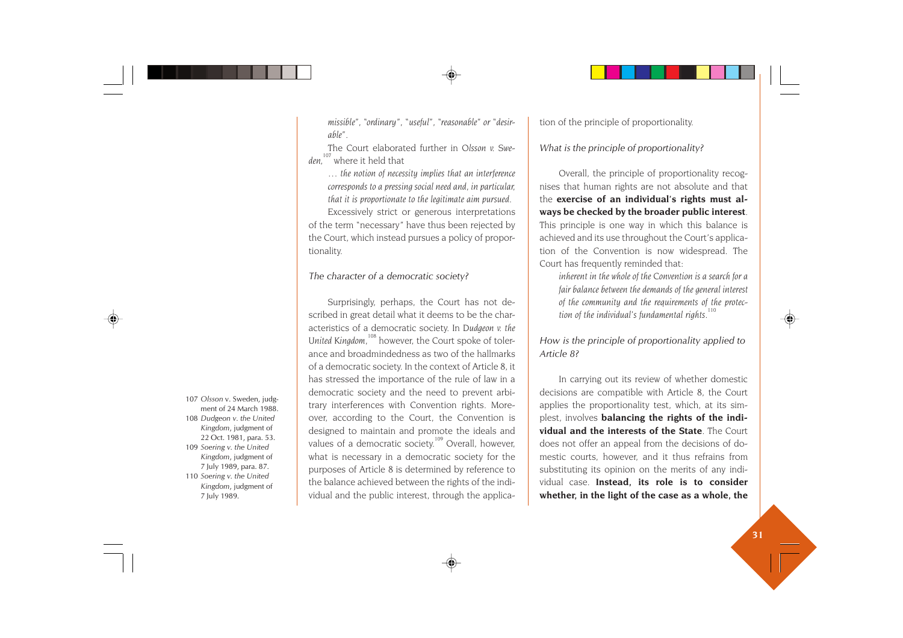*missible", "ordinary", "useful", "reasonable" or "desirable".*

The Court elaborated further in *Olsson v. Sweden,*[107] where it held that

> *… the notion of necessity implies that an interference corresponds to a pressing social need and, in particular, that it is proportionate to the legitimate aim pursued.*

Excessively strict or generous interpretations of the term "necessary" have thus been rejected by the Court, which instead pursues a policy of proportionality.

*The character of a democratic society?*

Surprisingly, perhaps, the Court has not described in great detail what it deems to be the characteristics of a democratic society. In *Dudgeon v. the United Kingdom*,[108] however, the Court spoke of tolerance and broadmindedness as two of the hallmarks of a democratic society. In the context of Article 8, it has stressed the importance of the rule of law in a democratic society and the need to prevent arbitrary interferences with Convention rights. Moreover, according to the Court, the Convention is designed to maintain and promote the ideals and values of a democratic society.[109] Overall, however, what is necessary in a democratic society for the purposes of Article 8 is determined by reference to the balance achieved between the rights of the individual and the public interest, through the application of the principle of proportionality.

*What is the principle of proportionality?*

Overall, the principle of proportionality recognises that human rights are not absolute and that the **exercise of an individual's rights must always be checked by the broader public interest**. This principle is one way in which this balance is achieved and its use throughout the Court's application of the Convention is now widespread. The Court has frequently reminded that:

> *inherent in the whole of the Convention is a search for a fair balance between the demands of the general interest of the community and the requirements of the protection of the individual's fundamental rights.*[110]

*How is the principle of proportionality applied to Article 8?*

In carrying out its review of whether domestic decisions are compatible with Article 8, the Court applies the proportionality test, which, at its simplest, involves **balancing the rights of the individual and the interests of the State**. The Court does not offer an appeal from the decisions of domestic courts, however, and it thus refrains from substituting its opinion on the merits of any individual case. **Instead, its role is to consider whether, in the light of the case as a whole, the**

107 *Olsson* v. Sweden, judgment of 24 March 1988.
108 *Dudgeon v. the United Kingdom*, judgment of 22 Oct. 1981, para. 53.
109 *Soering v. the United Kingdom*, judgment of 7 July 1989, para. 87.
110 *Soering v. the United Kingdom*, judgment of 7 July 1989.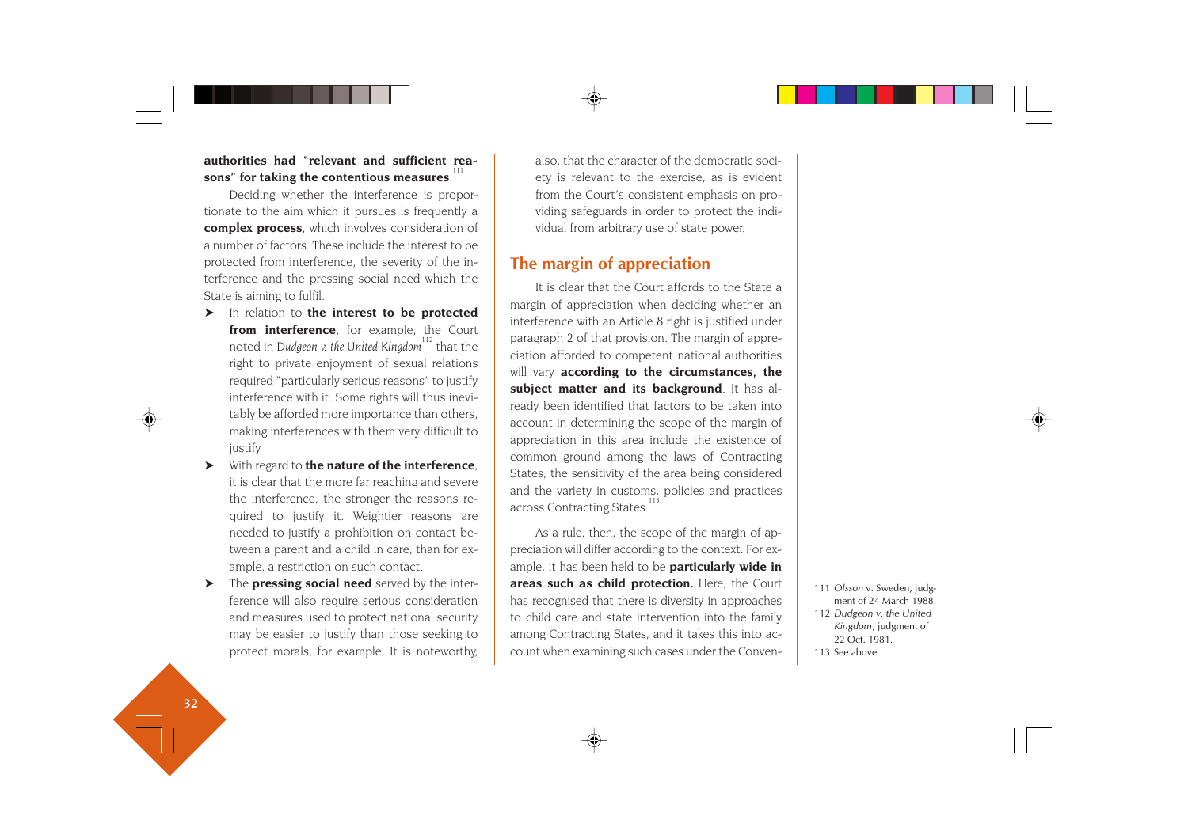**authorities had "relevant and sufficient reasons" for taking the contentious measures**.[111]

Deciding whether the interference is proportionate to the aim which it pursues is frequently a **complex process**, which involves consideration of a number of factors. These include the interest to be protected from interference, the severity of the interference and the pressing social need which the State is aiming to fulfil.

- In relation to **the interest to be protected from interference**, for example, the Court noted in *Dudgeon v. the United Kingdom*[112] that the right to private enjoyment of sexual relations required "particularly serious reasons" to justify interference with it. Some rights will thus inevitably be afforded more importance than others, making interferences with them very difficult to justify.
- With regard to **the nature of the interference**, it is clear that the more far reaching and severe the interference, the stronger the reasons required to justify it. Weightier reasons are needed to justify a prohibition on contact between a parent and a child in care, than for example, a restriction on such contact.
- The **pressing social need** served by the interference will also require serious consideration and measures used to protect national security may be easier to justify than those seeking to protect morals, for example. It is noteworthy, also, that the character of the democratic society is relevant to the exercise, as is evident from the Court's consistent emphasis on providing safeguards in order to protect the individual from arbitrary use of state power.

## The margin of appreciation

It is clear that the Court affords to the State a margin of appreciation when deciding whether an interference with an Article 8 right is justified under paragraph 2 of that provision. The margin of appreciation afforded to competent national authorities will vary **according to the circumstances, the subject matter and its background**. It has already been identified that factors to be taken into account in determining the scope of the margin of appreciation in this area include the existence of common ground among the laws of Contracting States; the sensitivity of the area being considered and the variety in customs, policies and practices across Contracting States.[113]

As a rule, then, the scope of the margin of appreciation will differ according to the context. For example, it has been held to be **particularly wide in areas such as child protection.** Here, the Court has recognised that there is diversity in approaches to child care and state intervention into the family among Contracting States, and it takes this into account when examining such cases under the Conven-

111 *Olsson* v. Sweden, judgment of 24 March 1988.

112 *Dudgeon v. the United Kingdom*, judgment of 22 Oct. 1981.

113 See above.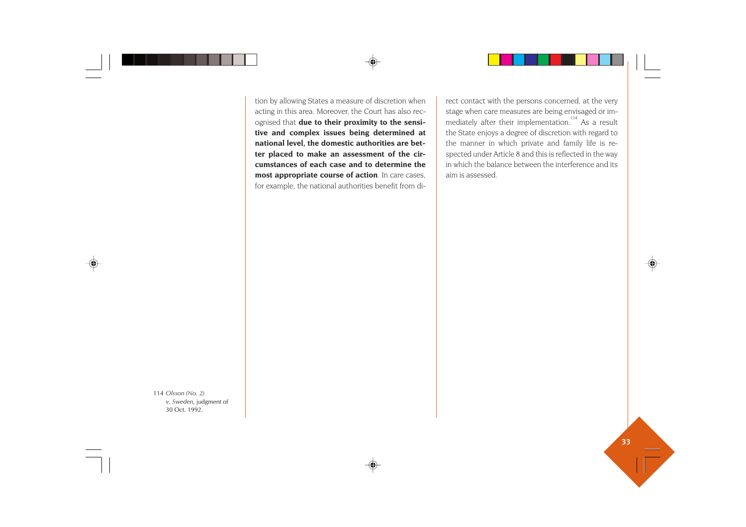tion by allowing States a measure of discretion when acting in this area. Moreover, the Court has also recognised that **due to their proximity to the sensitive and complex issues being determined at national level, the domestic authorities are better placed to make an assessment of the circumstances of each case and to determine the most appropriate course of action**. In care cases, for example, the national authorities benefit from direct contact with the persons concerned, at the very stage when care measures are being envisaged or immediately after their implementation.[114] As a result the State enjoys a degree of discretion with regard to the manner in which private and family life is respected under Article 8 and this is reflected in the way in which the balance between the interference and its aim is assessed.

114 *Olsson (No. 2)* v. *Sweden*, judgment of 30 Oct. 1992.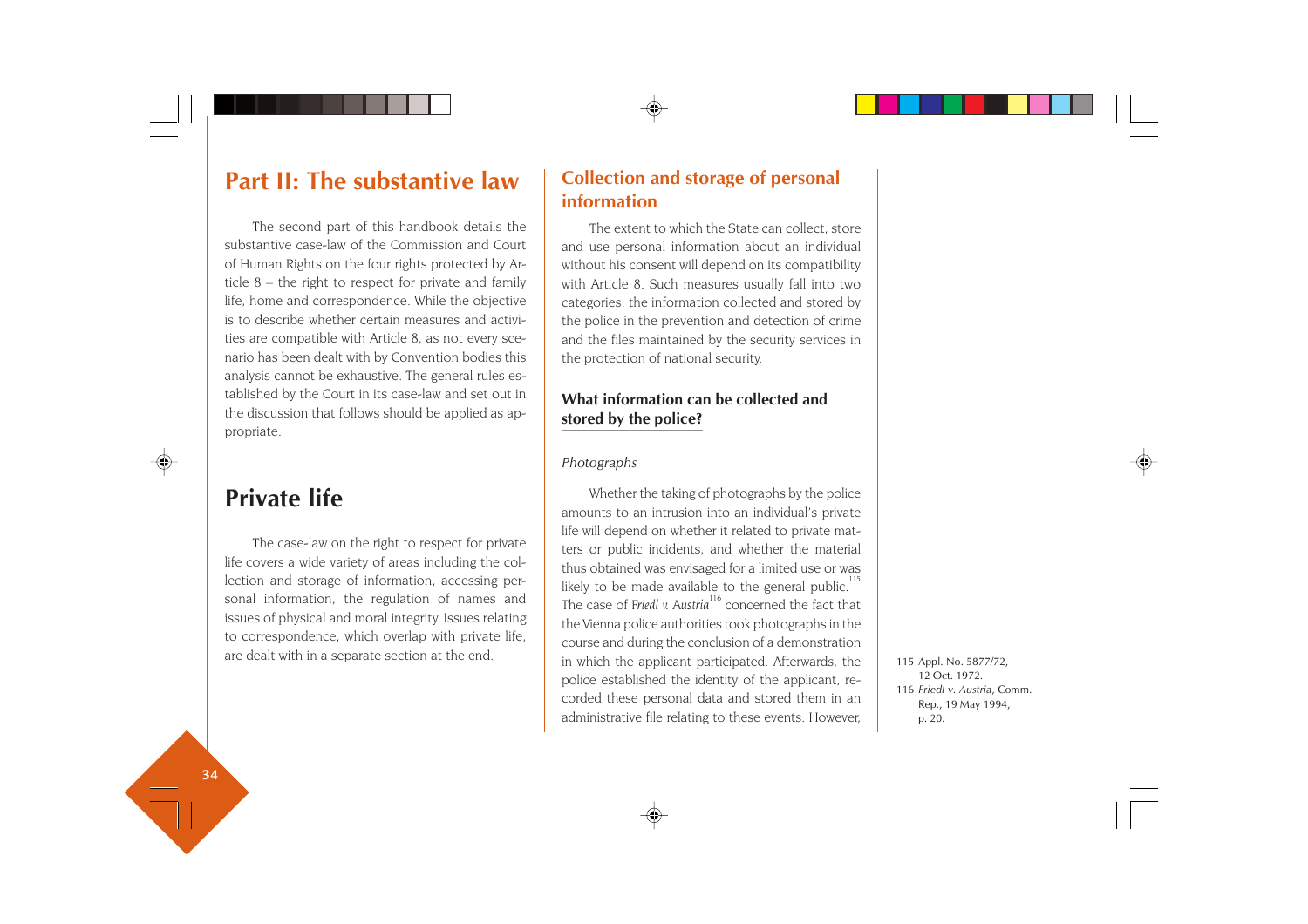# Part II: The substantive law

The second part of this handbook details the substantive case-law of the Commission and Court of Human Rights on the four rights protected by Article 8 – the right to respect for private and family life, home and correspondence. While the objective is to describe whether certain measures and activities are compatible with Article 8, as not every scenario has been dealt with by Convention bodies this analysis cannot be exhaustive. The general rules established by the Court in its case-law and set out in the discussion that follows should be applied as appropriate.

# Private life

The case-law on the right to respect for private life covers a wide variety of areas including the collection and storage of information, accessing personal information, the regulation of names and issues of physical and moral integrity. Issues relating to correspondence, which overlap with private life, are dealt with in a separate section at the end.

## Collection and storage of personal information

The extent to which the State can collect, store and use personal information about an individual without his consent will depend on its compatibility with Article 8. Such measures usually fall into two categories: the information collected and stored by the police in the prevention and detection of crime and the files maintained by the security services in the protection of national security.

### What information can be collected and stored by the police?

*Photographs*

Whether the taking of photographs by the police amounts to an intrusion into an individual's private life will depend on whether it related to private matters or public incidents, and whether the material thus obtained was envisaged for a limited use or was likely to be made available to the general public.[115] The case of *Friedl v. Austria*[116] concerned the fact that the Vienna police authorities took photographs in the course and during the conclusion of a demonstration in which the applicant participated. Afterwards, the police established the identity of the applicant, recorded these personal data and stored them in an administrative file relating to these events. However,

115 Appl. No. 5877/72, 12 Oct. 1972.

116 *Friedl v. Austria*, Comm. Rep., 19 May 1994, p. 20.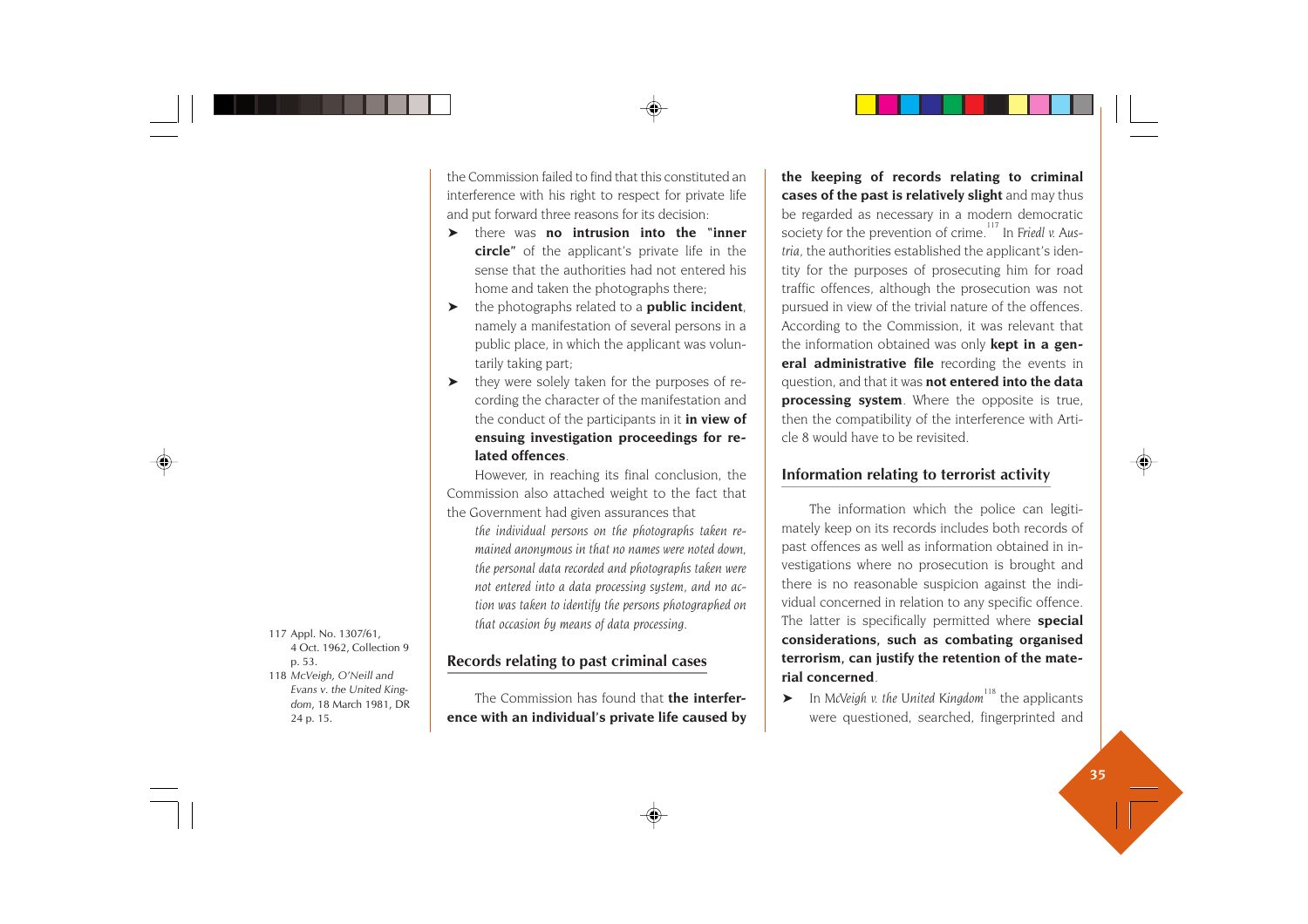the Commission failed to find that this constituted an interference with his right to respect for private life and put forward three reasons for its decision:

- there was **no intrusion into the "inner circle"** of the applicant's private life in the sense that the authorities had not entered his home and taken the photographs there;
- the photographs related to a **public incident**, namely a manifestation of several persons in a public place, in which the applicant was voluntarily taking part;
- they were solely taken for the purposes of recording the character of the manifestation and the conduct of the participants in it **in view of ensuing investigation proceedings for related offences**.

However, in reaching its final conclusion, the Commission also attached weight to the fact that the Government had given assurances that

> *the individual persons on the photographs taken remained anonymous in that no names were noted down, the personal data recorded and photographs taken were not entered into a data processing system, and no action was taken to identify the persons photographed on that occasion by means of data processing.*

## Records relating to past criminal cases

The Commission has found that **the interference with an individual's private life caused by the keeping of records relating to criminal cases of the past is relatively slight** and may thus be regarded as necessary in a modern democratic society for the prevention of crime.[117] In *Friedl v. Austria*, the authorities established the applicant's identity for the purposes of prosecuting him for road traffic offences, although the prosecution was not pursued in view of the trivial nature of the offences. According to the Commission, it was relevant that the information obtained was only **kept in a general administrative file** recording the events in question, and that it was **not entered into the data processing system**. Where the opposite is true, then the compatibility of the interference with Article 8 would have to be revisited.

## Information relating to terrorist activity

The information which the police can legitimately keep on its records includes both records of past offences as well as information obtained in investigations where no prosecution is brought and there is no reasonable suspicion against the individual concerned in relation to any specific offence. The latter is specifically permitted where **special considerations, such as combating organised terrorism, can justify the retention of the material concerned**.

- In *McVeigh v. the United Kingdom*[118] the applicants were questioned, searched, fingerprinted and

---

117 Appl. No. 1307/61, 4 Oct. 1962, Collection 9 p. 53.

118 *McVeigh, O'Neill and Evans v. the United Kingdom*, 18 March 1981, DR 24 p. 15.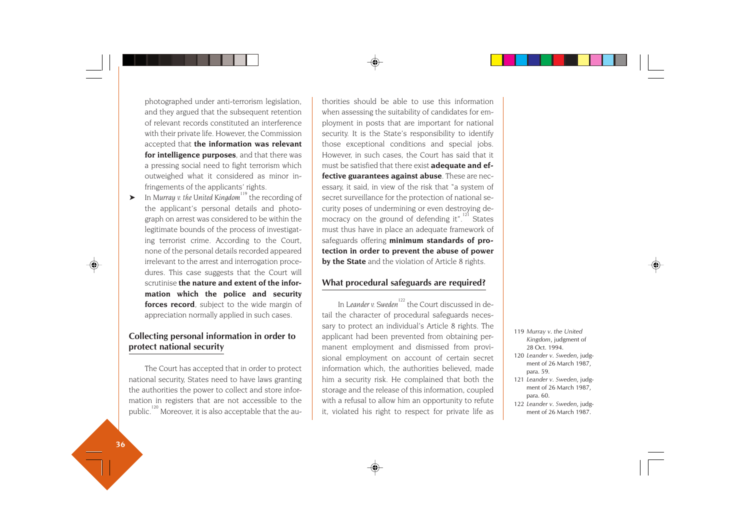photographed under anti-terrorism legislation, and they argued that the subsequent retention of relevant records constituted an interference with their private life. However, the Commission accepted that **the information was relevant for intelligence purposes**, and that there was a pressing social need to fight terrorism which outweighed what it considered as minor infringements of the applicants' rights.

- In *Murray v. the United Kingdom*[119] the recording of the applicant's personal details and photograph on arrest was considered to be within the legitimate bounds of the process of investigating terrorist crime. According to the Court, none of the personal details recorded appeared irrelevant to the arrest and interrogation procedures. This case suggests that the Court will scrutinise **the nature and extent of the information which the police and security forces record**, subject to the wide margin of appreciation normally applied in such cases.

## Collecting personal information in order to protect national security

The Court has accepted that in order to protect national security, States need to have laws granting the authorities the power to collect and store information in registers that are not accessible to the public.[120] Moreover, it is also acceptable that the authorities should be able to use this information when assessing the suitability of candidates for employment in posts that are important for national security. It is the State's responsibility to identify those exceptional conditions and special jobs. However, in such cases, the Court has said that it must be satisfied that there exist **adequate and effective guarantees against abuse**. These are necessary, it said, in view of the risk that "a system of secret surveillance for the protection of national security poses of undermining or even destroying democracy on the ground of defending it".[121] States must thus have in place an adequate framework of safeguards offering **minimum standards of protection in order to prevent the abuse of power by the State** and the violation of Article 8 rights.

## What procedural safeguards are required?

In *Leander v. Sweden*[122] the Court discussed in detail the character of procedural safeguards necessary to protect an individual's Article 8 rights. The applicant had been prevented from obtaining permanent employment and dismissed from provisional employment on account of certain secret information which, the authorities believed, made him a security risk. He complained that both the storage and the release of this information, coupled with a refusal to allow him an opportunity to refute it, violated his right to respect for private life as

119 *Murray v. the United Kingdom*, judgment of 28 Oct. 1994.

120 *Leander v. Sweden*, judgment of 26 March 1987, para. 59.

121 *Leander v. Sweden*, judgment of 26 March 1987, para. 60.

122 *Leander v. Sweden*, judgment of 26 March 1987.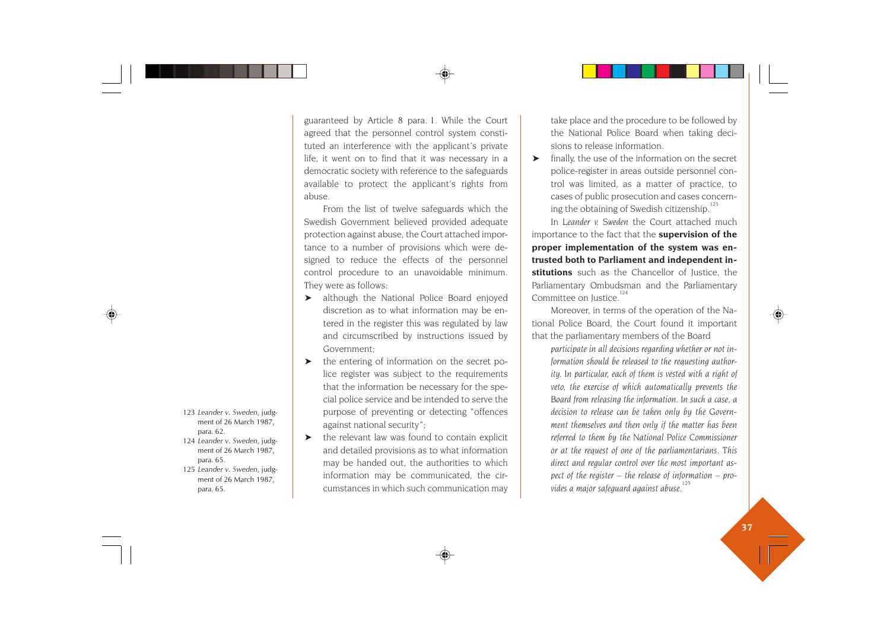guaranteed by Article 8 para. 1. While the Court agreed that the personnel control system constituted an interference with the applicant's private life, it went on to find that it was necessary in a democratic society with reference to the safeguards available to protect the applicant's rights from abuse.

From the list of twelve safeguards which the Swedish Government believed provided adequate protection against abuse, the Court attached importance to a number of provisions which were designed to reduce the effects of the personnel control procedure to an unavoidable minimum. They were as follows:

- although the National Police Board enjoyed discretion as to what information may be entered in the register this was regulated by law and circumscribed by instructions issued by Government;
- the entering of information on the secret police register was subject to the requirements that the information be necessary for the special police service and be intended to serve the purpose of preventing or detecting "offences against national security";
- the relevant law was found to contain explicit and detailed provisions as to what information may be handed out, the authorities to which information may be communicated, the circumstances in which such communication may take place and the procedure to be followed by the National Police Board when taking decisions to release information.
- finally, the use of the information on the secret police-register in areas outside personnel control was limited, as a matter of practice, to cases of public prosecution and cases concerning the obtaining of Swedish citizenship.[123]

In *Leander v. Sweden* the Court attached much importance to the fact that the **supervision of the proper implementation of the system was entrusted both to Parliament and independent institutions** such as the Chancellor of Justice, the Parliamentary Ombudsman and the Parliamentary Committee on Justice.[124]

Moreover, in terms of the operation of the National Police Board, the Court found it important that the parliamentary members of the Board

> *participate in all decisions regarding whether or not information should be released to the requesting authority. In particular, each of them is vested with a right of veto, the exercise of which automatically prevents the Board from releasing the information. In such a case, a decision to release can be taken only by the Government themselves and then only if the matter has been referred to them by the National Police Commissioner or at the request of one of the parliamentarians. This direct and regular control over the most important aspect of the register – the release of information – provides a major safeguard against abuse.*[125]

123 *Leander v. Sweden*, judgment of 26 March 1987, para. 62.

124 *Leander v. Sweden*, judgment of 26 March 1987, para. 65.

125 *Leander v. Sweden*, judgment of 26 March 1987, para. 65.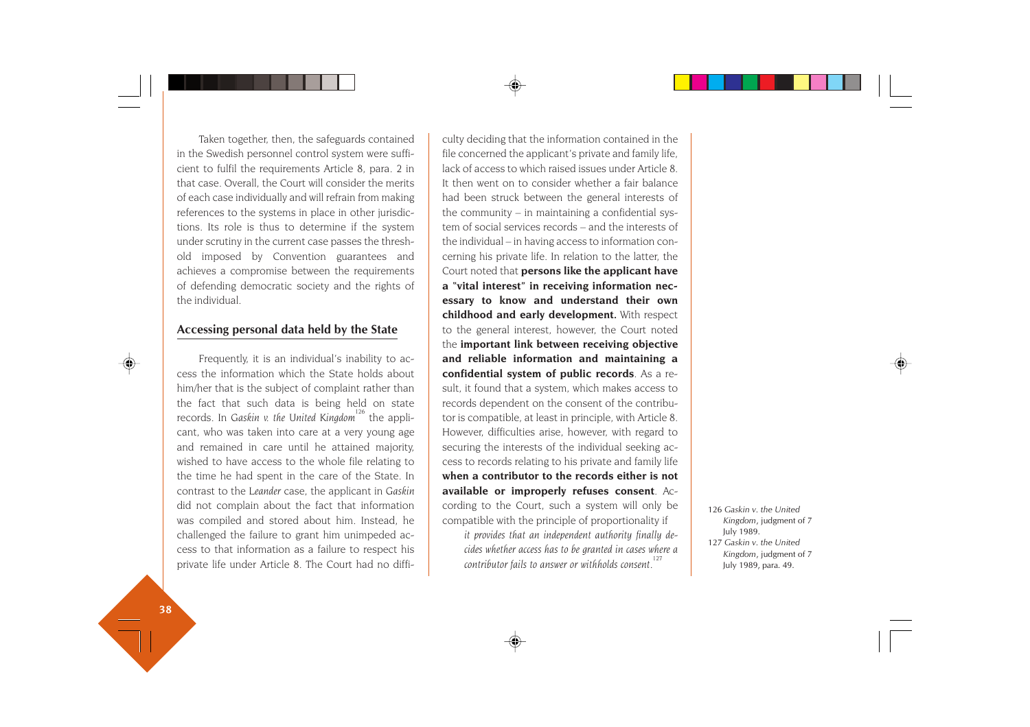Taken together, then, the safeguards contained in the Swedish personnel control system were sufficient to fulfil the requirements Article 8, para. 2 in that case. Overall, the Court will consider the merits of each case individually and will refrain from making references to the systems in place in other jurisdictions. Its role is thus to determine if the system under scrutiny in the current case passes the threshold imposed by Convention guarantees and achieves a compromise between the requirements of defending democratic society and the rights of the individual.

## Accessing personal data held by the State

Frequently, it is an individual's inability to access the information which the State holds about him/her that is the subject of complaint rather than the fact that such data is being held on state records. In *Gaskin v. the United Kingdom*[126] the applicant, who was taken into care at a very young age and remained in care until he attained majority, wished to have access to the whole file relating to the time he had spent in the care of the State. In contrast to the *Leander* case, the applicant in *Gaskin* did not complain about the fact that information was compiled and stored about him. Instead, he challenged the failure to grant him unimpeded access to that information as a failure to respect his private life under Article 8. The Court had no difficulty deciding that the information contained in the file concerned the applicant's private and family life, lack of access to which raised issues under Article 8. It then went on to consider whether a fair balance had been struck between the general interests of the community – in maintaining a confidential system of social services records – and the interests of the individual – in having access to information concerning his private life. In relation to the latter, the Court noted that **persons like the applicant have a "vital interest" in receiving information necessary to know and understand their own childhood and early development.** With respect to the general interest, however, the Court noted the **important link between receiving objective and reliable information and maintaining a confidential system of public records**. As a result, it found that a system, which makes access to records dependent on the consent of the contributor is compatible, at least in principle, with Article 8. However, difficulties arise, however, with regard to securing the interests of the individual seeking access to records relating to his private and family life **when a contributor to the records either is not available or improperly refuses consent**. According to the Court, such a system will only be compatible with the principle of proportionality if

> *it provides that an independent authority finally decides whether access has to be granted in cases where a contributor fails to answer or withholds consent.*[127]

126 *Gaskin v. the United Kingdom*, judgment of 7 July 1989.

127 *Gaskin v. the United Kingdom*, judgment of 7 July 1989, para. 49.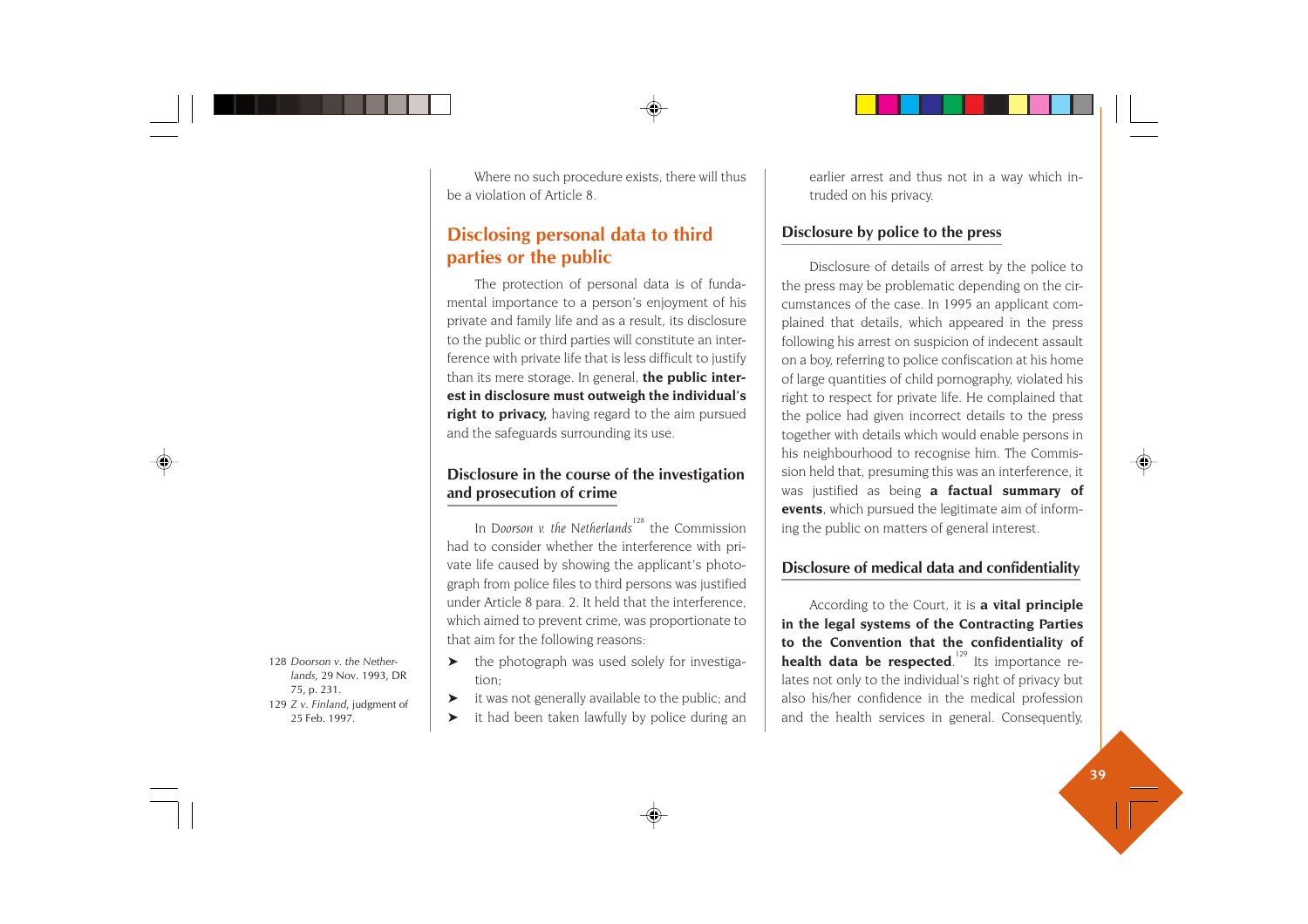Where no such procedure exists, there will thus be a violation of Article 8.

## Disclosing personal data to third parties or the public

The protection of personal data is of fundamental importance to a person's enjoyment of his private and family life and as a result, its disclosure to the public or third parties will constitute an interference with private life that is less difficult to justify than its mere storage. In general, **the public interest in disclosure must outweigh the individual's right to privacy,** having regard to the aim pursued and the safeguards surrounding its use.

### Disclosure in the course of the investigation and prosecution of crime

In *Doorson v. the Netherlands*[128] the Commission had to consider whether the interference with private life caused by showing the applicant's photograph from police files to third persons was justified under Article 8 para. 2. It held that the interference, which aimed to prevent crime, was proportionate to that aim for the following reasons:

- the photograph was used solely for investigation;
- it was not generally available to the public; and
- it had been taken lawfully by police during an earlier arrest and thus not in a way which intruded on his privacy.

### Disclosure by police to the press

Disclosure of details of arrest by the police to the press may be problematic depending on the circumstances of the case. In 1995 an applicant complained that details, which appeared in the press following his arrest on suspicion of indecent assault on a boy, referring to police confiscation at his home of large quantities of child pornography, violated his right to respect for private life. He complained that the police had given incorrect details to the press together with details which would enable persons in his neighbourhood to recognise him. The Commission held that, presuming this was an interference, it was justified as being **a factual summary of events**, which pursued the legitimate aim of informing the public on matters of general interest.

### Disclosure of medical data and confidentiality

According to the Court, it is **a vital principle in the legal systems of the Contracting Parties to the Convention that the confidentiality of health data be respected**.[129] Its importance relates not only to the individual's right of privacy but also his/her confidence in the medical profession and the health services in general. Consequently,

128 *Doorson v. the Netherlands,* 29 Nov. 1993, DR 75, p. 231.

129 *Z v. Finland*, judgment of 25 Feb. 1997.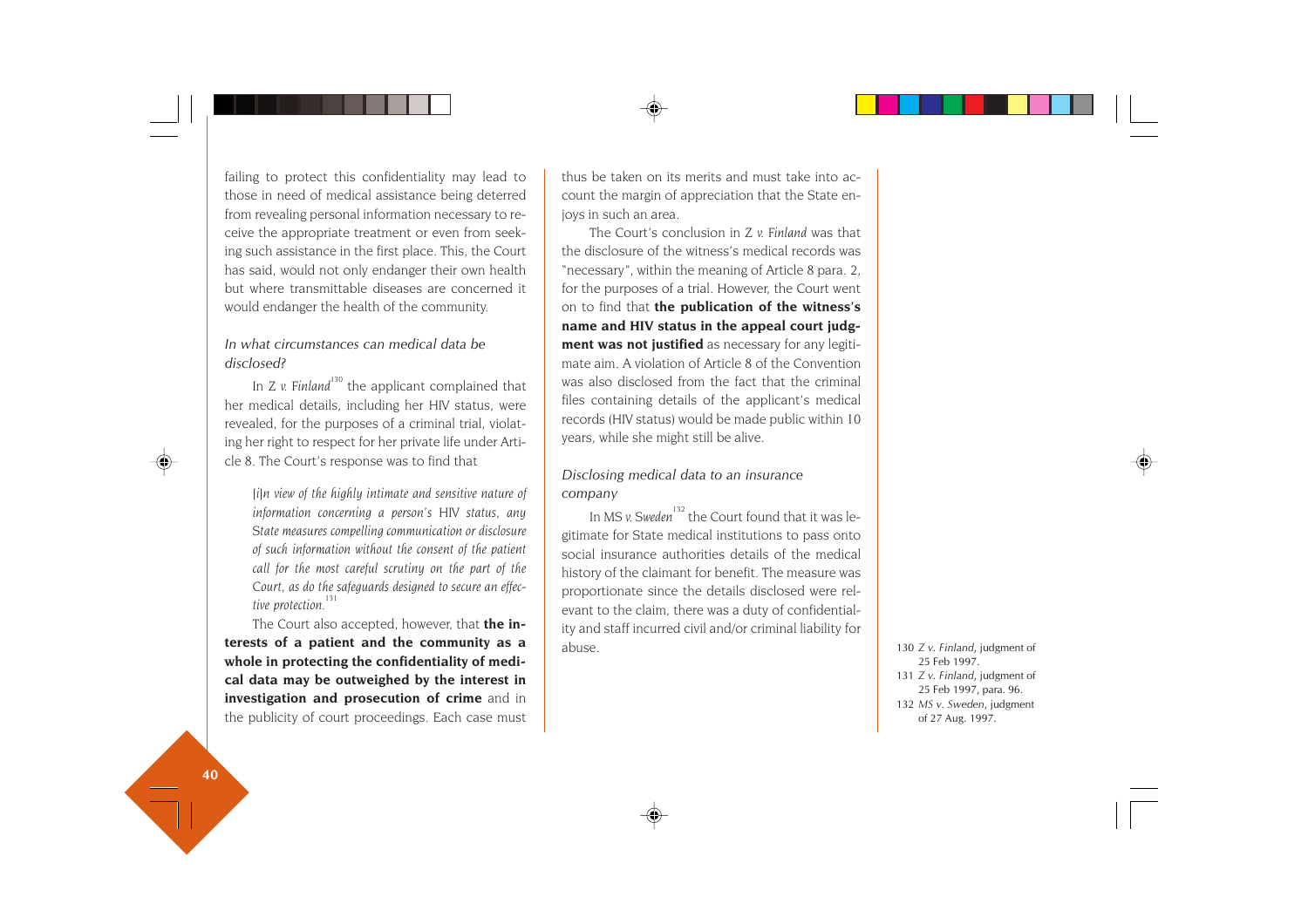failing to protect this confidentiality may lead to those in need of medical assistance being deterred from revealing personal information necessary to receive the appropriate treatment or even from seeking such assistance in the first place. This, the Court has said, would not only endanger their own health but where transmittable diseases are concerned it would endanger the health of the community.

### *In what circumstances can medical data be disclosed?*

In *Z v. Finland*[130] the applicant complained that her medical details, including her HIV status, were revealed, for the purposes of a criminal trial, violating her right to respect for her private life under Article 8. The Court's response was to find that

> *[i]n view of the highly intimate and sensitive nature of information concerning a person's HIV status, any State measures compelling communication or disclosure of such information without the consent of the patient call for the most careful scrutiny on the part of the Court, as do the safeguards designed to secure an effective protection.*[131]

The Court also accepted, however, that **the interests of a patient and the community as a whole in protecting the confidentiality of medical data may be outweighed by the interest in investigation and prosecution of crime** and in the publicity of court proceedings. Each case must thus be taken on its merits and must take into account the margin of appreciation that the State enjoys in such an area.

The Court's conclusion in *Z v. Finland* was that the disclosure of the witness's medical records was "necessary", within the meaning of Article 8 para. 2, for the purposes of a trial. However, the Court went on to find that **the publication of the witness's name and HIV status in the appeal court judgment was not justified** as necessary for any legitimate aim. A violation of Article 8 of the Convention was also disclosed from the fact that the criminal files containing details of the applicant's medical records (HIV status) would be made public within 10 years, while she might still be alive.

### *Disclosing medical data to an insurance company*

In *MS v. Sweden*[132] the Court found that it was legitimate for State medical institutions to pass onto social insurance authorities details of the medical history of the claimant for benefit. The measure was proportionate since the details disclosed were relevant to the claim, there was a duty of confidentiality and staff incurred civil and/or criminal liability for abuse.

130 *Z v. Finland*, judgment of 25 Feb 1997.

131 *Z v. Finland*, judgment of 25 Feb 1997, para. 96.

132 *MS v. Sweden*, judgment of 27 Aug. 1997.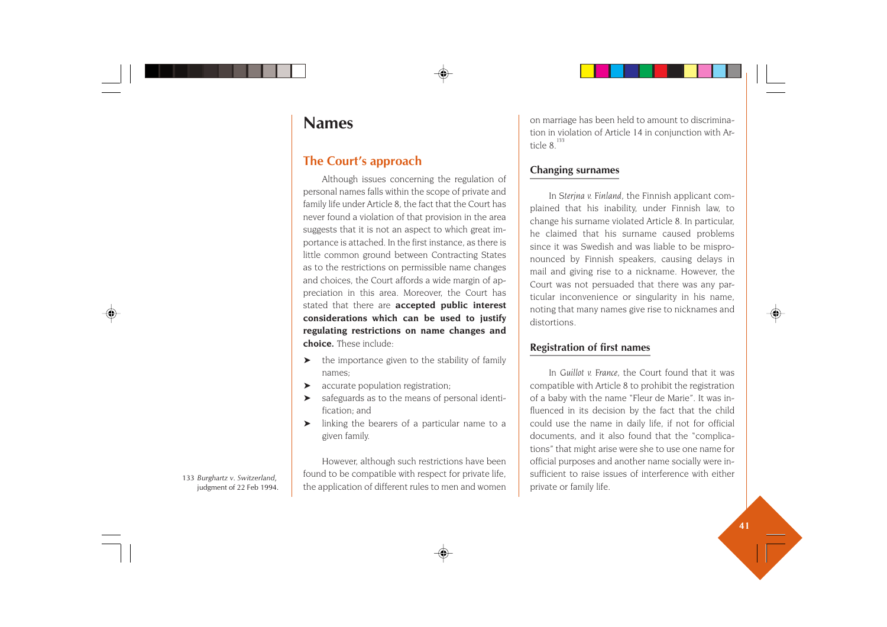# Names

## The Court's approach

Although issues concerning the regulation of personal names falls within the scope of private and family life under Article 8, the fact that the Court has never found a violation of that provision in the area suggests that it is not an aspect to which great importance is attached. In the first instance, as there is little common ground between Contracting States as to the restrictions on permissible name changes and choices, the Court affords a wide margin of appreciation in this area. Moreover, the Court has stated that there are **accepted public interest considerations which can be used to justify regulating restrictions on name changes and choice.** These include:

- the importance given to the stability of family names;
- accurate population registration;
- safeguards as to the means of personal identification; and
- linking the bearers of a particular name to a given family.

However, although such restrictions have been found to be compatible with respect for private life, the application of different rules to men and women on marriage has been held to amount to discrimination in violation of Article 14 in conjunction with Article 8.[133]

133 *Burghartz v. Switzerland*, judgment of 22 Feb 1994.

### Changing surnames

In *Sterjna v. Finland*, the Finnish applicant complained that his inability, under Finnish law, to change his surname violated Article 8. In particular, he claimed that his surname caused problems since it was Swedish and was liable to be mispronounced by Finnish speakers, causing delays in mail and giving rise to a nickname. However, the Court was not persuaded that there was any particular inconvenience or singularity in his name, noting that many names give rise to nicknames and distortions.

### Registration of first names

In *Guillot v. France*, the Court found that it was compatible with Article 8 to prohibit the registration of a baby with the name "Fleur de Marie". It was influenced in its decision by the fact that the child could use the name in daily life, if not for official documents, and it also found that the "complications" that might arise were she to use one name for official purposes and another name socially were insufficient to raise issues of interference with either private or family life.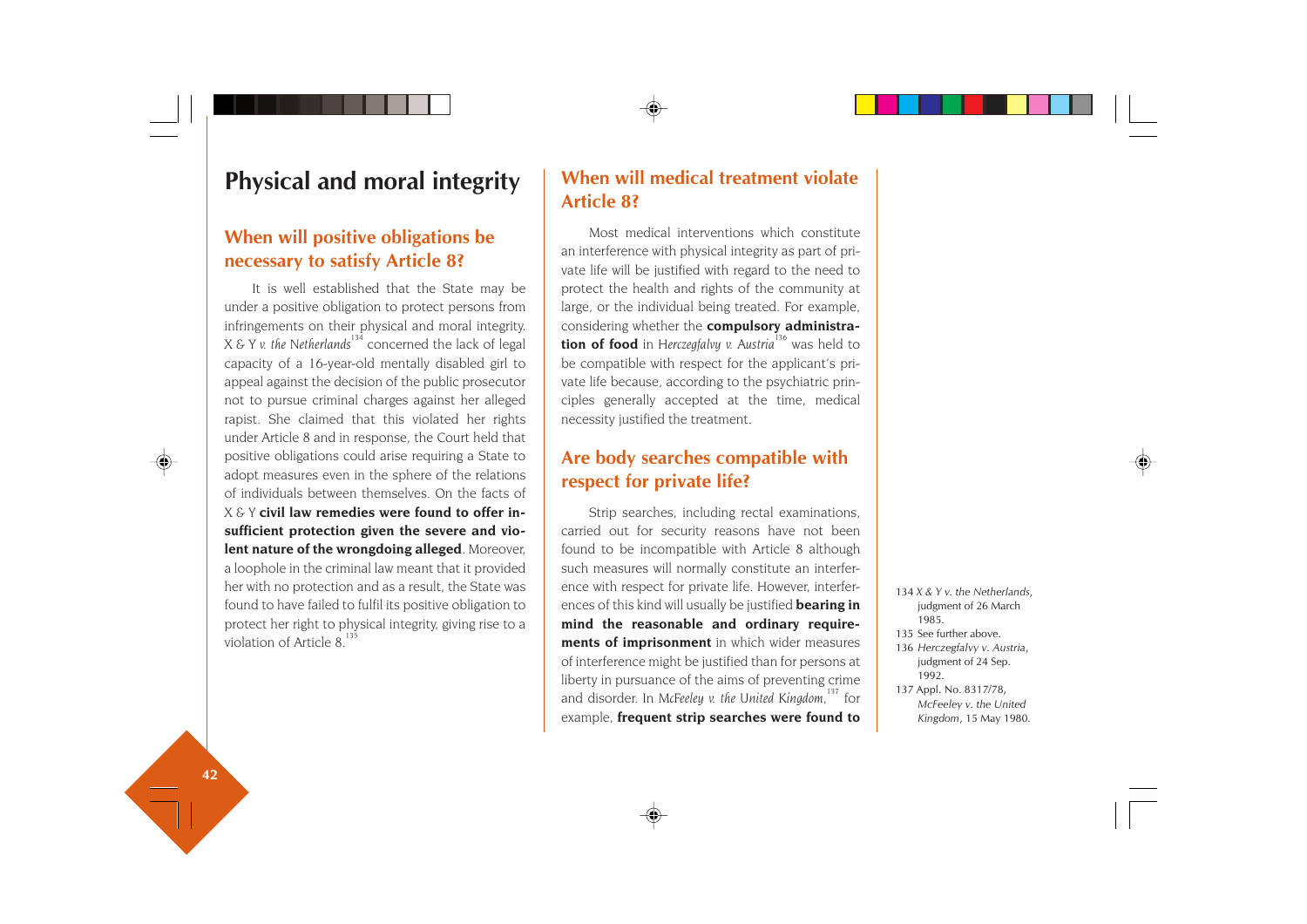# Physical and moral integrity

## When will positive obligations be necessary to satisfy Article 8?

It is well established that the State may be under a positive obligation to protect persons from infringements on their physical and moral integrity. X & Y *v. the Netherlands*[134] concerned the lack of legal capacity of a 16-year-old mentally disabled girl to appeal against the decision of the public prosecutor not to pursue criminal charges against her alleged rapist. She claimed that this violated her rights under Article 8 and in response, the Court held that positive obligations could arise requiring a State to adopt measures even in the sphere of the relations of individuals between themselves. On the facts of X & Y **civil law remedies were found to offer insufficient protection given the severe and violent nature of the wrongdoing alleged**. Moreover, a loophole in the criminal law meant that it provided her with no protection and as a result, the State was found to have failed to fulfil its positive obligation to protect her right to physical integrity, giving rise to a violation of Article 8.[135]

## When will medical treatment violate Article 8?

Most medical interventions which constitute an interference with physical integrity as part of private life will be justified with regard to the need to protect the health and rights of the community at large, or the individual being treated. For example, considering whether the **compulsory administration of food** in *Herczegfalvy v. Austria*[136] was held to be compatible with respect for the applicant's private life because, according to the psychiatric principles generally accepted at the time, medical necessity justified the treatment.

## Are body searches compatible with respect for private life?

Strip searches, including rectal examinations, carried out for security reasons have not been found to be incompatible with Article 8 although such measures will normally constitute an interference with respect for private life. However, interferences of this kind will usually be justified **bearing in mind the reasonable and ordinary requirements of imprisonment** in which wider measures of interference might be justified than for persons at liberty in pursuance of the aims of preventing crime and disorder. In *McFeeley v. the United Kingdom*,[137] for example, **frequent strip searches were found to**

134 *X & Y v. the Netherlands*, judgment of 26 March 1985.

135 See further above.

136 *Herczegfalvy v. Austria*, judgment of 24 Sep. 1992.

137 Appl. No. 8317/78, *McFeeley v. the United Kingdom*, 15 May 1980.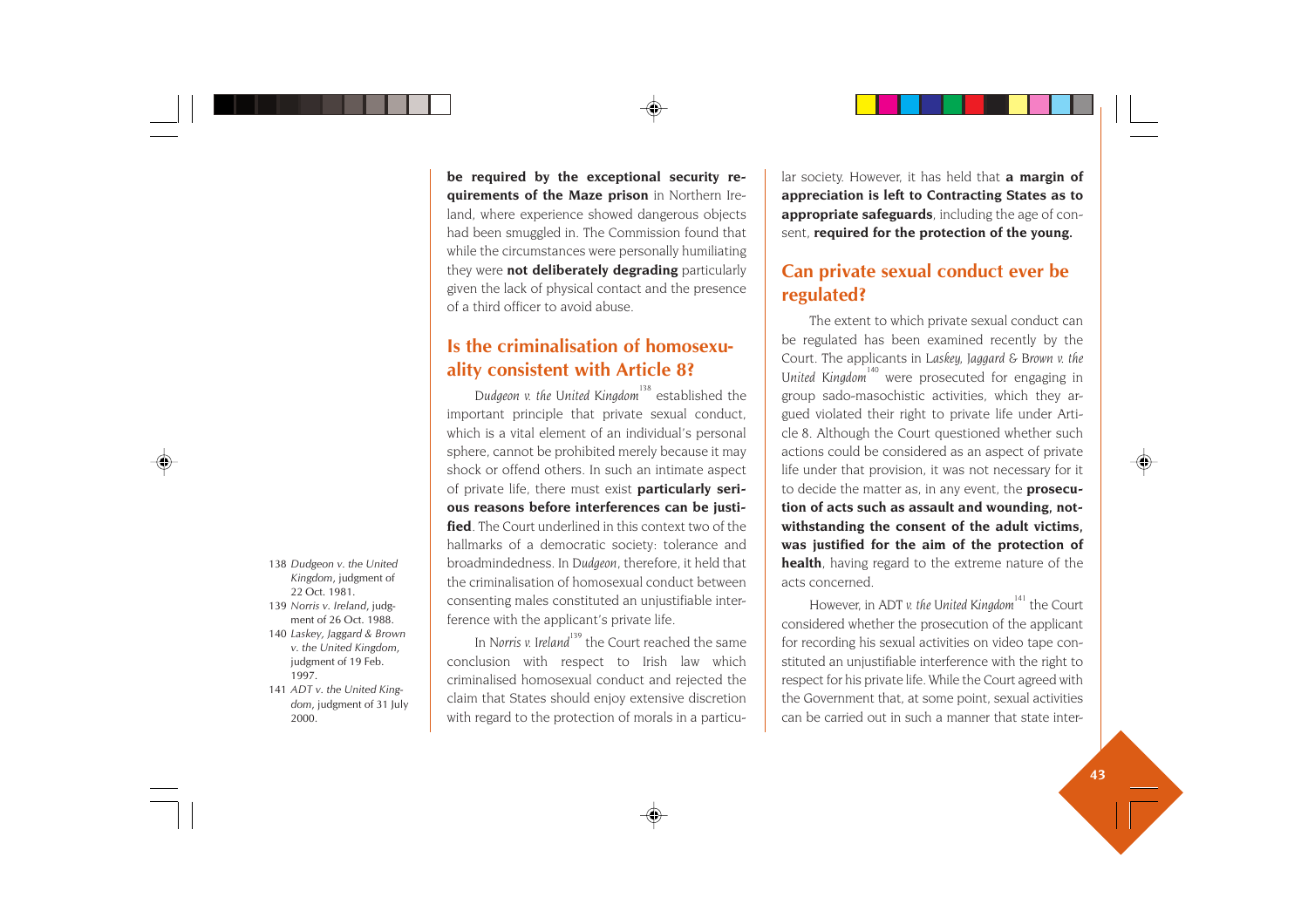**be required by the exceptional security requirements of the Maze prison** in Northern Ireland, where experience showed dangerous objects had been smuggled in. The Commission found that while the circumstances were personally humiliating they were **not deliberately degrading** particularly given the lack of physical contact and the presence of a third officer to avoid abuse.

## Is the criminalisation of homosexuality consistent with Article 8?

*Dudgeon v. the United Kingdom*[138] established the important principle that private sexual conduct, which is a vital element of an individual's personal sphere, cannot be prohibited merely because it may shock or offend others. In such an intimate aspect of private life, there must exist **particularly serious reasons before interferences can be justified**. The Court underlined in this context two of the hallmarks of a democratic society: tolerance and broadmindedness. In *Dudgeon*, therefore, it held that the criminalisation of homosexual conduct between consenting males constituted an unjustifiable interference with the applicant's private life.

In *Norris v. Ireland*[139] the Court reached the same conclusion with respect to Irish law which criminalised homosexual conduct and rejected the claim that States should enjoy extensive discretion with regard to the protection of morals in a particular society. However, it has held that **a margin of appreciation is left to Contracting States as to appropriate safeguards**, including the age of consent, **required for the protection of the young.**

## Can private sexual conduct ever be regulated?

The extent to which private sexual conduct can be regulated has been examined recently by the Court. The applicants in *Laskey, Jaggard & Brown v. the United Kingdom*[140] were prosecuted for engaging in group sado-masochistic activities, which they argued violated their right to private life under Article 8. Although the Court questioned whether such actions could be considered as an aspect of private life under that provision, it was not necessary for it to decide the matter as, in any event, the **prosecution of acts such as assault and wounding, notwithstanding the consent of the adult victims, was justified for the aim of the protection of health**, having regard to the extreme nature of the acts concerned.

However, in *ADT v. the United Kingdom*[141] the Court considered whether the prosecution of the applicant for recording his sexual activities on video tape constituted an unjustifiable interference with the right to respect for his private life. While the Court agreed with the Government that, at some point, sexual activities can be carried out in such a manner that state inter-

---

138 *Dudgeon v. the United Kingdom*, judgment of 22 Oct. 1981.

139 *Norris v. Ireland*, judgment of 26 Oct. 1988.

140 *Laskey, Jaggard & Brown v. the United Kingdom*, judgment of 19 Feb. 1997.

141 *ADT v. the United Kingdom*, judgment of 31 July 2000.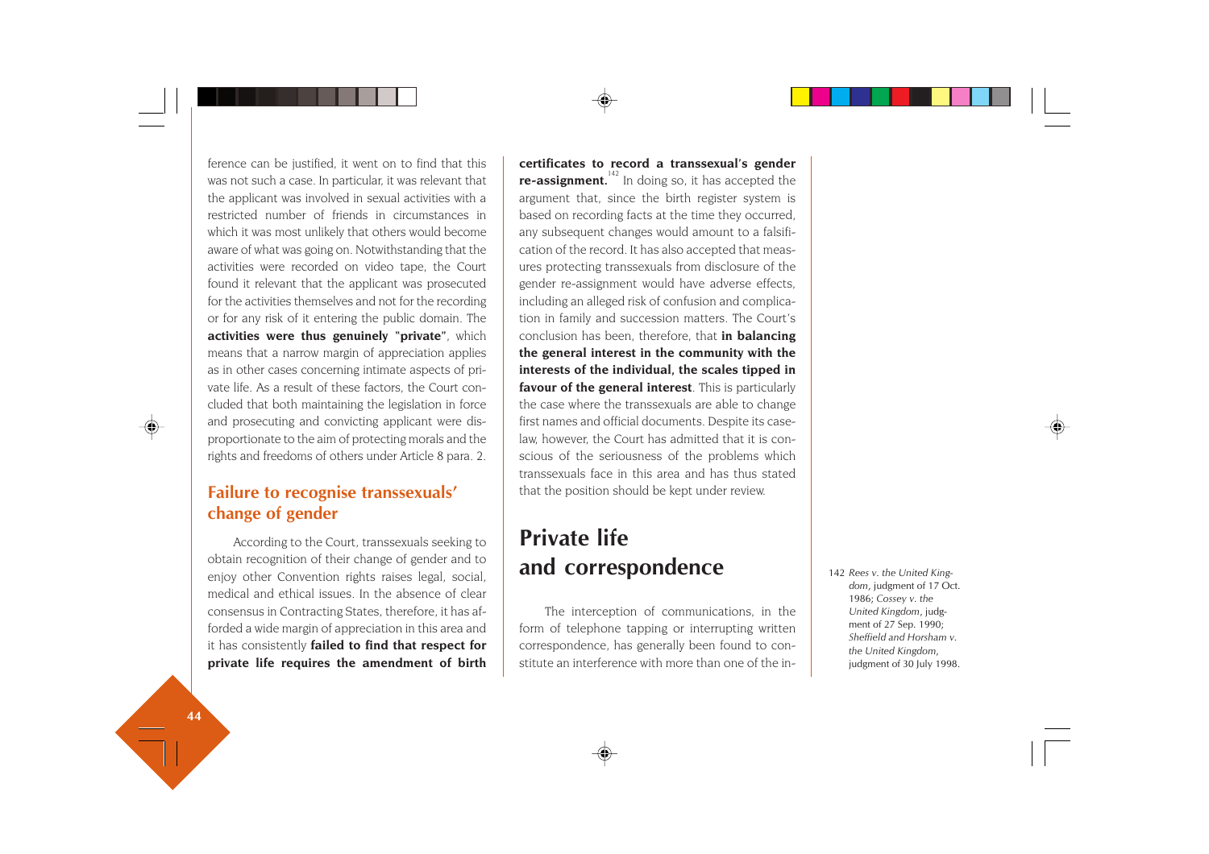ference can be justified, it went on to find that this was not such a case. In particular, it was relevant that the applicant was involved in sexual activities with a restricted number of friends in circumstances in which it was most unlikely that others would become aware of what was going on. Notwithstanding that the activities were recorded on video tape, the Court found it relevant that the applicant was prosecuted for the activities themselves and not for the recording or for any risk of it entering the public domain. The **activities were thus genuinely "private"**, which means that a narrow margin of appreciation applies as in other cases concerning intimate aspects of private life. As a result of these factors, the Court concluded that both maintaining the legislation in force and prosecuting and convicting applicant were disproportionate to the aim of protecting morals and the rights and freedoms of others under Article 8 para. 2.

## Failure to recognise transsexuals' change of gender

According to the Court, transsexuals seeking to obtain recognition of their change of gender and to enjoy other Convention rights raises legal, social, medical and ethical issues. In the absence of clear consensus in Contracting States, therefore, it has afforded a wide margin of appreciation in this area and it has consistently **failed to find that respect for private life requires the amendment of birth certificates to record a transsexual's gender re-assignment.**[142] In doing so, it has accepted the argument that, since the birth register system is based on recording facts at the time they occurred, any subsequent changes would amount to a falsification of the record. It has also accepted that measures protecting transsexuals from disclosure of the gender re-assignment would have adverse effects, including an alleged risk of confusion and complication in family and succession matters. The Court's conclusion has been, therefore, that **in balancing the general interest in the community with the interests of the individual, the scales tipped in favour of the general interest**. This is particularly the case where the transsexuals are able to change first names and official documents. Despite its case-law, however, the Court has admitted that it is conscious of the seriousness of the problems which transsexuals face in this area and has thus stated that the position should be kept under review.

# Private life and correspondence

The interception of communications, in the form of telephone tapping or interrupting written correspondence, has generally been found to constitute an interference with more than one of the in-

142 *Rees v. the United Kingdom*, judgment of 17 Oct. 1986; *Cossey v. the United Kingdom*, judgment of 27 Sep. 1990; *Sheffield and Horsham v. the United Kingdom*, judgment of 30 July 1998.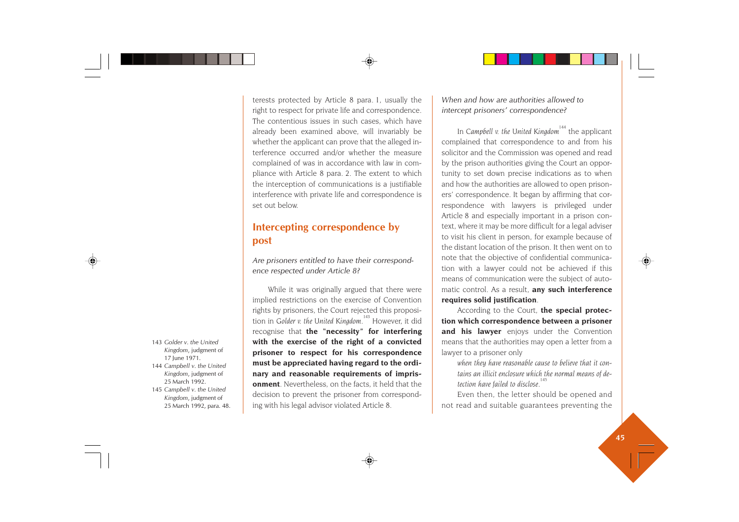terests protected by Article 8 para. 1, usually the right to respect for private life and correspondence. The contentious issues in such cases, which have already been examined above, will invariably be whether the applicant can prove that the alleged interference occurred and/or whether the measure complained of was in accordance with law in compliance with Article 8 para. 2. The extent to which the interception of communications is a justifiable interference with private life and correspondence is set out below.

## Intercepting correspondence by post

*Are prisoners entitled to have their correspondence respected under Article 8?*

While it was originally argued that there were implied restrictions on the exercise of Convention rights by prisoners, the Court rejected this proposition in *Golder v. the United Kingdom*.[143] However, it did recognise that **the "necessity" for interfering with the exercise of the right of a convicted prisoner to respect for his correspondence must be appreciated having regard to the ordinary and reasonable requirements of imprisonment**. Nevertheless, on the facts, it held that the decision to prevent the prisoner from corresponding with his legal advisor violated Article 8.

*When and how are authorities allowed to intercept prisoners' correspondence?*

In *Campbell v. the United Kingdom*[144] the applicant complained that correspondence to and from his solicitor and the Commission was opened and read by the prison authorities giving the Court an opportunity to set down precise indications as to when and how the authorities are allowed to open prisoners' correspondence. It began by affirming that correspondence with lawyers is privileged under Article 8 and especially important in a prison context, where it may be more difficult for a legal adviser to visit his client in person, for example because of the distant location of the prison. It then went on to note that the objective of confidential communication with a lawyer could not be achieved if this means of communication were the subject of automatic control. As a result, **any such interference requires solid justification**.

According to the Court, **the special protection which correspondence between a prisoner and his lawyer** enjoys under the Convention means that the authorities may open a letter from a lawyer to a prisoner only

> *when they have reasonable cause to believe that it contains an illicit enclosure which the normal means of detection have failed to disclose.*[145]

Even then, the letter should be opened and not read and suitable guarantees preventing the

---

143 *Golder v. the United Kingdom*, judgment of 17 June 1971.

144 *Campbell v. the United Kingdom*, judgment of 25 March 1992.

145 *Campbell v. the United Kingdom*, judgment of 25 March 1992, para. 48.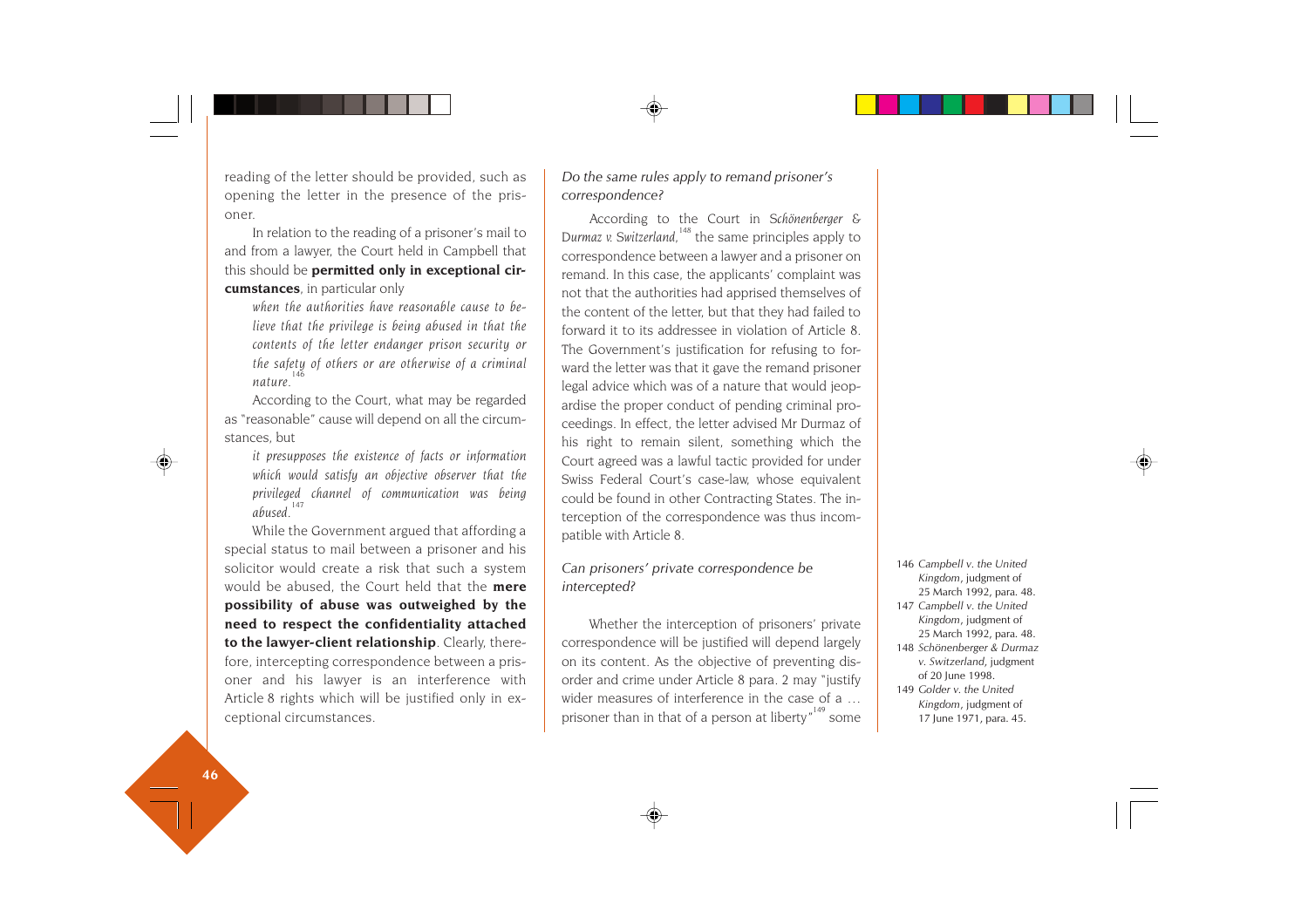reading of the letter should be provided, such as opening the letter in the presence of the prisoner.

In relation to the reading of a prisoner's mail to and from a lawyer, the Court held in Campbell that this should be **permitted only in exceptional circumstances**, in particular only

> *when the authorities have reasonable cause to believe that the privilege is being abused in that the contents of the letter endanger prison security or the safety of others or are otherwise of a criminal nature.*[146]

According to the Court, what may be regarded as "reasonable" cause will depend on all the circumstances, but

> *it presupposes the existence of facts or information which would satisfy an objective observer that the privileged channel of communication was being abused.*[147]

While the Government argued that affording a special status to mail between a prisoner and his solicitor would create a risk that such a system would be abused, the Court held that the **mere possibility of abuse was outweighed by the need to respect the confidentiality attached to the lawyer-client relationship**. Clearly, therefore, intercepting correspondence between a prisoner and his lawyer is an interference with Article 8 rights which will be justified only in exceptional circumstances.

### *Do the same rules apply to remand prisoner's correspondence?*

According to the Court in *Schönenberger & Durmaz v. Switzerland,*[148] the same principles apply to correspondence between a lawyer and a prisoner on remand. In this case, the applicants' complaint was not that the authorities had apprised themselves of the content of the letter, but that they had failed to forward it to its addressee in violation of Article 8. The Government's justification for refusing to forward the letter was that it gave the remand prisoner legal advice which was of a nature that would jeopardise the proper conduct of pending criminal proceedings. In effect, the letter advised Mr Durmaz of his right to remain silent, something which the Court agreed was a lawful tactic provided for under Swiss Federal Court's case-law, whose equivalent could be found in other Contracting States. The interception of the correspondence was thus incompatible with Article 8.

### *Can prisoners' private correspondence be intercepted?*

Whether the interception of prisoners' private correspondence will be justified will depend largely on its content. As the objective of preventing disorder and crime under Article 8 para. 2 may "justify wider measures of interference in the case of a … prisoner than in that of a person at liberty"[149] some

---

146 *Campbell v. the United Kingdom*, judgment of 25 March 1992, para. 48.

147 *Campbell v. the United Kingdom*, judgment of 25 March 1992, para. 48.

148 *Schönenberger & Durmaz v. Switzerland*, judgment of 20 June 1998.

149 *Golder v. the United Kingdom*, judgment of 17 June 1971, para. 45.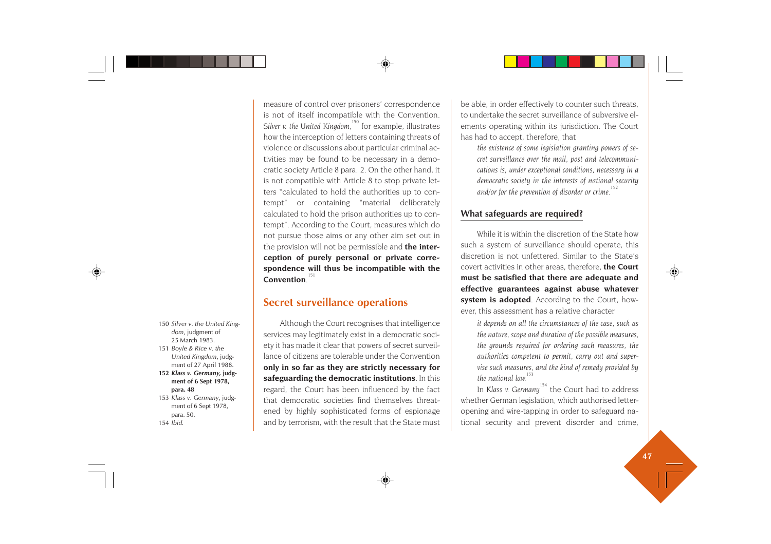measure of control over prisoners' correspondence is not of itself incompatible with the Convention. *Silver v. the United Kingdom*,[150] for example, illustrates how the interception of letters containing threats of violence or discussions about particular criminal activities may be found to be necessary in a democratic society Article 8 para. 2. On the other hand, it is not compatible with Article 8 to stop private letters "calculated to hold the authorities up to contempt" or containing "material deliberately calculated to hold the prison authorities up to contempt". According to the Court, measures which do not pursue those aims or any other aim set out in the provision will not be permissible and **the interception of purely personal or private correspondence will thus be incompatible with the Convention**.[151]

## Secret surveillance operations

Although the Court recognises that intelligence services may legitimately exist in a democratic society it has made it clear that powers of secret surveillance of citizens are tolerable under the Convention **only in so far as they are strictly necessary for safeguarding the democratic institutions**. In this regard, the Court has been influenced by the fact that democratic societies find themselves threatened by highly sophisticated forms of espionage and by terrorism, with the result that the State must be able, in order effectively to counter such threats, to undertake the secret surveillance of subversive elements operating within its jurisdiction. The Court has had to accept, therefore, that

> *the existence of some legislation granting powers of secret surveillance over the mail, post and telecommunications is, under exceptional conditions, necessary in a democratic society in the interests of national security and/or for the prevention of disorder or crime.*[152]

### What safeguards are required?

While it is within the discretion of the State how such a system of surveillance should operate, this discretion is not unfettered. Similar to the State's covert activities in other areas, therefore, **the Court must be satisfied that there are adequate and effective guarantees against abuse whatever system is adopted**. According to the Court, however, this assessment has a relative character

> *it depends on all the circumstances of the case, such as the nature, scope and duration of the possible measures, the grounds required for ordering such measures, the authorities competent to permit, carry out and supervise such measures, and the kind of remedy provided by the national law.*[153]

In *Klass v. Germany*[154] the Court had to address whether German legislation, which authorised letter-opening and wire-tapping in order to safeguard national security and prevent disorder and crime,

---

150 *Silver v. the United Kingdom*, judgment of 25 March 1983.

151 *Boyle & Rice v. the United Kingdom*, judgment of 27 April 1988.

**152 *Klass v. Germany*, judgment of 6 Sept 1978, para. 48**

153 *Klass v. Germany*, judgment of 6 Sept 1978, para. 50.

154 *Ibid.*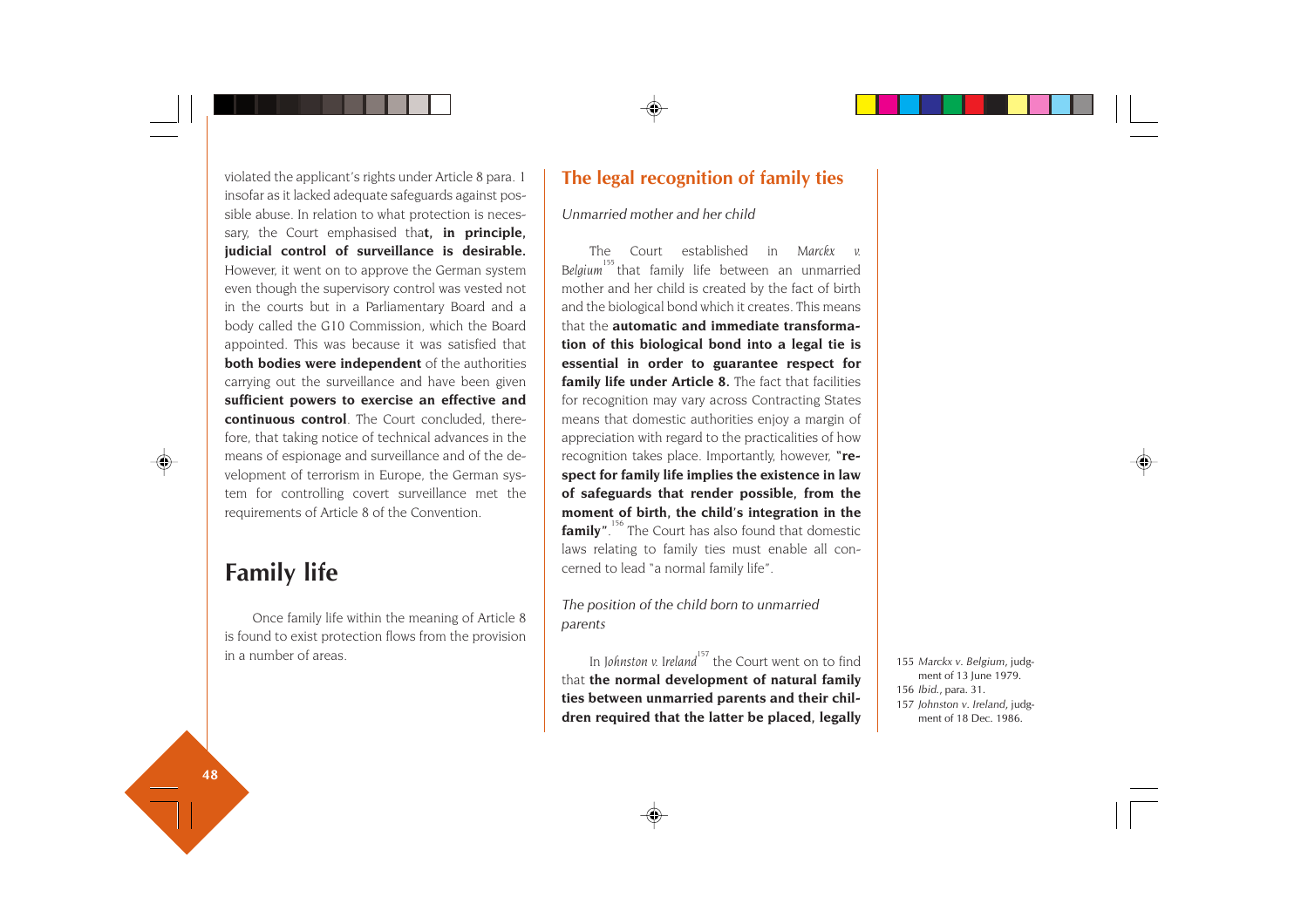violated the applicant's rights under Article 8 para. 1 insofar as it lacked adequate safeguards against possible abuse. In relation to what protection is necessary, the Court emphasised that**, in principle, judicial control of surveillance is desirable.** However, it went on to approve the German system even though the supervisory control was vested not in the courts but in a Parliamentary Board and a body called the G10 Commission, which the Board appointed. This was because it was satisfied that **both bodies were independent** of the authorities carrying out the surveillance and have been given **sufficient powers to exercise an effective and continuous control**. The Court concluded, therefore, that taking notice of technical advances in the means of espionage and surveillance and of the development of terrorism in Europe, the German system for controlling covert surveillance met the requirements of Article 8 of the Convention.

# Family life

Once family life within the meaning of Article 8 is found to exist protection flows from the provision in a number of areas.

## The legal recognition of family ties

*Unmarried mother and her child*

The Court established in *Marckx v. Belgium*[155] that family life between an unmarried mother and her child is created by the fact of birth and the biological bond which it creates. This means that the **automatic and immediate transformation of this biological bond into a legal tie is essential in order to guarantee respect for family life under Article 8.** The fact that facilities for recognition may vary across Contracting States means that domestic authorities enjoy a margin of appreciation with regard to the practicalities of how recognition takes place. Importantly, however, **"respect for family life implies the existence in law of safeguards that render possible, from the moment of birth, the child's integration in the family"**.[156] The Court has also found that domestic laws relating to family ties must enable all concerned to lead "a normal family life".

*The position of the child born to unmarried parents*

In *Johnston v. Ireland*[157] the Court went on to find that **the normal development of natural family ties between unmarried parents and their children required that the latter be placed, legally**

155 *Marckx v. Belgium*, judgment of 13 June 1979.
156 *Ibid.*, para. 31.
157 *Johnston v. Ireland*, judgment of 18 Dec. 1986.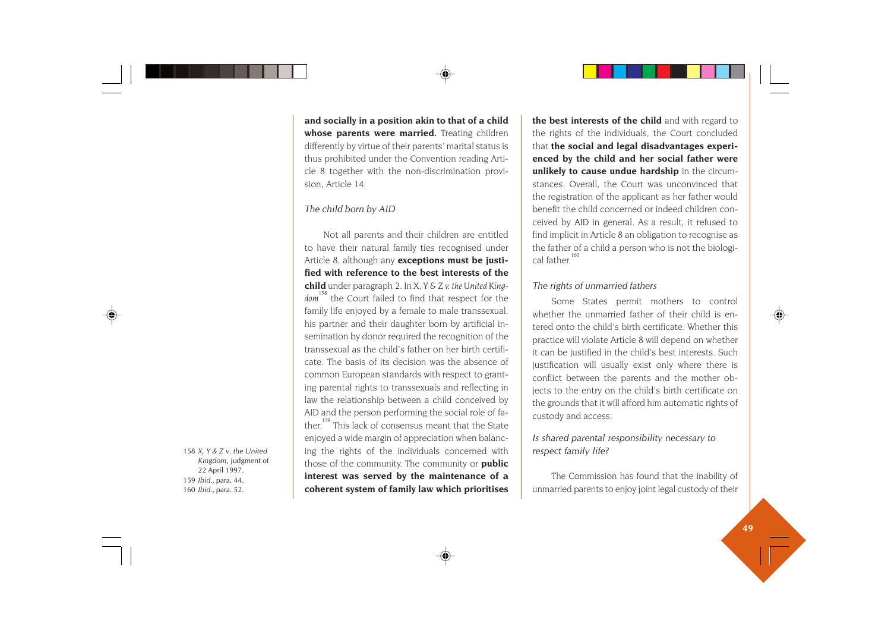**and socially in a position akin to that of a child whose parents were married.** Treating children differently by virtue of their parents' marital status is thus prohibited under the Convention reading Article 8 together with the non-discrimination provision, Article 14.

*The child born by AID*

Not all parents and their children are entitled to have their natural family ties recognised under Article 8, although any **exceptions must be justified with reference to the best interests of the child** under paragraph 2. In *X, Y & Z v. the United Kingdom*[158] the Court failed to find that respect for the family life enjoyed by a female to male transsexual, his partner and their daughter born by artificial insemination by donor required the recognition of the transsexual as the child's father on her birth certificate. The basis of its decision was the absence of common European standards with respect to granting parental rights to transsexuals and reflecting in law the relationship between a child conceived by AID and the person performing the social role of father.[159] This lack of consensus meant that the State enjoyed a wide margin of appreciation when balancing the rights of the individuals concerned with those of the community. The community or **public interest was served by the maintenance of a coherent system of family law which prioritises the best interests of the child** and with regard to the rights of the individuals, the Court concluded that **the social and legal disadvantages experienced by the child and her social father were unlikely to cause undue hardship** in the circumstances. Overall, the Court was unconvinced that the registration of the applicant as her father would benefit the child concerned or indeed children conceived by AID in general. As a result, it refused to find implicit in Article 8 an obligation to recognise as the father of a child a person who is not the biological father.[160]

*The rights of unmarried fathers*

Some States permit mothers to control whether the unmarried father of their child is entered onto the child's birth certificate. Whether this practice will violate Article 8 will depend on whether it can be justified in the child's best interests. Such justification will usually exist only where there is conflict between the parents and the mother objects to the entry on the child's birth certificate on the grounds that it will afford him automatic rights of custody and access.

*Is shared parental responsibility necessary to respect family life?*

The Commission has found that the inability of unmarried parents to enjoy joint legal custody of their

158 *X, Y & Z v. the United Kingdom*, judgment of 22 April 1997.
159 *Ibid.*, para. 44.
160 *Ibid.*, para. 52.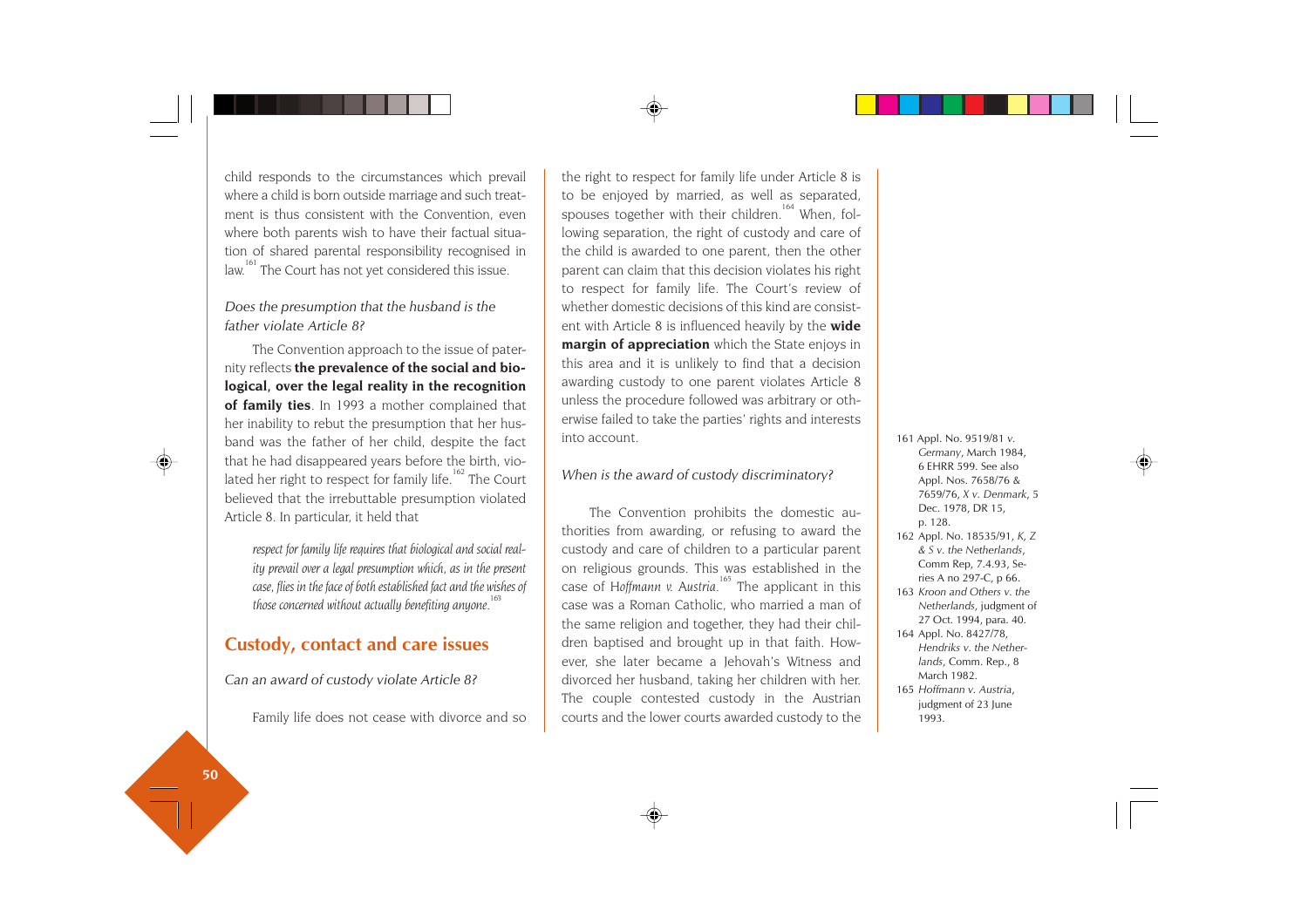child responds to the circumstances which prevail where a child is born outside marriage and such treatment is thus consistent with the Convention, even where both parents wish to have their factual situation of shared parental responsibility recognised in law.[161] The Court has not yet considered this issue.

*Does the presumption that the husband is the father violate Article 8?*

The Convention approach to the issue of paternity reflects **the prevalence of the social and biological, over the legal reality in the recognition of family ties**. In 1993 a mother complained that her inability to rebut the presumption that her husband was the father of her child, despite the fact that he had disappeared years before the birth, violated her right to respect for family life.[162] The Court believed that the irrebuttable presumption violated Article 8. In particular, it held that

> *respect for family life requires that biological and social reality prevail over a legal presumption which, as in the present case, flies in the face of both established fact and the wishes of those concerned without actually benefiting anyone*.[163]

## Custody, contact and care issues

*Can an award of custody violate Article 8?*

Family life does not cease with divorce and so the right to respect for family life under Article 8 is to be enjoyed by married, as well as separated, spouses together with their children.[164] When, following separation, the right of custody and care of the child is awarded to one parent, then the other parent can claim that this decision violates his right to respect for family life. The Court's review of whether domestic decisions of this kind are consistent with Article 8 is influenced heavily by the **wide margin of appreciation** which the State enjoys in this area and it is unlikely to find that a decision awarding custody to one parent violates Article 8 unless the procedure followed was arbitrary or otherwise failed to take the parties' rights and interests into account.

*When is the award of custody discriminatory?*

The Convention prohibits the domestic authorities from awarding, or refusing to award the custody and care of children to a particular parent on religious grounds. This was established in the case of *Hoffmann v. Austria*.[165] The applicant in this case was a Roman Catholic, who married a man of the same religion and together, they had their children baptised and brought up in that faith. However, she later became a Jehovah's Witness and divorced her husband, taking her children with her. The couple contested custody in the Austrian courts and the lower courts awarded custody to the

161 Appl. No. 9519/81 *v. Germany*, March 1984, 6 EHRR 599. See also Appl. Nos. 7658/76 & 7659/76, *X v. Denmark*, 5 Dec. 1978, DR 15, p. 128.

162 Appl. No. 18535/91, *K, Z & S v. the Netherlands*, Comm Rep, 7.4.93, Series A no 297-C, p 66.

163 *Kroon and Others v. the Netherlands*, judgment of 27 Oct. 1994, para. 40.

164 Appl. No. 8427/78, *Hendriks v. the Netherlands*, Comm. Rep., 8 March 1982.

165 *Hoffmann v. Austria*, judgment of 23 June 1993.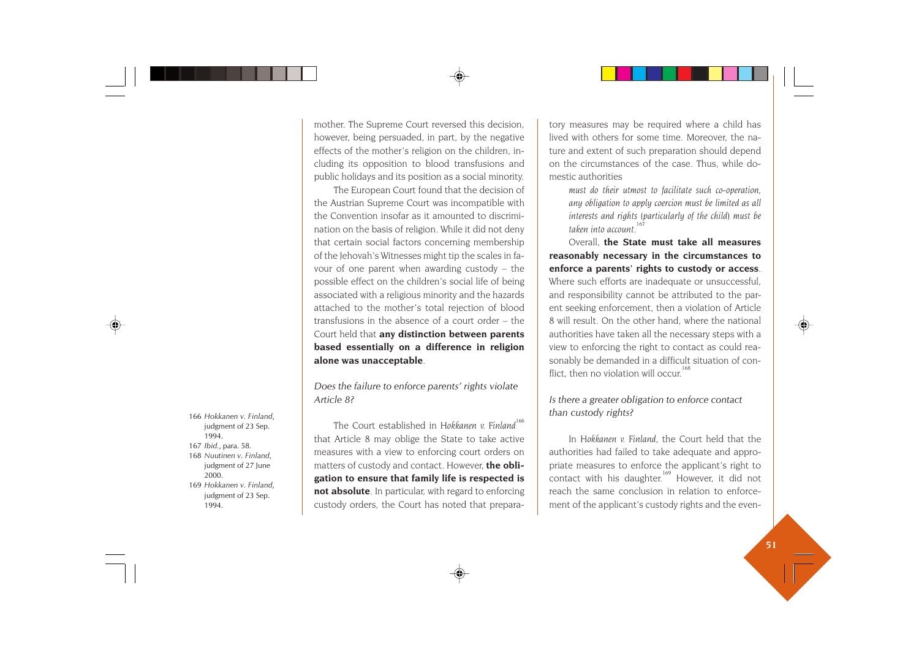mother. The Supreme Court reversed this decision, however, being persuaded, in part, by the negative effects of the mother's religion on the children, including its opposition to blood transfusions and public holidays and its position as a social minority.

The European Court found that the decision of the Austrian Supreme Court was incompatible with the Convention insofar as it amounted to discrimination on the basis of religion. While it did not deny that certain social factors concerning membership of the Jehovah's Witnesses might tip the scales in favour of one parent when awarding custody – the possible effect on the children's social life of being associated with a religious minority and the hazards attached to the mother's total rejection of blood transfusions in the absence of a court order – the Court held that **any distinction between parents based essentially on a difference in religion alone was unacceptable**.

### *Does the failure to enforce parents' rights violate Article 8?*

The Court established in *Hokkanen v. Finland*[166] that Article 8 may oblige the State to take active measures with a view to enforcing court orders on matters of custody and contact. However, **the obligation to ensure that family life is respected is not absolute**. In particular, with regard to enforcing custody orders, the Court has noted that preparatory measures may be required where a child has lived with others for some time. Moreover, the nature and extent of such preparation should depend on the circumstances of the case. Thus, while domestic authorities

> *must do their utmost to facilitate such co-operation, any obligation to apply coercion must be limited as all interests and rights (particularly of the child) must be taken into account.*[167]

Overall, **the State must take all measures reasonably necessary in the circumstances to enforce a parents' rights to custody or access**. Where such efforts are inadequate or unsuccessful, and responsibility cannot be attributed to the parent seeking enforcement, then a violation of Article 8 will result. On the other hand, where the national authorities have taken all the necessary steps with a view to enforcing the right to contact as could reasonably be demanded in a difficult situation of conflict, then no violation will occur.[168]

### *Is there a greater obligation to enforce contact than custody rights?*

In *Hokkanen v. Finland*, the Court held that the authorities had failed to take adequate and appropriate measures to enforce the applicant's right to contact with his daughter.[169] However, it did not reach the same conclusion in relation to enforcement of the applicant's custody rights and the even-

---

166 *Hokkanen v. Finland*, judgment of 23 Sep. 1994.

167 *Ibid.*, para. 58.

168 *Nuutinen v. Finland*, judgment of 27 June 2000.

169 *Hokkanen v. Finland*, judgment of 23 Sep. 1994.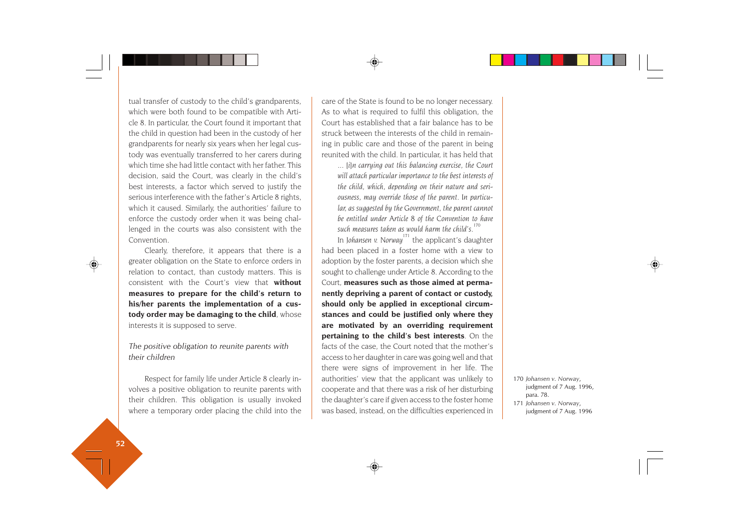tual transfer of custody to the child's grandparents, which were both found to be compatible with Article 8. In particular, the Court found it important that the child in question had been in the custody of her grandparents for nearly six years when her legal custody was eventually transferred to her carers during which time she had little contact with her father. This decision, said the Court, was clearly in the child's best interests, a factor which served to justify the serious interference with the father's Article 8 rights, which it caused. Similarly, the authorities' failure to enforce the custody order when it was being challenged in the courts was also consistent with the Convention.

Clearly, therefore, it appears that there is a greater obligation on the State to enforce orders in relation to contact, than custody matters. This is consistent with the Court's view that **without measures to prepare for the child's return to his/her parents the implementation of a custody order may be damaging to the child**, whose interests it is supposed to serve.

*The positive obligation to reunite parents with their children*

Respect for family life under Article 8 clearly involves a positive obligation to reunite parents with their children. This obligation is usually invoked where a temporary order placing the child into the care of the State is found to be no longer necessary. As to what is required to fulfil this obligation, the Court has established that a fair balance has to be struck between the interests of the child in remaining in public care and those of the parent in being reunited with the child. In particular, it has held that

> *... [i]n carrying out this balancing exercise, the Court will attach particular importance to the best interests of the child, which, depending on their nature and seriousness, may override those of the parent. In particular, as suggested by the Government, the parent cannot be entitled under Article 8 of the Convention to have such measures taken as would harm the child's.*[170]

In *Johansen v. Norway*[171] the applicant's daughter had been placed in a foster home with a view to adoption by the foster parents, a decision which she sought to challenge under Article 8. According to the Court, **measures such as those aimed at permanently depriving a parent of contact or custody, should only be applied in exceptional circumstances and could be justified only where they are motivated by an overriding requirement pertaining to the child's best interests**. On the facts of the case, the Court noted that the mother's access to her daughter in care was going well and that there were signs of improvement in her life. The authorities' view that the applicant was unlikely to cooperate and that there was a risk of her disturbing the daughter's care if given access to the foster home was based, instead, on the difficulties experienced in

170 *Johansen v. Norway*, judgment of 7 Aug. 1996, para. 78.

171 *Johansen v. Norway*, judgment of 7 Aug. 1996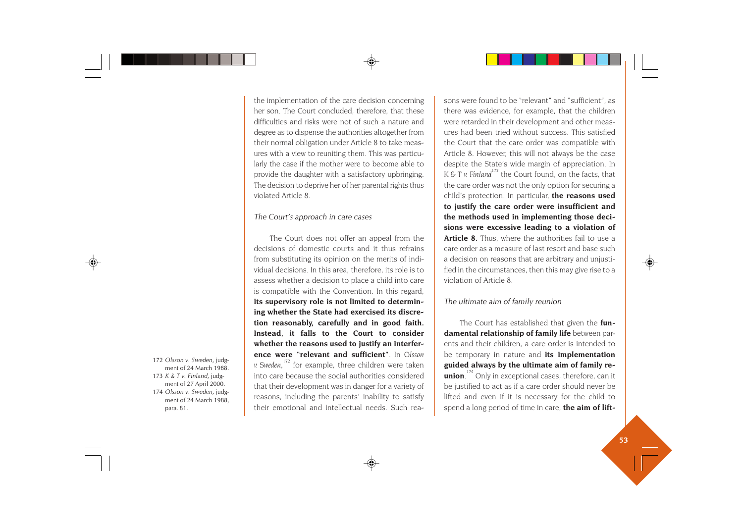the implementation of the care decision concerning her son. The Court concluded, therefore, that these difficulties and risks were not of such a nature and degree as to dispense the authorities altogether from their normal obligation under Article 8 to take measures with a view to reuniting them. This was particularly the case if the mother were to become able to provide the daughter with a satisfactory upbringing. The decision to deprive her of her parental rights thus violated Article 8.

*The Court's approach in care cases*

The Court does not offer an appeal from the decisions of domestic courts and it thus refrains from substituting its opinion on the merits of individual decisions. In this area, therefore, its role is to assess whether a decision to place a child into care is compatible with the Convention. In this regard, **its supervisory role is not limited to determining whether the State had exercised its discretion reasonably, carefully and in good faith. Instead, it falls to the Court to consider whether the reasons used to justify an interference were "relevant and sufficient"**. In *Olsson v. Sweden*,[172] for example, three children were taken into care because the social authorities considered that their development was in danger for a variety of reasons, including the parents' inability to satisfy their emotional and intellectual needs. Such reasons were found to be "relevant" and "sufficient", as there was evidence, for example, that the children were retarded in their development and other measures had been tried without success. This satisfied the Court that the care order was compatible with Article 8. However, this will not always be the case despite the State's wide margin of appreciation. In *K & T v. Finland*[173] the Court found, on the facts, that the care order was not the only option for securing a child's protection. In particular, **the reasons used to justify the care order were insufficient and the methods used in implementing those decisions were excessive leading to a violation of Article 8.** Thus, where the authorities fail to use a care order as a measure of last resort and base such a decision on reasons that are arbitrary and unjustified in the circumstances, then this may give rise to a violation of Article 8.

*The ultimate aim of family reunion*

The Court has established that given the **fundamental relationship of family life** between parents and their children, a care order is intended to be temporary in nature and **its implementation guided always by the ultimate aim of family reunion**.[174] Only in exceptional cases, therefore, can it be justified to act as if a care order should never be lifted and even if it is necessary for the child to spend a long period of time in care, **the aim of lift-**

172 *Olsson v. Sweden*, judgment of 24 March 1988.
173 *K & T v. Finland*, judgment of 27 April 2000.
174 *Olsson v. Sweden*, judgment of 24 March 1988, para. 81.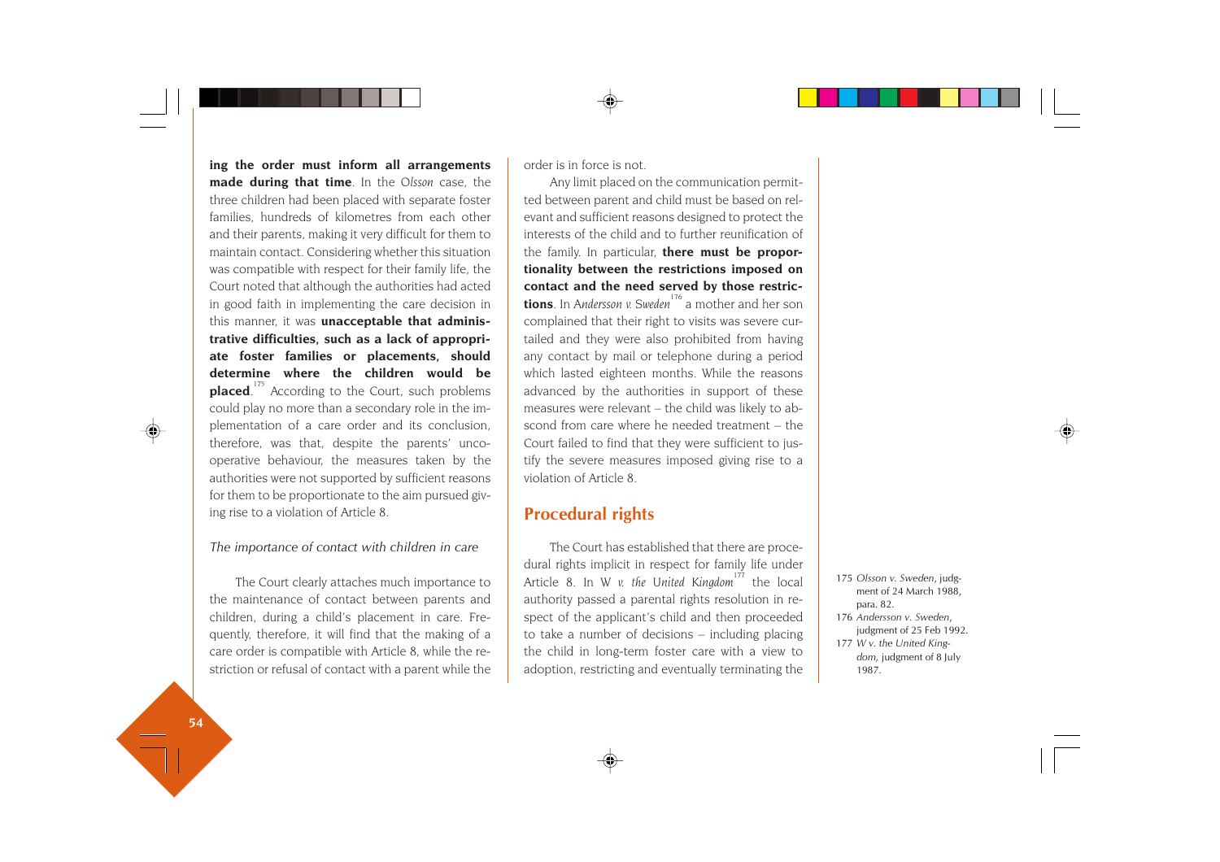**ing the order must inform all arrangements made during that time**. In the *Olsson* case, the three children had been placed with separate foster families, hundreds of kilometres from each other and their parents, making it very difficult for them to maintain contact. Considering whether this situation was compatible with respect for their family life, the Court noted that although the authorities had acted in good faith in implementing the care decision in this manner, it was **unacceptable that administrative difficulties, such as a lack of appropriate foster families or placements, should determine where the children would be placed**.[175] According to the Court, such problems could play no more than a secondary role in the implementation of a care order and its conclusion, therefore, was that, despite the parents' uncooperative behaviour, the measures taken by the authorities were not supported by sufficient reasons for them to be proportionate to the aim pursued giving rise to a violation of Article 8.

*The importance of contact with children in care*

The Court clearly attaches much importance to the maintenance of contact between parents and children, during a child's placement in care. Frequently, therefore, it will find that the making of a care order is compatible with Article 8, while the restriction or refusal of contact with a parent while the order is in force is not.

Any limit placed on the communication permitted between parent and child must be based on relevant and sufficient reasons designed to protect the interests of the child and to further reunification of the family. In particular, **there must be proportionality between the restrictions imposed on contact and the need served by those restrictions**. In *Andersson v. Sweden*[176] a mother and her son complained that their right to visits was severe curtailed and they were also prohibited from having any contact by mail or telephone during a period which lasted eighteen months. While the reasons advanced by the authorities in support of these measures were relevant – the child was likely to abscond from care where he needed treatment – the Court failed to find that they were sufficient to justify the severe measures imposed giving rise to a violation of Article 8.

## Procedural rights

The Court has established that there are procedural rights implicit in respect for family life under Article 8. In *W v. the United Kingdom*[177] the local authority passed a parental rights resolution in respect of the applicant's child and then proceeded to take a number of decisions – including placing the child in long-term foster care with a view to adoption, restricting and eventually terminating the

175 *Olsson v. Sweden*, judgment of 24 March 1988, para. 82.

176 *Andersson v. Sweden*, judgment of 25 Feb 1992.

177 *W v. the United Kingdom*, judgment of 8 July 1987.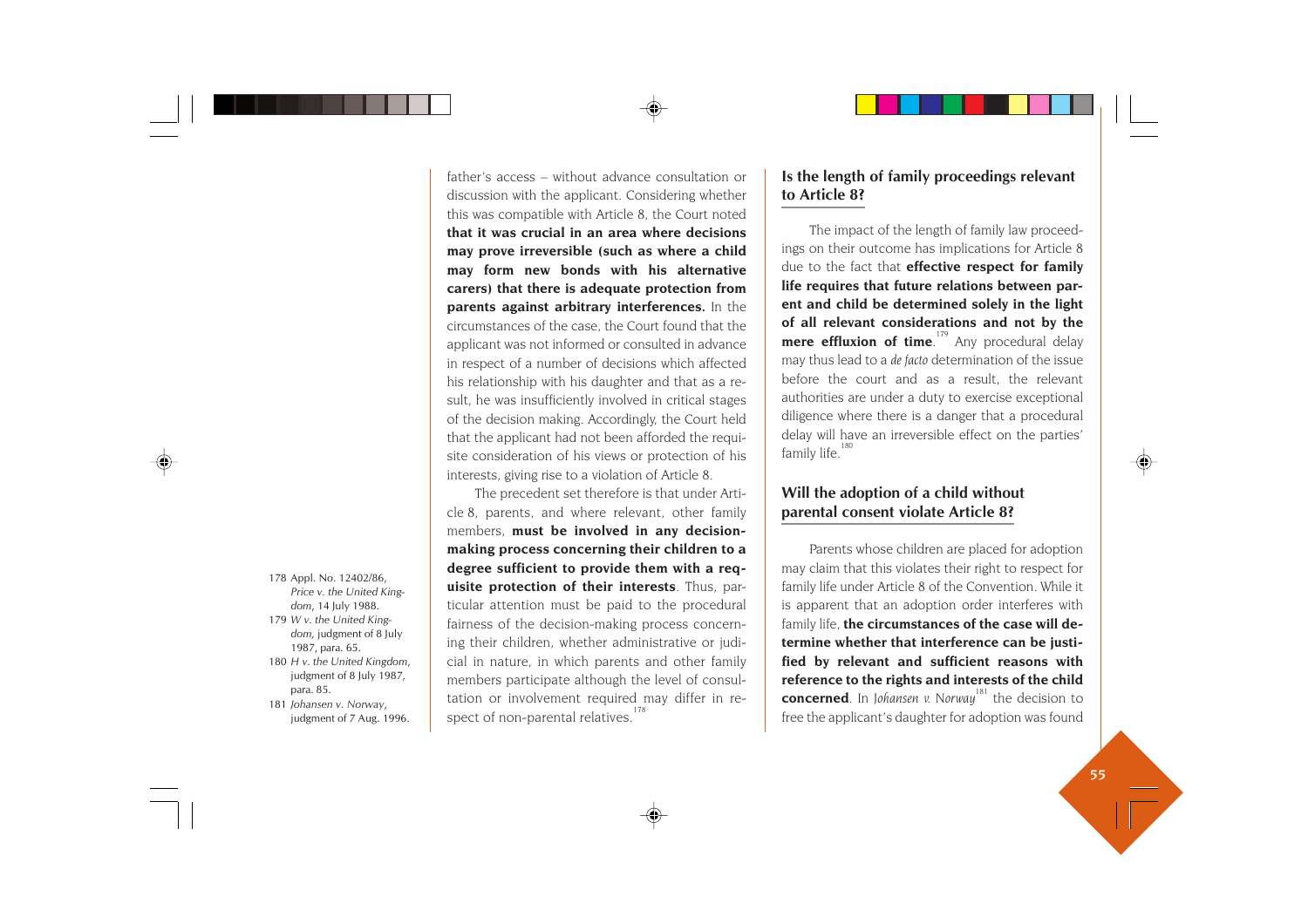father's access – without advance consultation or discussion with the applicant. Considering whether this was compatible with Article 8, the Court noted **that it was crucial in an area where decisions may prove irreversible (such as where a child may form new bonds with his alternative carers) that there is adequate protection from parents against arbitrary interferences.** In the circumstances of the case, the Court found that the applicant was not informed or consulted in advance in respect of a number of decisions which affected his relationship with his daughter and that as a result, he was insufficiently involved in critical stages of the decision making. Accordingly, the Court held that the applicant had not been afforded the requisite consideration of his views or protection of his interests, giving rise to a violation of Article 8.

The precedent set therefore is that under Article 8, parents, and where relevant, other family members, **must be involved in any decision-making process concerning their children to a degree sufficient to provide them with a requisite protection of their interests**. Thus, particular attention must be paid to the procedural fairness of the decision-making process concerning their children, whether administrative or judicial in nature, in which parents and other family members participate although the level of consultation or involvement required may differ in respect of non-parental relatives.[178]

## Is the length of family proceedings relevant to Article 8?

The impact of the length of family law proceedings on their outcome has implications for Article 8 due to the fact that **effective respect for family life requires that future relations between parent and child be determined solely in the light of all relevant considerations and not by the mere effluxion of time**.[179] Any procedural delay may thus lead to a *de facto* determination of the issue before the court and as a result, the relevant authorities are under a duty to exercise exceptional diligence where there is a danger that a procedural delay will have an irreversible effect on the parties' family life.[180]

## Will the adoption of a child without parental consent violate Article 8?

Parents whose children are placed for adoption may claim that this violates their right to respect for family life under Article 8 of the Convention. While it is apparent that an adoption order interferes with family life, **the circumstances of the case will determine whether that interference can be justified by relevant and sufficient reasons with reference to the rights and interests of the child concerned**. In *Johansen v. Norway*[181] the decision to free the applicant's daughter for adoption was found

178 Appl. No. 12402/86, *Price v. the United Kingdom*, 14 July 1988.

179 *W v. the United Kingdom,* judgment of 8 July 1987, para. 65.

180 *H v. the United Kingdom*, judgment of 8 July 1987, para. 85.

181 *Johansen v. Norway*, judgment of 7 Aug. 1996.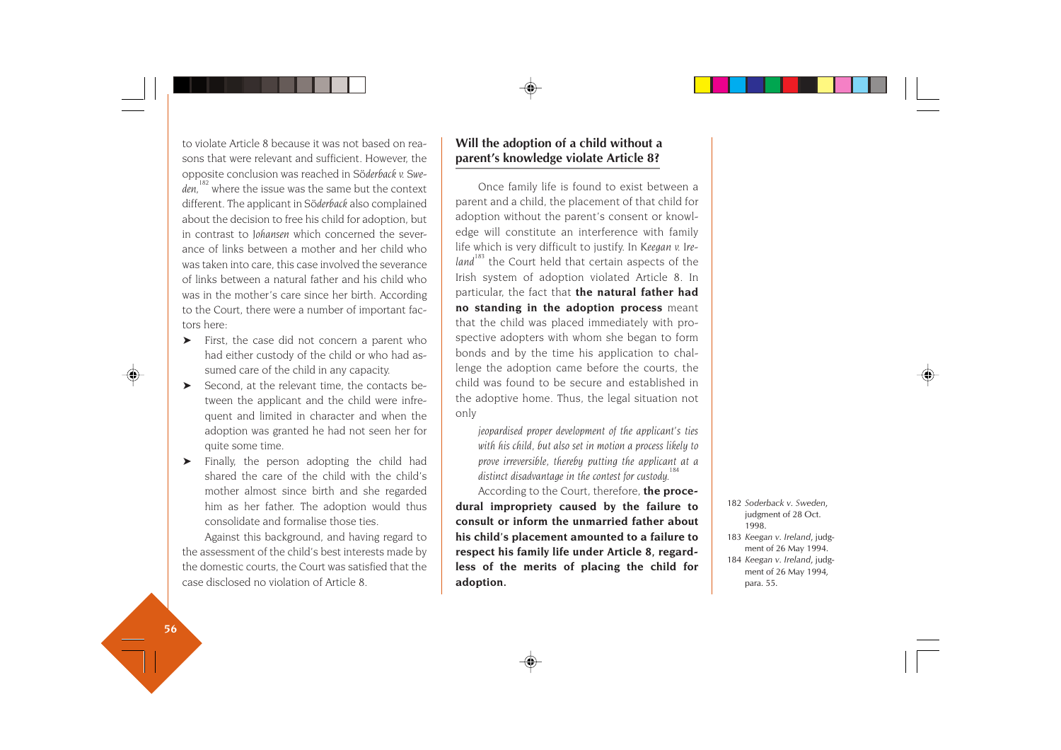to violate Article 8 because it was not based on reasons that were relevant and sufficient. However, the opposite conclusion was reached in *Söderback v. Sweden*,[182] where the issue was the same but the context different. The applicant in *Söderback* also complained about the decision to free his child for adoption, but in contrast to *Johansen* which concerned the severance of links between a mother and her child who was taken into care, this case involved the severance of links between a natural father and his child who was in the mother's care since her birth. According to the Court, there were a number of important factors here:

- First, the case did not concern a parent who had either custody of the child or who had assumed care of the child in any capacity.
- Second, at the relevant time, the contacts between the applicant and the child were infrequent and limited in character and when the adoption was granted he had not seen her for quite some time.
- Finally, the person adopting the child had shared the care of the child with the child's mother almost since birth and she regarded him as her father. The adoption would thus consolidate and formalise those ties.

Against this background, and having regard to the assessment of the child's best interests made by the domestic courts, the Court was satisfied that the case disclosed no violation of Article 8.

## Will the adoption of a child without a parent's knowledge violate Article 8?

Once family life is found to exist between a parent and a child, the placement of that child for adoption without the parent's consent or knowledge will constitute an interference with family life which is very difficult to justify. In *Keegan v. Ireland*[183] the Court held that certain aspects of the Irish system of adoption violated Article 8. In particular, the fact that **the natural father had no standing in the adoption process** meant that the child was placed immediately with prospective adopters with whom she began to form bonds and by the time his application to challenge the adoption came before the courts, the child was found to be secure and established in the adoptive home. Thus, the legal situation not only

> *jeopardised proper development of the applicant's ties with his child, but also set in motion a process likely to prove irreversible, thereby putting the applicant at a distinct disadvantage in the contest for custody.*[184]

According to the Court, therefore, **the procedural impropriety caused by the failure to consult or inform the unmarried father about his child's placement amounted to a failure to respect his family life under Article 8, regardless of the merits of placing the child for adoption.**

182 *Soderback v. Sweden*, judgment of 28 Oct. 1998.

183 *Keegan v. Ireland*, judgment of 26 May 1994.

184 *Keegan v. Ireland*, judgment of 26 May 1994, para. 55.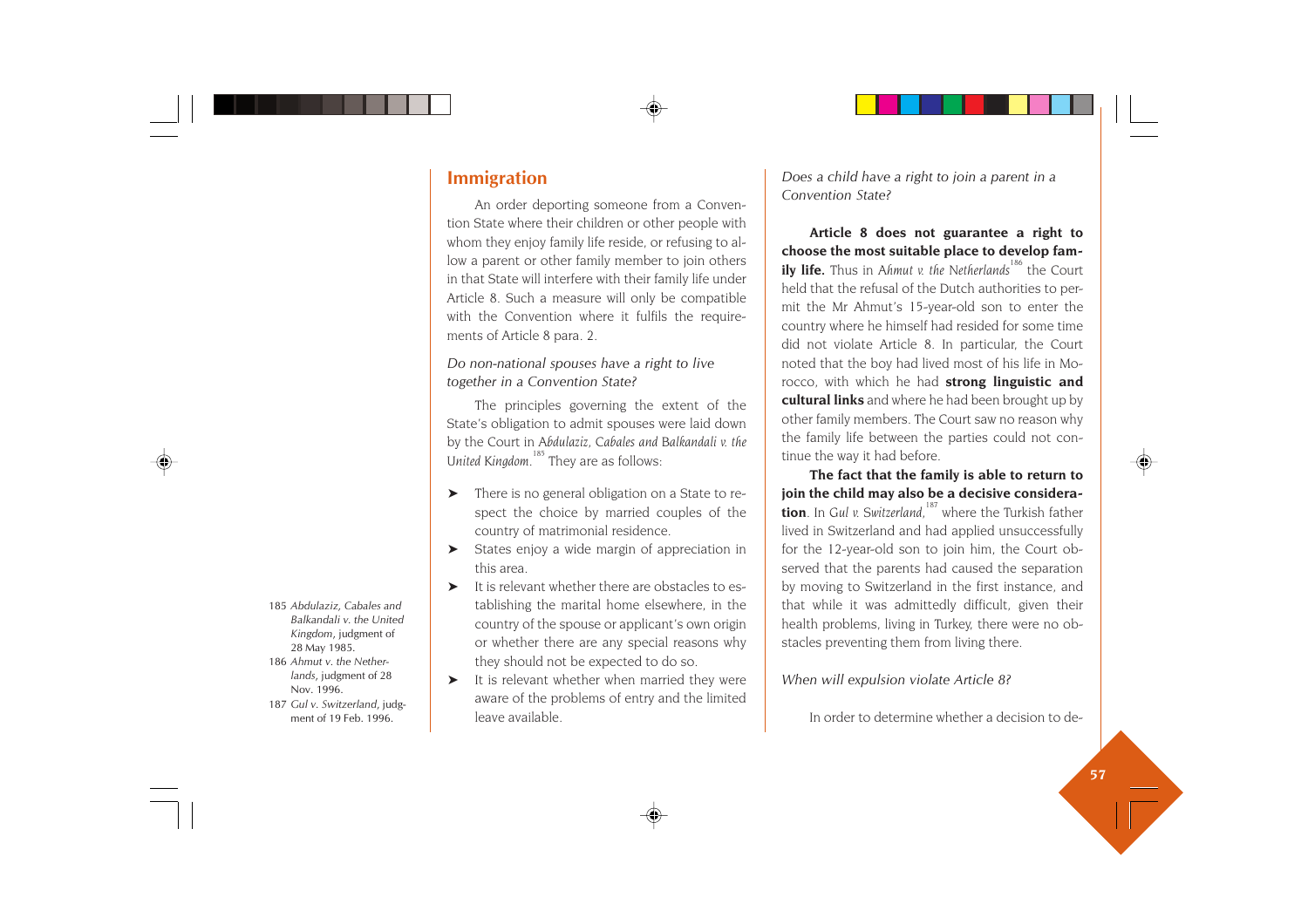## Immigration

An order deporting someone from a Convention State where their children or other people with whom they enjoy family life reside, or refusing to allow a parent or other family member to join others in that State will interfere with their family life under Article 8. Such a measure will only be compatible with the Convention where it fulfils the requirements of Article 8 para. 2.

*Do non-national spouses have a right to live together in a Convention State?*

The principles governing the extent of the State's obligation to admit spouses were laid down by the Court in *Abdulaziz, Cabales and Balkandali v. the United Kingdom*.[185] They are as follows:

- There is no general obligation on a State to respect the choice by married couples of the country of matrimonial residence.
- States enjoy a wide margin of appreciation in this area.
- It is relevant whether there are obstacles to establishing the marital home elsewhere, in the country of the spouse or applicant's own origin or whether there are any special reasons why they should not be expected to do so.
- It is relevant whether when married they were aware of the problems of entry and the limited leave available.

*Does a child have a right to join a parent in a Convention State?*

**Article 8 does not guarantee a right to choose the most suitable place to develop family life.** Thus in *Ahmut v. the Netherlands*[186] the Court held that the refusal of the Dutch authorities to permit the Mr Ahmut's 15-year-old son to enter the country where he himself had resided for some time did not violate Article 8. In particular, the Court noted that the boy had lived most of his life in Morocco, with which he had **strong linguistic and cultural links** and where he had been brought up by other family members. The Court saw no reason why the family life between the parties could not continue the way it had before.

**The fact that the family is able to return to join the child may also be a decisive consideration**. In *Gul v. Switzerland*,[187] where the Turkish father lived in Switzerland and had applied unsuccessfully for the 12-year-old son to join him, the Court observed that the parents had caused the separation by moving to Switzerland in the first instance, and that while it was admittedly difficult, given their health problems, living in Turkey, there were no obstacles preventing them from living there.

*When will expulsion violate Article 8?*

In order to determine whether a decision to de-

185 *Abdulaziz, Cabales and Balkandali v. the United Kingdom*, judgment of 28 May 1985.

186 *Ahmut v. the Netherlands*, judgment of 28 Nov. 1996.

187 *Gul v. Switzerland*, judgment of 19 Feb. 1996.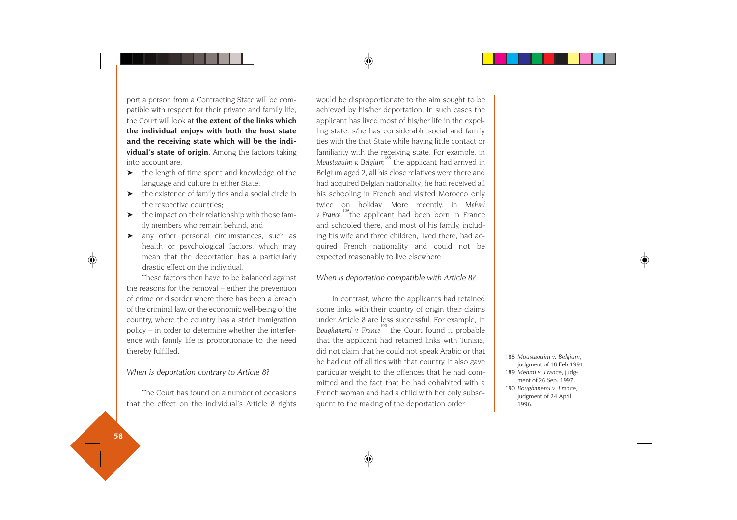port a person from a Contracting State will be compatible with respect for their private and family life, the Court will look at **the extent of the links which the individual enjoys with both the host state and the receiving state which will be the individual's state of origin**. Among the factors taking into account are:

- the length of time spent and knowledge of the language and culture in either State;
- the existence of family ties and a social circle in the respective countries;
- the impact on their relationship with those family members who remain behind, and
- any other personal circumstances, such as health or psychological factors, which may mean that the deportation has a particularly drastic effect on the individual.

These factors then have to be balanced against the reasons for the removal – either the prevention of crime or disorder where there has been a breach of the criminal law, or the economic well-being of the country, where the country has a strict immigration policy – in order to determine whether the interference with family life is proportionate to the need thereby fulfilled.

*When is deportation contrary to Article 8?*

The Court has found on a number of occasions that the effect on the individual's Article 8 rights would be disproportionate to the aim sought to be achieved by his/her deportation. In such cases the applicant has lived most of his/her life in the expelling state, s/he has considerable social and family ties with the that State while having little contact or familiarity with the receiving state. For example, in *Moustaquim v. Belgium*[188] the applicant had arrived in Belgium aged 2, all his close relatives were there and had acquired Belgian nationality; he had received all his schooling in French and visited Morocco only twice on holiday. More recently, in *Mehmi v. France*,[189] the applicant had been born in France and schooled there, and most of his family, including his wife and three children, lived there, had acquired French nationality and could not be expected reasonably to live elsewhere.

*When is deportation compatible with Article 8?*

In contrast, where the applicants had retained some links with their country of origin their claims under Article 8 are less successful. For example, in *Boughanemi v. France*[190] the Court found it probable that the applicant had retained links with Tunisia, did not claim that he could not speak Arabic or that he had cut off all ties with that country. It also gave particular weight to the offences that he had committed and the fact that he had cohabited with a French woman and had a child with her only subsequent to the making of the deportation order.

188 *Moustaquim v. Belgium*, judgment of 18 Feb 1991.

189 *Mehmi v. France*, judgment of 26 Sep. 1997.

190 *Boughanemi v. France*, judgment of 24 April 1996.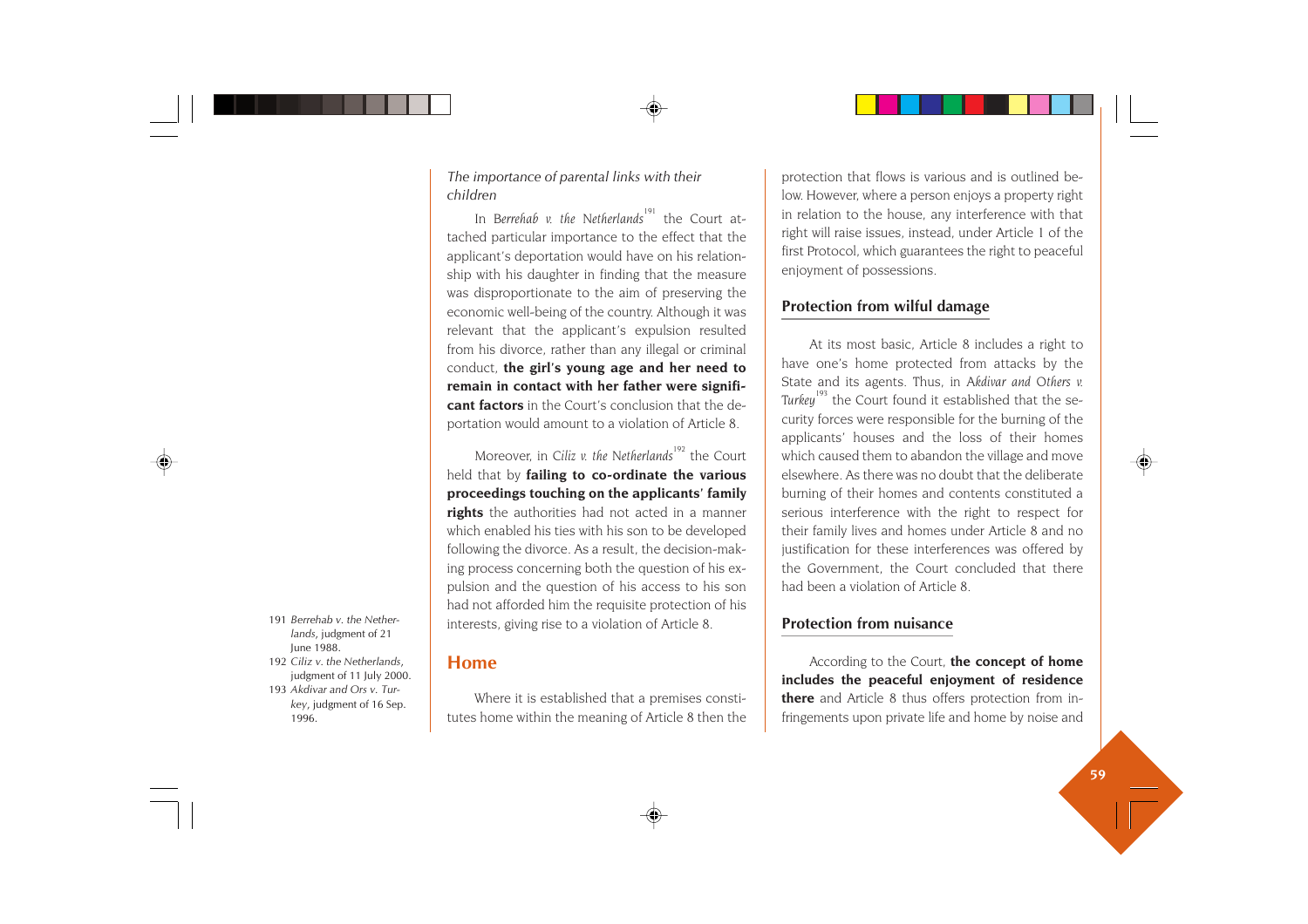*The importance of parental links with their children*

In *Berrehab v. the Netherlands*[191] the Court attached particular importance to the effect that the applicant's deportation would have on his relationship with his daughter in finding that the measure was disproportionate to the aim of preserving the economic well-being of the country. Although it was relevant that the applicant's expulsion resulted from his divorce, rather than any illegal or criminal conduct, **the girl's young age and her need to remain in contact with her father were significant factors** in the Court's conclusion that the deportation would amount to a violation of Article 8.

Moreover, in *Ciliz v. the Netherlands*[192] the Court held that by **failing to co-ordinate the various proceedings touching on the applicants' family rights** the authorities had not acted in a manner which enabled his ties with his son to be developed following the divorce. As a result, the decision-making process concerning both the question of his expulsion and the question of his access to his son had not afforded him the requisite protection of his interests, giving rise to a violation of Article 8.

## Home

Where it is established that a premises constitutes home within the meaning of Article 8 then the protection that flows is various and is outlined below. However, where a person enjoys a property right in relation to the house, any interference with that right will raise issues, instead, under Article 1 of the first Protocol, which guarantees the right to peaceful enjoyment of possessions.

### Protection from wilful damage

At its most basic, Article 8 includes a right to have one's home protected from attacks by the State and its agents. Thus, in *Akdivar and Others v. Turkey*[193] the Court found it established that the security forces were responsible for the burning of the applicants' houses and the loss of their homes which caused them to abandon the village and move elsewhere. As there was no doubt that the deliberate burning of their homes and contents constituted a serious interference with the right to respect for their family lives and homes under Article 8 and no justification for these interferences was offered by the Government, the Court concluded that there had been a violation of Article 8.

### Protection from nuisance

According to the Court, **the concept of home includes the peaceful enjoyment of residence there** and Article 8 thus offers protection from infringements upon private life and home by noise and

191 *Berrehab v. the Netherlands*, judgment of 21 June 1988.

192 *Ciliz v. the Netherlands*, judgment of 11 July 2000.

193 *Akdivar and Ors v. Turkey*, judgment of 16 Sep. 1996.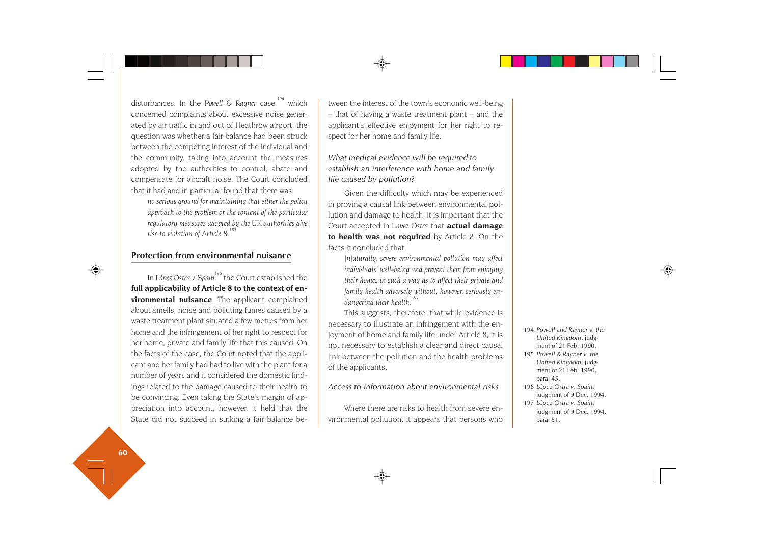disturbances. In the *Powell & Rayner* case,[194] which concerned complaints about excessive noise generated by air traffic in and out of Heathrow airport, the question was whether a fair balance had been struck between the competing interest of the individual and the community, taking into account the measures adopted by the authorities to control, abate and compensate for aircraft noise. The Court concluded that it had and in particular found that there was

> *no serious ground for maintaining that either the policy approach to the problem or the content of the particular regulatory measures adopted by the* UK *authorities give rise to violation of* Article 8.[195]

## Protection from environmental nuisance

In *López Ostra v. Spain*[196] the Court established the **full applicability of Article 8 to the context of environmental nuisance**. The applicant complained about smells, noise and polluting fumes caused by a waste treatment plant situated a few metres from her home and the infringement of her right to respect for her home, private and family life that this caused. On the facts of the case, the Court noted that the applicant and her family had had to live with the plant for a number of years and it considered the domestic findings related to the damage caused to their health to be convincing. Even taking the State's margin of appreciation into account, however, it held that the State did not succeed in striking a fair balance between the interest of the town's economic well-being – that of having a waste treatment plant – and the applicant's effective enjoyment for her right to respect for her home and family life.

### *What medical evidence will be required to establish an interference with home and family life caused by pollution?*

Given the difficulty which may be experienced in proving a causal link between environmental pollution and damage to health, it is important that the Court accepted in *Lopez Ostra* that **actual damage to health was not required** by Article 8. On the facts it concluded that

> *[n]aturally, severe environmental pollution may affect individuals' well-being and prevent them from enjoying their homes in such a way as to affect their private and family health adversely without, however, seriously endangering their health.*[197]

This suggests, therefore, that while evidence is necessary to illustrate an infringement with the enjoyment of home and family life under Article 8, it is not necessary to establish a clear and direct causal link between the pollution and the health problems of the applicants.

### *Access to information about environmental risks*

Where there are risks to health from severe environmental pollution, it appears that persons who

---

194 *Powell and Rayner v. the United Kingdom*, judgment of 21 Feb. 1990.

195 *Powell & Rayner v. the United Kingdom*, judgment of 21 Feb. 1990, para. 45.

196 *López Ostra v. Spain*, judgment of 9 Dec. 1994.

197 *López Ostra v. Spain*, judgment of 9 Dec. 1994, para. 51.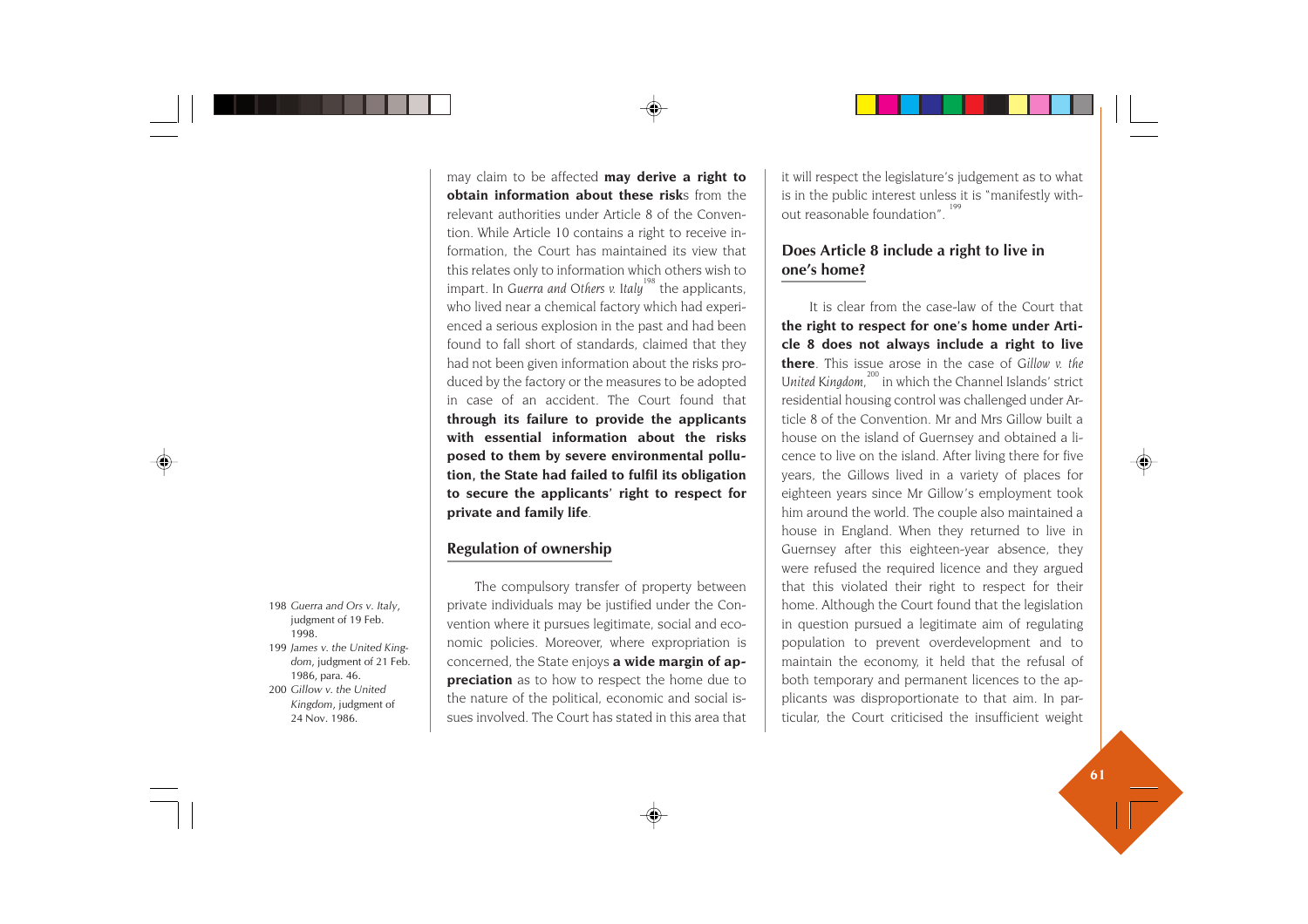may claim to be affected **may derive a right to obtain information about these risk**s from the relevant authorities under Article 8 of the Convention. While Article 10 contains a right to receive information, the Court has maintained its view that this relates only to information which others wish to impart. In *Guerra and Others v. Italy*[198] the applicants, who lived near a chemical factory which had experienced a serious explosion in the past and had been found to fall short of standards, claimed that they had not been given information about the risks produced by the factory or the measures to be adopted in case of an accident. The Court found that **through its failure to provide the applicants with essential information about the risks posed to them by severe environmental pollution, the State had failed to fulfil its obligation to secure the applicants' right to respect for private and family life**.

## Regulation of ownership

The compulsory transfer of property between private individuals may be justified under the Convention where it pursues legitimate, social and economic policies. Moreover, where expropriation is concerned, the State enjoys **a wide margin of appreciation** as to how to respect the home due to the nature of the political, economic and social issues involved. The Court has stated in this area that it will respect the legislature's judgement as to what is in the public interest unless it is "manifestly without reasonable foundation".[199]

## Does Article 8 include a right to live in one's home?

It is clear from the case-law of the Court that **the right to respect for one's home under Article 8 does not always include a right to live there**. This issue arose in the case of *Gillow v. the United Kingdom*,[200] in which the Channel Islands' strict residential housing control was challenged under Article 8 of the Convention. Mr and Mrs Gillow built a house on the island of Guernsey and obtained a licence to live on the island. After living there for five years, the Gillows lived in a variety of places for eighteen years since Mr Gillow's employment took him around the world. The couple also maintained a house in England. When they returned to live in Guernsey after this eighteen-year absence, they were refused the required licence and they argued that this violated their right to respect for their home. Although the Court found that the legislation in question pursued a legitimate aim of regulating population to prevent overdevelopment and to maintain the economy, it held that the refusal of both temporary and permanent licences to the applicants was disproportionate to that aim. In particular, the Court criticised the insufficient weight

---

198 *Guerra and Ors v. Italy*, judgment of 19 Feb. 1998.

199 *James v. the United Kingdom*, judgment of 21 Feb. 1986, para. 46.

200 *Gillow v. the United Kingdom*, judgment of 24 Nov. 1986.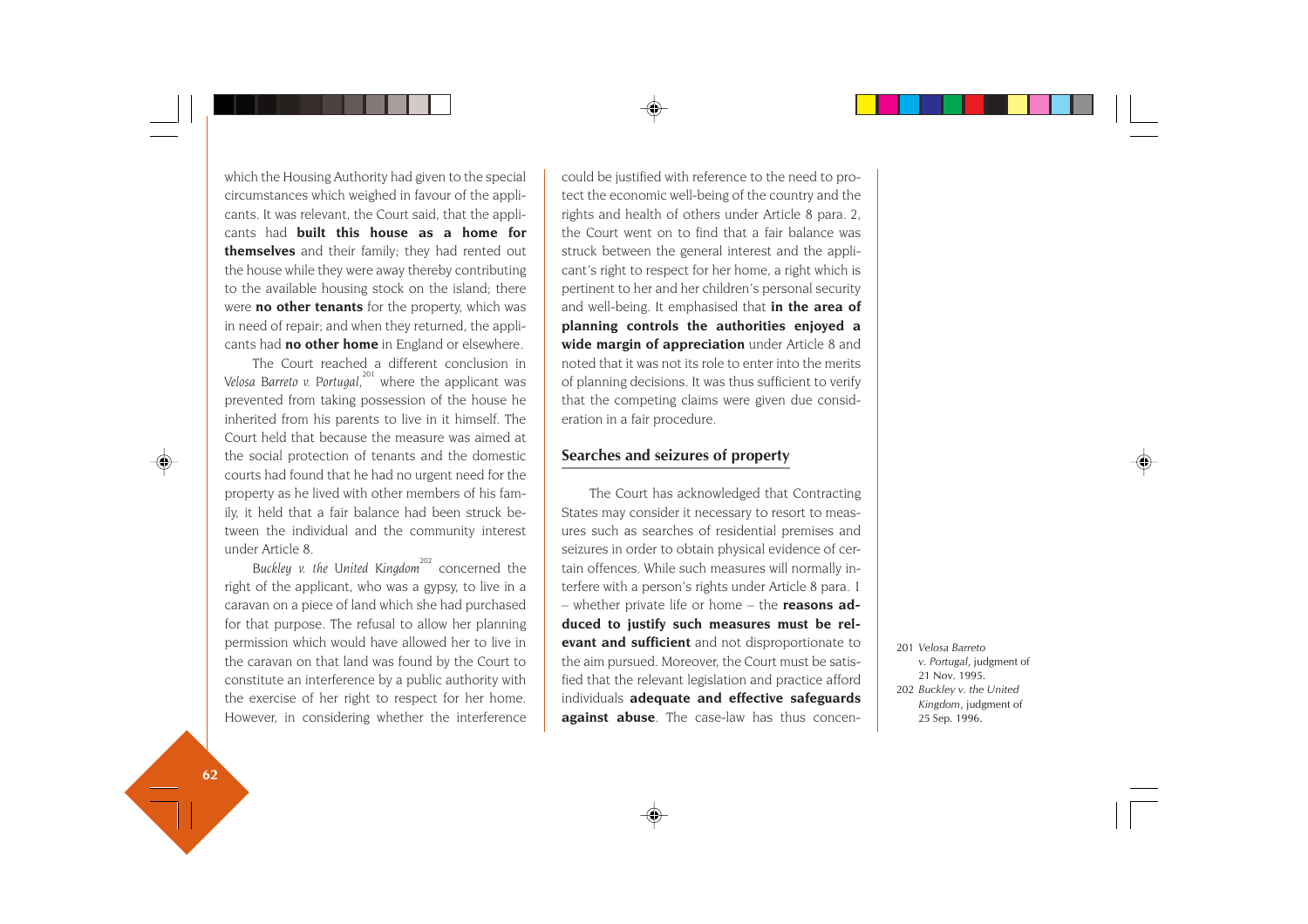which the Housing Authority had given to the special circumstances which weighed in favour of the applicants. It was relevant, the Court said, that the applicants had **built this house as a home for themselves** and their family; they had rented out the house while they were away thereby contributing to the available housing stock on the island; there were **no other tenants** for the property, which was in need of repair; and when they returned, the applicants had **no other home** in England or elsewhere.

The Court reached a different conclusion in *Velosa Barreto v. Portugal*,[201] where the applicant was prevented from taking possession of the house he inherited from his parents to live in it himself. The Court held that because the measure was aimed at the social protection of tenants and the domestic courts had found that he had no urgent need for the property as he lived with other members of his family, it held that a fair balance had been struck between the individual and the community interest under Article 8.

*Buckley v. the United Kingdom*[202] concerned the right of the applicant, who was a gypsy, to live in a caravan on a piece of land which she had purchased for that purpose. The refusal to allow her planning permission which would have allowed her to live in the caravan on that land was found by the Court to constitute an interference by a public authority with the exercise of her right to respect for her home. However, in considering whether the interference could be justified with reference to the need to protect the economic well-being of the country and the rights and health of others under Article 8 para. 2, the Court went on to find that a fair balance was struck between the general interest and the applicant's right to respect for her home, a right which is pertinent to her and her children's personal security and well-being. It emphasised that **in the area of planning controls the authorities enjoyed a wide margin of appreciation** under Article 8 and noted that it was not its role to enter into the merits of planning decisions. It was thus sufficient to verify that the competing claims were given due consideration in a fair procedure.

## Searches and seizures of property

The Court has acknowledged that Contracting States may consider it necessary to resort to measures such as searches of residential premises and seizures in order to obtain physical evidence of certain offences. While such measures will normally interfere with a person's rights under Article 8 para. 1 – whether private life or home – the **reasons adduced to justify such measures must be relevant and sufficient** and not disproportionate to the aim pursued. Moreover, the Court must be satisfied that the relevant legislation and practice afford individuals **adequate and effective safeguards against abuse**. The case-law has thus concen-

201 *Velosa Barreto v. Portugal*, judgment of 21 Nov. 1995.

202 *Buckley v. the United Kingdom*, judgment of 25 Sep. 1996.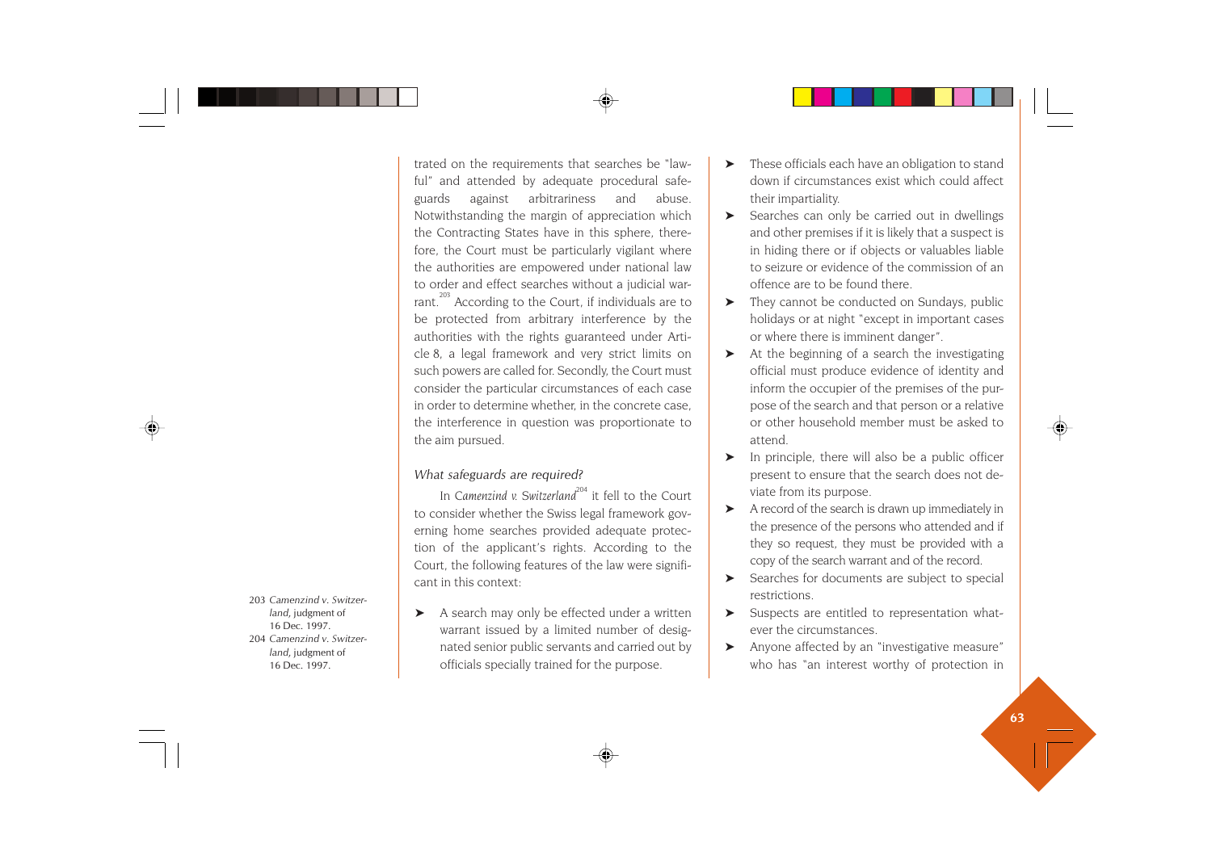trated on the requirements that searches be "lawful" and attended by adequate procedural safeguards against arbitrariness and abuse. Notwithstanding the margin of appreciation which the Contracting States have in this sphere, therefore, the Court must be particularly vigilant where the authorities are empowered under national law to order and effect searches without a judicial warrant.[203] According to the Court, if individuals are to be protected from arbitrary interference by the authorities with the rights guaranteed under Article 8, a legal framework and very strict limits on such powers are called for. Secondly, the Court must consider the particular circumstances of each case in order to determine whether, in the concrete case, the interference in question was proportionate to the aim pursued.

*What safeguards are required?*

In *Camenzind v. Switzerland*[204] it fell to the Court to consider whether the Swiss legal framework governing home searches provided adequate protection of the applicant's rights. According to the Court, the following features of the law were significant in this context:

- A search may only be effected under a written warrant issued by a limited number of designated senior public servants and carried out by officials specially trained for the purpose.
- These officials each have an obligation to stand down if circumstances exist which could affect their impartiality.
- Searches can only be carried out in dwellings and other premises if it is likely that a suspect is in hiding there or if objects or valuables liable to seizure or evidence of the commission of an offence are to be found there.
- They cannot be conducted on Sundays, public holidays or at night "except in important cases or where there is imminent danger".
- At the beginning of a search the investigating official must produce evidence of identity and inform the occupier of the premises of the purpose of the search and that person or a relative or other household member must be asked to attend.
- In principle, there will also be a public officer present to ensure that the search does not deviate from its purpose.
- A record of the search is drawn up immediately in the presence of the persons who attended and if they so request, they must be provided with a copy of the search warrant and of the record.
- Searches for documents are subject to special restrictions.
- Suspects are entitled to representation whatever the circumstances.
- Anyone affected by an "investigative measure" who has "an interest worthy of protection in

203 *Camenzind v. Switzerland*, judgment of 16 Dec. 1997.
204 *Camenzind v. Switzerland*, judgment of 16 Dec. 1997.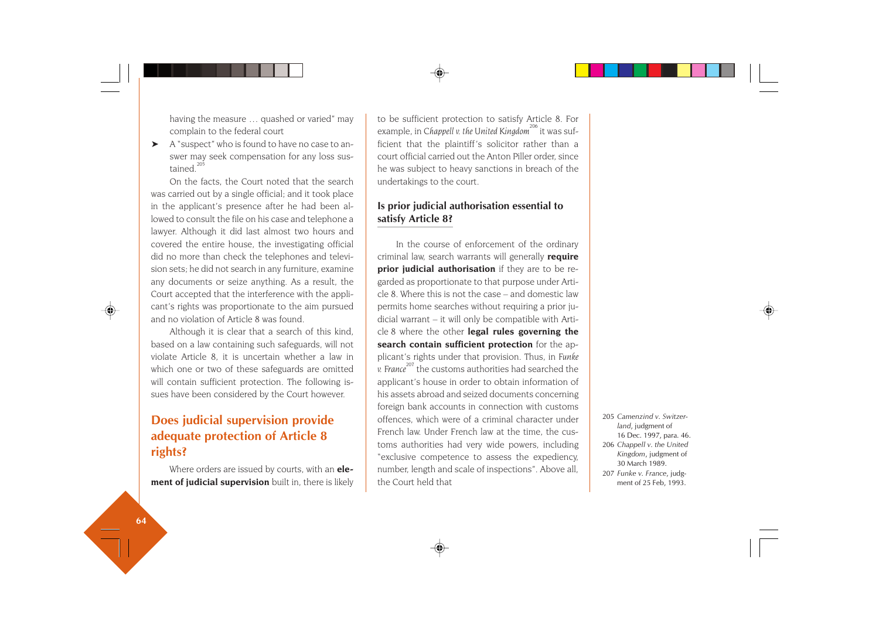having the measure … quashed or varied" may complain to the federal court

- A "suspect" who is found to have no case to answer may seek compensation for any loss sustained.[205]

On the facts, the Court noted that the search was carried out by a single official; and it took place in the applicant's presence after he had been allowed to consult the file on his case and telephone a lawyer. Although it did last almost two hours and covered the entire house, the investigating official did no more than check the telephones and television sets; he did not search in any furniture, examine any documents or seize anything. As a result, the Court accepted that the interference with the applicant's rights was proportionate to the aim pursued and no violation of Article 8 was found.

Although it is clear that a search of this kind, based on a law containing such safeguards, will not violate Article 8, it is uncertain whether a law in which one or two of these safeguards are omitted will contain sufficient protection. The following issues have been considered by the Court however.

## Does judicial supervision provide adequate protection of Article 8 rights?

Where orders are issued by courts, with an **element of judicial supervision** built in, there is likely to be sufficient protection to satisfy Article 8. For example, in *Chappell v. the United Kingdom*[206] it was sufficient that the plaintiff's solicitor rather than a court official carried out the Anton Piller order, since he was subject to heavy sanctions in breach of the undertakings to the court.

### Is prior judicial authorisation essential to satisfy Article 8?

In the course of enforcement of the ordinary criminal law, search warrants will generally **require prior judicial authorisation** if they are to be regarded as proportionate to that purpose under Article 8. Where this is not the case – and domestic law permits home searches without requiring a prior judicial warrant – it will only be compatible with Article 8 where the other **legal rules governing the search contain sufficient protection** for the applicant's rights under that provision. Thus, in *Funke v. France*[207] the customs authorities had searched the applicant's house in order to obtain information of his assets abroad and seized documents concerning foreign bank accounts in connection with customs offences, which were of a criminal character under French law. Under French law at the time, the customs authorities had very wide powers, including "exclusive competence to assess the expediency, number, length and scale of inspections". Above all, the Court held that

205 *Camenzind v. Switzerland*, judgment of 16 Dec. 1997, para. 46.

206 *Chappell v. the United Kingdom*, judgment of 30 March 1989.

207 *Funke v. France*, judgment of 25 Feb, 1993.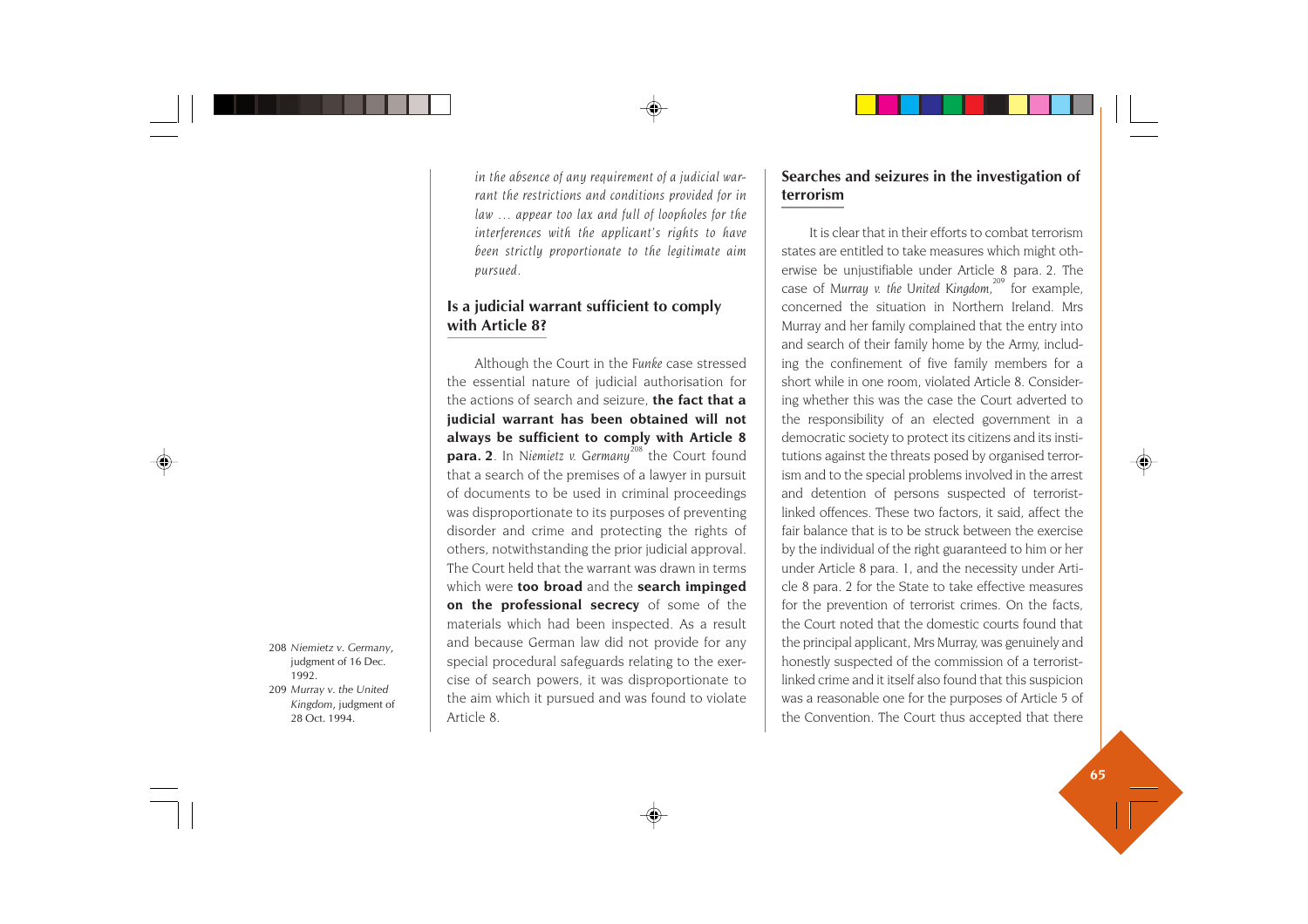*in the absence of any requirement of a judicial warrant the restrictions and conditions provided for in law … appear too lax and full of loopholes for the interferences with the applicant's rights to have been strictly proportionate to the legitimate aim pursued.*

## Is a judicial warrant sufficient to comply with Article 8?

Although the Court in the *Funke* case stressed the essential nature of judicial authorisation for the actions of search and seizure, **the fact that a judicial warrant has been obtained will not always be sufficient to comply with Article 8 para. 2**. In *Niemietz v. Germany*[208] the Court found that a search of the premises of a lawyer in pursuit of documents to be used in criminal proceedings was disproportionate to its purposes of preventing disorder and crime and protecting the rights of others, notwithstanding the prior judicial approval. The Court held that the warrant was drawn in terms which were **too broad** and the **search impinged on the professional secrecy** of some of the materials which had been inspected. As a result and because German law did not provide for any special procedural safeguards relating to the exercise of search powers, it was disproportionate to the aim which it pursued and was found to violate Article 8.

## Searches and seizures in the investigation of terrorism

It is clear that in their efforts to combat terrorism states are entitled to take measures which might otherwise be unjustifiable under Article 8 para. 2. The case of *Murray v. the United Kingdom*,[209] for example, concerned the situation in Northern Ireland. Mrs Murray and her family complained that the entry into and search of their family home by the Army, including the confinement of five family members for a short while in one room, violated Article 8. Considering whether this was the case the Court adverted to the responsibility of an elected government in a democratic society to protect its citizens and its institutions against the threats posed by organised terrorism and to the special problems involved in the arrest and detention of persons suspected of terrorist-linked offences. These two factors, it said, affect the fair balance that is to be struck between the exercise by the individual of the right guaranteed to him or her under Article 8 para. 1, and the necessity under Article 8 para. 2 for the State to take effective measures for the prevention of terrorist crimes. On the facts, the Court noted that the domestic courts found that the principal applicant, Mrs Murray, was genuinely and honestly suspected of the commission of a terrorist-linked crime and it itself also found that this suspicion was a reasonable one for the purposes of Article 5 of the Convention. The Court thus accepted that there

208 *Niemietz v. Germany*, judgment of 16 Dec. 1992.

209 *Murray v. the United Kingdom*, judgment of 28 Oct. 1994.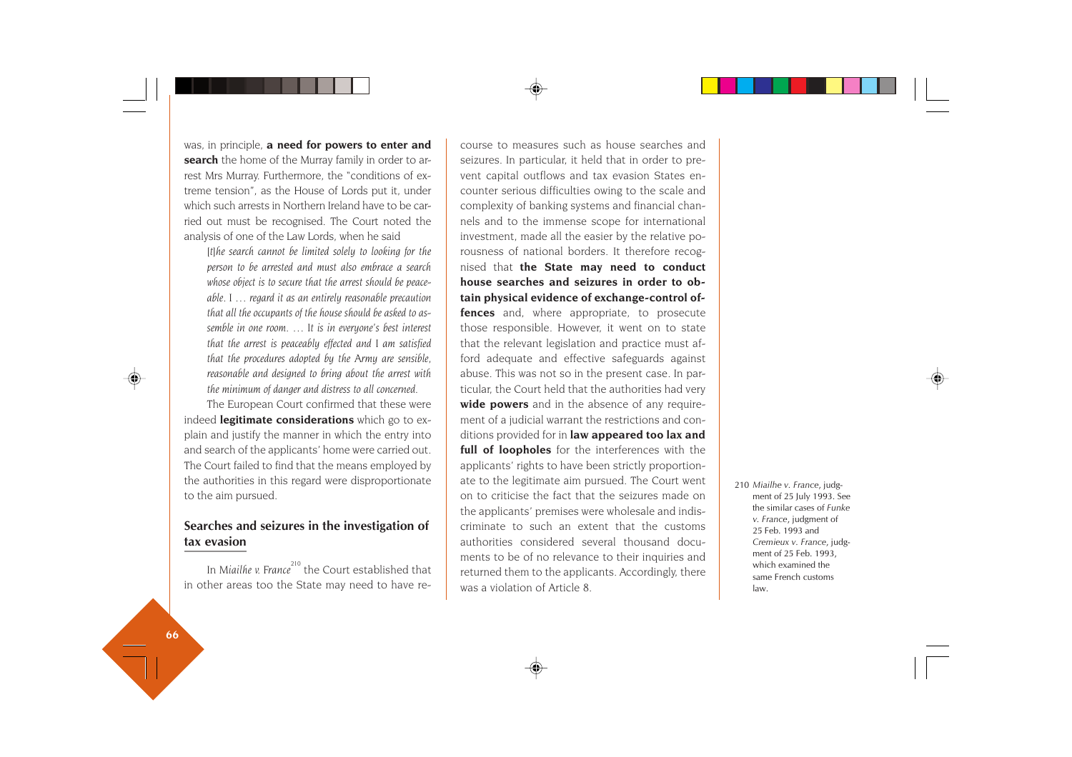was, in principle, **a need for powers to enter and search** the home of the Murray family in order to arrest Mrs Murray. Furthermore, the "conditions of extreme tension", as the House of Lords put it, under which such arrests in Northern Ireland have to be carried out must be recognised. The Court noted the analysis of one of the Law Lords, when he said

> *[t]he search cannot be limited solely to looking for the person to be arrested and must also embrace a search whose object is to secure that the arrest should be peaceable. I … regard it as an entirely reasonable precaution that all the occupants of the house should be asked to assemble in one room. … It is in everyone's best interest that the arrest is peaceably effected and I am satisfied that the procedures adopted by the Army are sensible, reasonable and designed to bring about the arrest with the minimum of danger and distress to all concerned.*

The European Court confirmed that these were indeed **legitimate considerations** which go to explain and justify the manner in which the entry into and search of the applicants' home were carried out. The Court failed to find that the means employed by the authorities in this regard were disproportionate to the aim pursued.

## Searches and seizures in the investigation of tax evasion

In *Miailhe v. France*[210] the Court established that in other areas too the State may need to have recourse to measures such as house searches and seizures. In particular, it held that in order to prevent capital outflows and tax evasion States encounter serious difficulties owing to the scale and complexity of banking systems and financial channels and to the immense scope for international investment, made all the easier by the relative porousness of national borders. It therefore recognised that **the State may need to conduct house searches and seizures in order to obtain physical evidence of exchange-control offences** and, where appropriate, to prosecute those responsible. However, it went on to state that the relevant legislation and practice must afford adequate and effective safeguards against abuse. This was not so in the present case. In particular, the Court held that the authorities had very **wide powers** and in the absence of any requirement of a judicial warrant the restrictions and conditions provided for in **law appeared too lax and full of loopholes** for the interferences with the applicants' rights to have been strictly proportionate to the legitimate aim pursued. The Court went on to criticise the fact that the seizures made on the applicants' premises were wholesale and indiscriminate to such an extent that the customs authorities considered several thousand documents to be of no relevance to their inquiries and returned them to the applicants. Accordingly, there was a violation of Article 8.

210 *Miailhe v. France*, judgment of 25 July 1993. See the similar cases of *Funke v. France*, judgment of 25 Feb. 1993 and *Cremieux v. France*, judgment of 25 Feb. 1993, which examined the same French customs law.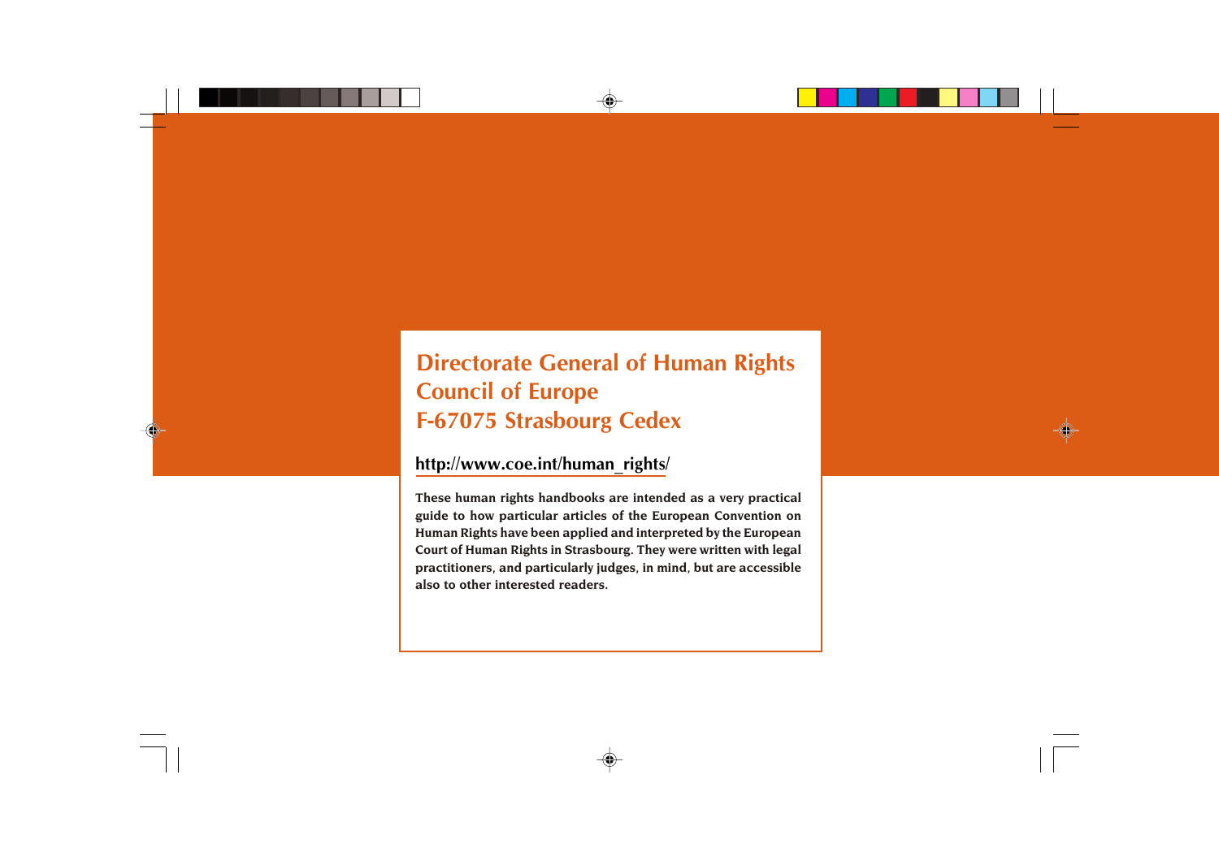**Directorate General of Human Rights**
**Council of Europe**
**F-67075 Strasbourg Cedex**

http://www.coe.int/human_rights/

**These human rights handbooks are intended as a very practical guide to how particular articles of the European Convention on Human Rights have been applied and interpreted by the European Court of Human Rights in Strasbourg. They were written with legal practitioners, and particularly judges, in mind, but are accessible also to other interested readers.**